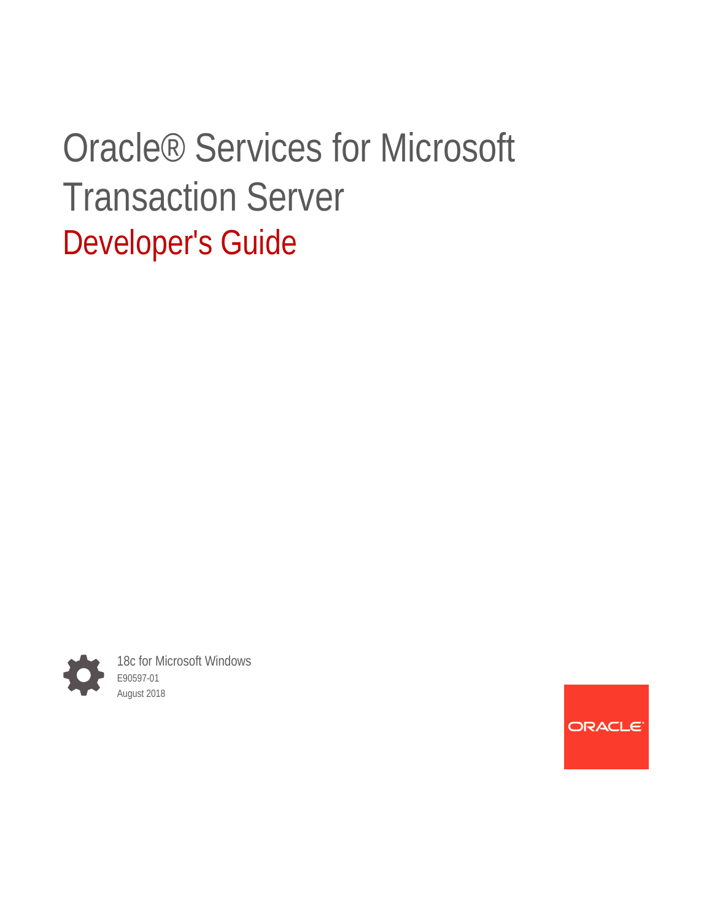# Oracle® Services for Microsoft Transaction Server

## Developer's Guide

18c for Microsoft Windows

E90597-01

August 2018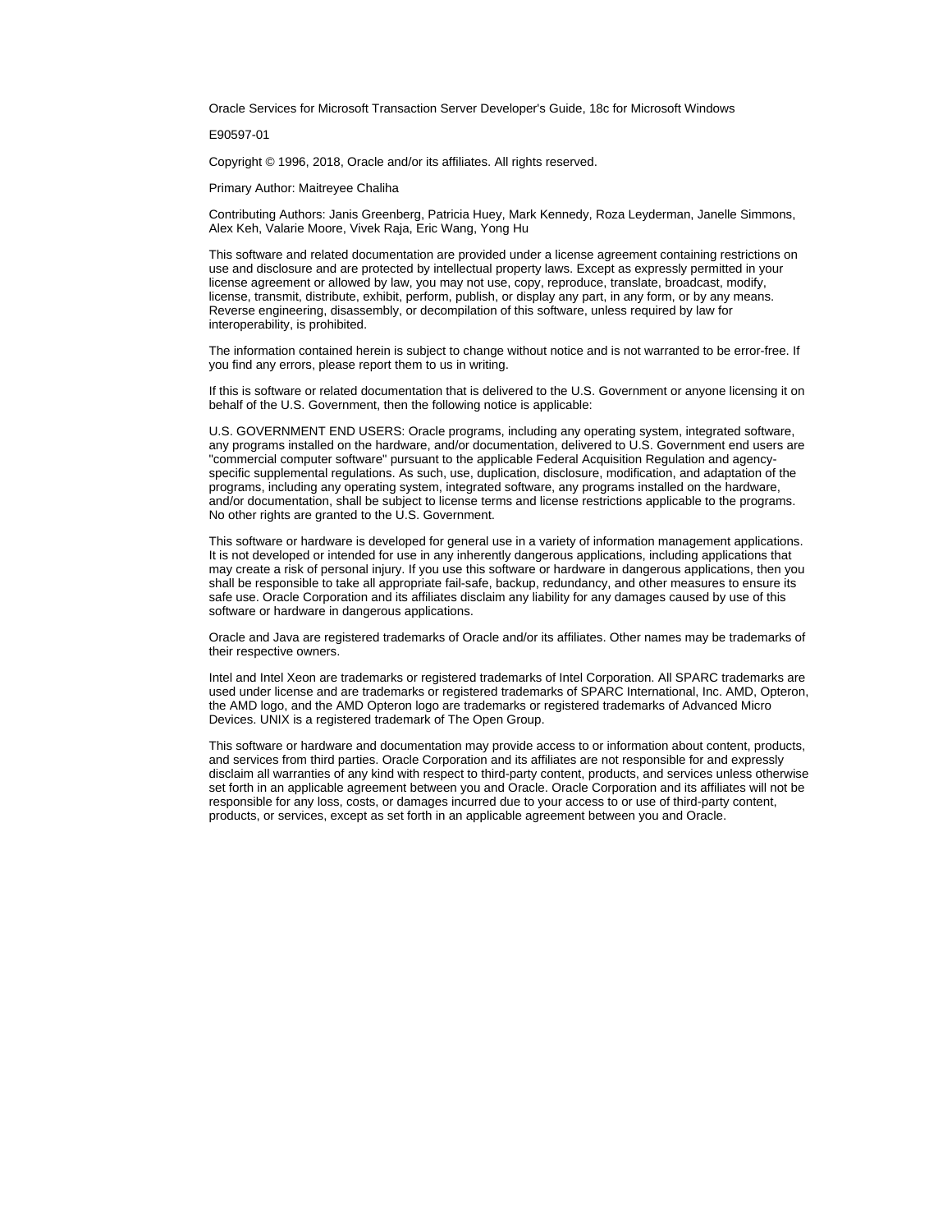Oracle Services for Microsoft Transaction Server Developer's Guide, 18c for Microsoft Windows

E90597-01

Copyright © 1996, 2018, Oracle and/or its affiliates. All rights reserved.

Primary Author: Maitreyee Chaliha

Contributing Authors: Janis Greenberg, Patricia Huey, Mark Kennedy, Roza Leyderman, Janelle Simmons, Alex Keh, Valarie Moore, Vivek Raja, Eric Wang, Yong Hu

This software and related documentation are provided under a license agreement containing restrictions on use and disclosure and are protected by intellectual property laws. Except as expressly permitted in your license agreement or allowed by law, you may not use, copy, reproduce, translate, broadcast, modify, license, transmit, distribute, exhibit, perform, publish, or display any part, in any form, or by any means. Reverse engineering, disassembly, or decompilation of this software, unless required by law for interoperability, is prohibited.

The information contained herein is subject to change without notice and is not warranted to be error-free. If you find any errors, please report them to us in writing.

If this is software or related documentation that is delivered to the U.S. Government or anyone licensing it on behalf of the U.S. Government, then the following notice is applicable:

U.S. GOVERNMENT END USERS: Oracle programs, including any operating system, integrated software, any programs installed on the hardware, and/or documentation, delivered to U.S. Government end users are "commercial computer software" pursuant to the applicable Federal Acquisition Regulation and agency-specific supplemental regulations. As such, use, duplication, disclosure, modification, and adaptation of the programs, including any operating system, integrated software, any programs installed on the hardware, and/or documentation, shall be subject to license terms and license restrictions applicable to the programs. No other rights are granted to the U.S. Government.

This software or hardware is developed for general use in a variety of information management applications. It is not developed or intended for use in any inherently dangerous applications, including applications that may create a risk of personal injury. If you use this software or hardware in dangerous applications, then you shall be responsible to take all appropriate fail-safe, backup, redundancy, and other measures to ensure its safe use. Oracle Corporation and its affiliates disclaim any liability for any damages caused by use of this software or hardware in dangerous applications.

Oracle and Java are registered trademarks of Oracle and/or its affiliates. Other names may be trademarks of their respective owners.

Intel and Intel Xeon are trademarks or registered trademarks of Intel Corporation. All SPARC trademarks are used under license and are trademarks or registered trademarks of SPARC International, Inc. AMD, Opteron, the AMD logo, and the AMD Opteron logo are trademarks or registered trademarks of Advanced Micro Devices. UNIX is a registered trademark of The Open Group.

This software or hardware and documentation may provide access to or information about content, products, and services from third parties. Oracle Corporation and its affiliates are not responsible for and expressly disclaim all warranties of any kind with respect to third-party content, products, and services unless otherwise set forth in an applicable agreement between you and Oracle. Oracle Corporation and its affiliates will not be responsible for any loss, costs, or damages incurred due to your access to or use of third-party content, products, or services, except as set forth in an applicable agreement between you and Oracle.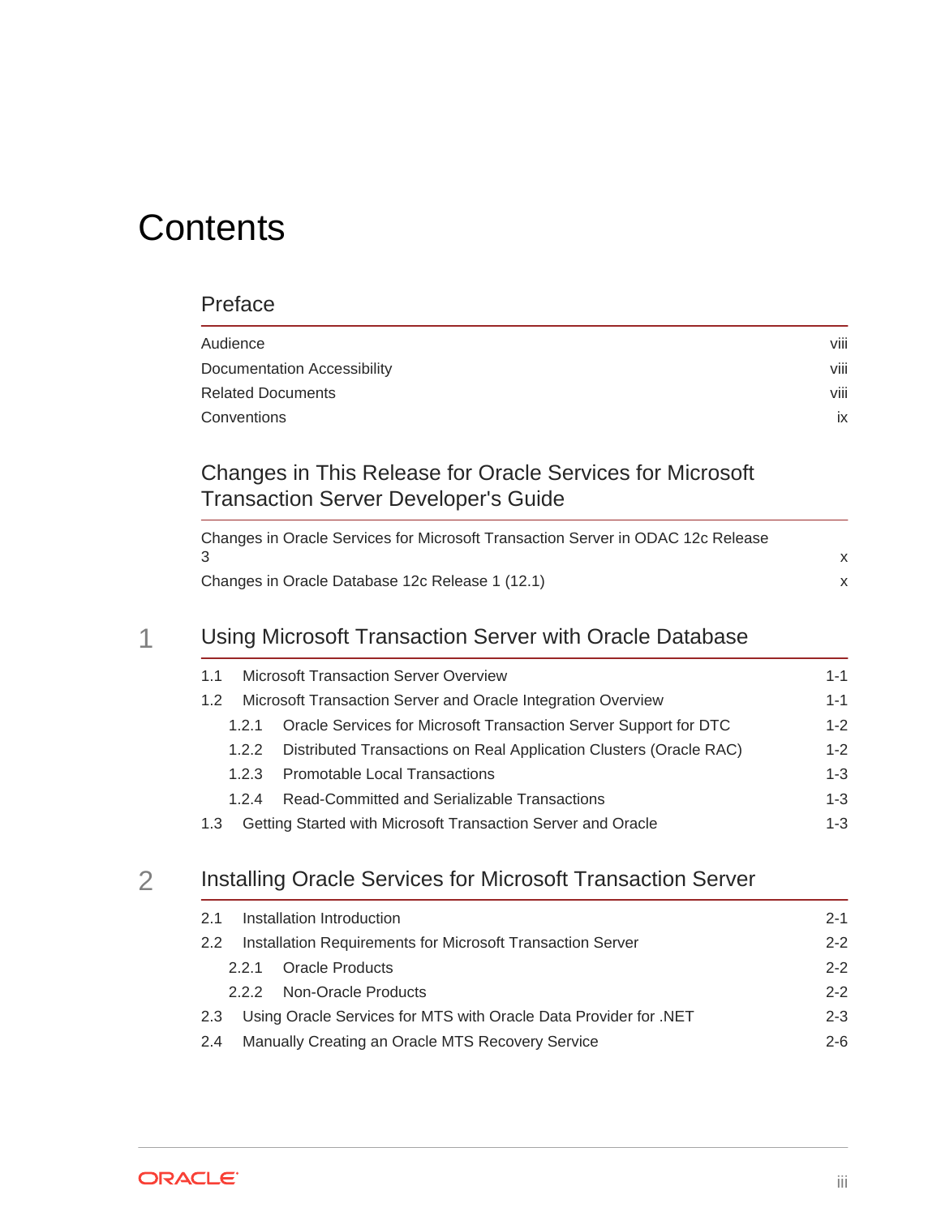# Contents

## Preface

Audience viii

Documentation Accessibility viii

Related Documents viii

Conventions ix

## Changes in This Release for Oracle Services for Microsoft Transaction Server Developer's Guide

Changes in Oracle Services for Microsoft Transaction Server in ODAC 12c Release 3 x

Changes in Oracle Database 12c Release 1 (12.1) x

## 1 Using Microsoft Transaction Server with Oracle Database

1.1 Microsoft Transaction Server Overview 1-1

1.2 Microsoft Transaction Server and Oracle Integration Overview 1-1

- 1.2.1 Oracle Services for Microsoft Transaction Server Support for DTC 1-2
- 1.2.2 Distributed Transactions on Real Application Clusters (Oracle RAC) 1-2
- 1.2.3 Promotable Local Transactions 1-3
- 1.2.4 Read-Committed and Serializable Transactions 1-3

1.3 Getting Started with Microsoft Transaction Server and Oracle 1-3

## 2 Installing Oracle Services for Microsoft Transaction Server

2.1 Installation Introduction 2-1

2.2 Installation Requirements for Microsoft Transaction Server 2-2

- 2.2.1 Oracle Products 2-2
- 2.2.2 Non-Oracle Products 2-2

2.3 Using Oracle Services for MTS with Oracle Data Provider for .NET 2-3

2.4 Manually Creating an Oracle MTS Recovery Service 2-6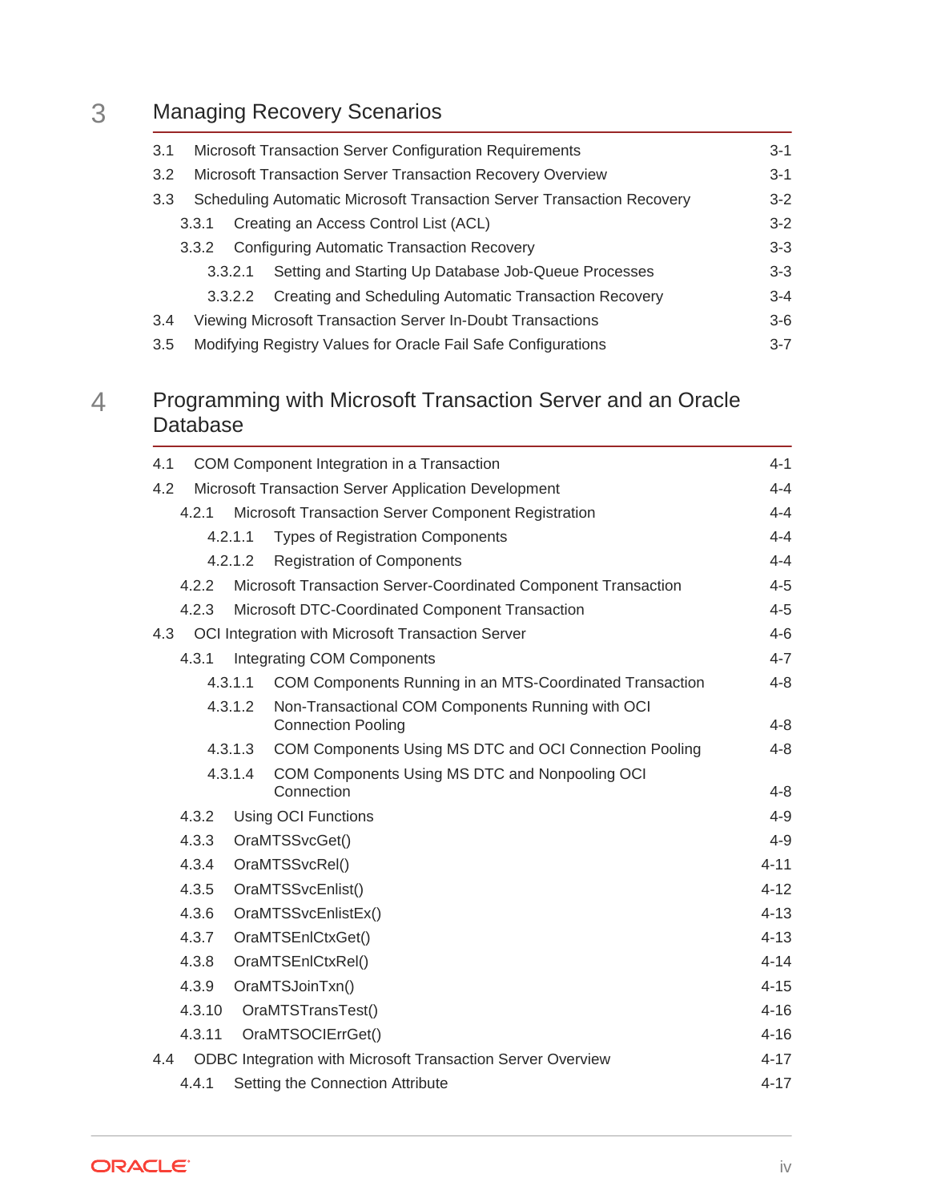# 3 Managing Recovery Scenarios

3.1 Microsoft Transaction Server Configuration Requirements 3-1

3.2 Microsoft Transaction Server Transaction Recovery Overview 3-1

3.3 Scheduling Automatic Microsoft Transaction Server Transaction Recovery 3-2

- 3.3.1 Creating an Access Control List (ACL) 3-2
- 3.3.2 Configuring Automatic Transaction Recovery 3-3
  - 3.3.2.1 Setting and Starting Up Database Job-Queue Processes 3-3
  - 3.3.2.2 Creating and Scheduling Automatic Transaction Recovery 3-4

3.4 Viewing Microsoft Transaction Server In-Doubt Transactions 3-6

3.5 Modifying Registry Values for Oracle Fail Safe Configurations 3-7

# 4 Programming with Microsoft Transaction Server and an Oracle Database

4.1 COM Component Integration in a Transaction 4-1

4.2 Microsoft Transaction Server Application Development 4-4

- 4.2.1 Microsoft Transaction Server Component Registration 4-4
  - 4.2.1.1 Types of Registration Components 4-4
  - 4.2.1.2 Registration of Components 4-4
- 4.2.2 Microsoft Transaction Server-Coordinated Component Transaction 4-5
- 4.2.3 Microsoft DTC-Coordinated Component Transaction 4-5

4.3 OCI Integration with Microsoft Transaction Server 4-6

- 4.3.1 Integrating COM Components 4-7
  - 4.3.1.1 COM Components Running in an MTS-Coordinated Transaction 4-8
  - 4.3.1.2 Non-Transactional COM Components Running with OCI Connection Pooling 4-8
  - 4.3.1.3 COM Components Using MS DTC and OCI Connection Pooling 4-8
  - 4.3.1.4 COM Components Using MS DTC and Nonpooling OCI Connection 4-8
- 4.3.2 Using OCI Functions 4-9
- 4.3.3 OraMTSSvcGet() 4-9
- 4.3.4 OraMTSSvcRel() 4-11
- 4.3.5 OraMTSSvcEnlist() 4-12
- 4.3.6 OraMTSSvcEnlistEx() 4-13
- 4.3.7 OraMTSEnlCtxGet() 4-13
- 4.3.8 OraMTSEnlCtxRel() 4-14
- 4.3.9 OraMTSJoinTxn() 4-15
- 4.3.10 OraMTSTransTest() 4-16
- 4.3.11 OraMTSOCIErrGet() 4-16

4.4 ODBC Integration with Microsoft Transaction Server Overview 4-17

- 4.4.1 Setting the Connection Attribute 4-17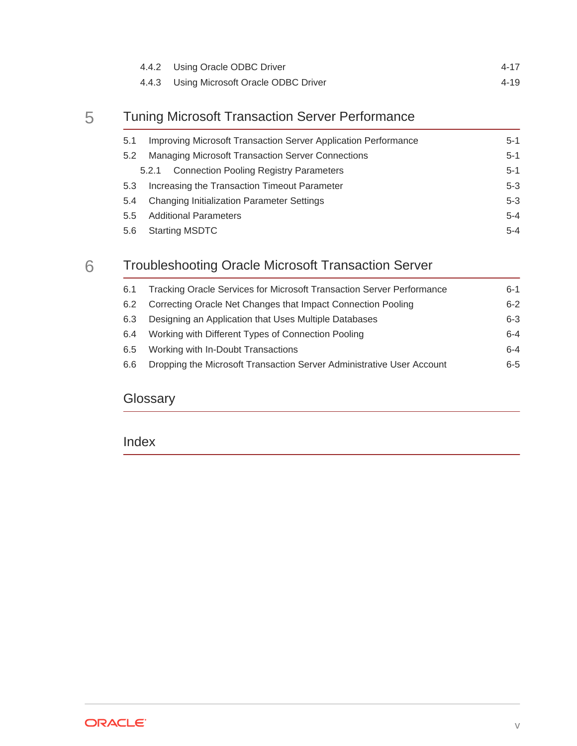4.4.2 Using Oracle ODBC Driver 4-17

4.4.3 Using Microsoft Oracle ODBC Driver 4-19

## 5 Tuning Microsoft Transaction Server Performance

5.1 Improving Microsoft Transaction Server Application Performance 5-1

5.2 Managing Microsoft Transaction Server Connections 5-1

5.2.1 Connection Pooling Registry Parameters 5-1

5.3 Increasing the Transaction Timeout Parameter 5-3

5.4 Changing Initialization Parameter Settings 5-3

5.5 Additional Parameters 5-4

5.6 Starting MSDTC 5-4

## 6 Troubleshooting Oracle Microsoft Transaction Server

6.1 Tracking Oracle Services for Microsoft Transaction Server Performance 6-1

6.2 Correcting Oracle Net Changes that Impact Connection Pooling 6-2

6.3 Designing an Application that Uses Multiple Databases 6-3

6.4 Working with Different Types of Connection Pooling 6-4

6.5 Working with In-Doubt Transactions 6-4

6.6 Dropping the Microsoft Transaction Server Administrative User Account 6-5

## Glossary

## Index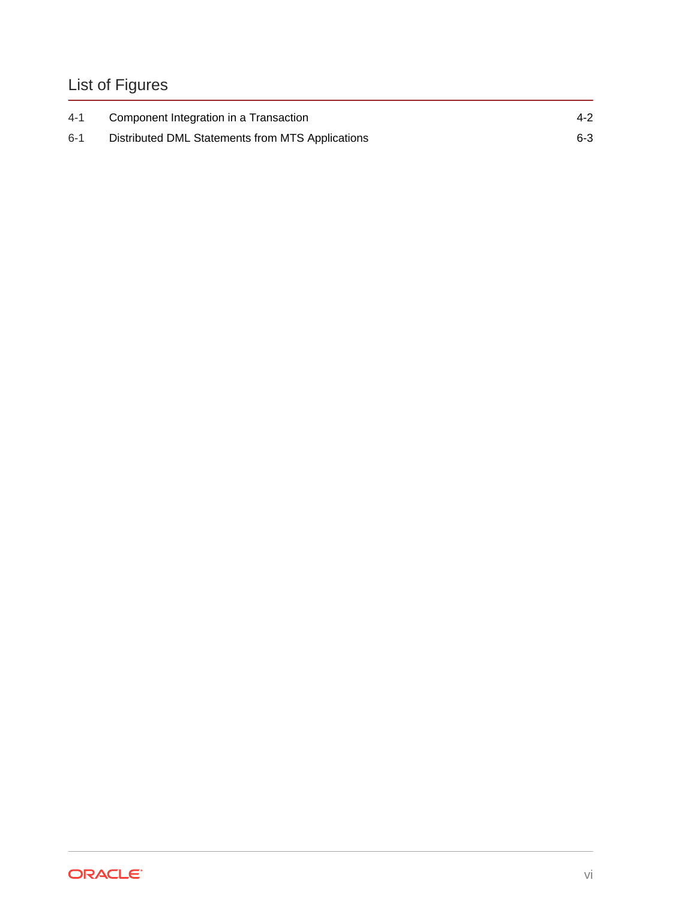# List of Figures

| | | |
|---|---|---|
| 4-1 | Component Integration in a Transaction | 4-2 |
| 6-1 | Distributed DML Statements from MTS Applications | 6-3 |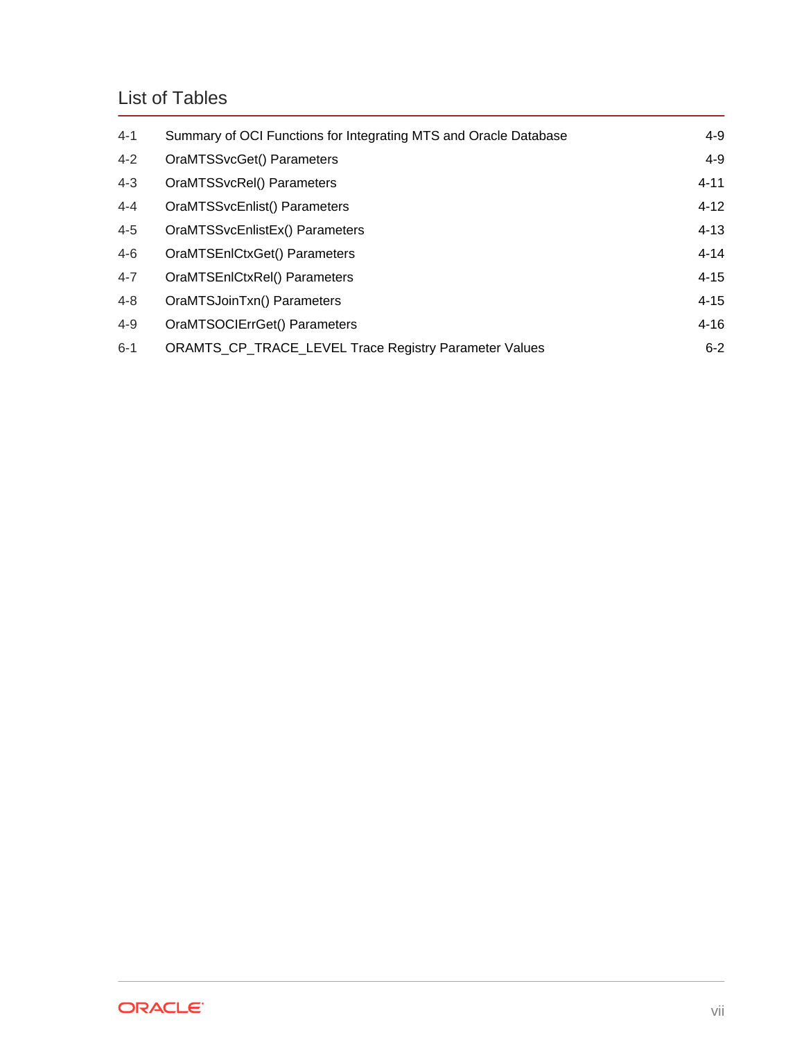# List of Tables

| | | |
|---|---|---|
| 4-1 | Summary of OCI Functions for Integrating MTS and Oracle Database | 4-9 |
| 4-2 | OraMTSSvcGet() Parameters | 4-9 |
| 4-3 | OraMTSSvcRel() Parameters | 4-11 |
| 4-4 | OraMTSSvcEnlist() Parameters | 4-12 |
| 4-5 | OraMTSSvcEnlistEx() Parameters | 4-13 |
| 4-6 | OraMTSEnlCtxGet() Parameters | 4-14 |
| 4-7 | OraMTSEnlCtxRel() Parameters | 4-15 |
| 4-8 | OraMTSJoinTxn() Parameters | 4-15 |
| 4-9 | OraMTSOCIErrGet() Parameters | 4-16 |
| 6-1 | ORAMTS_CP_TRACE_LEVEL Trace Registry Parameter Values | 6-2 |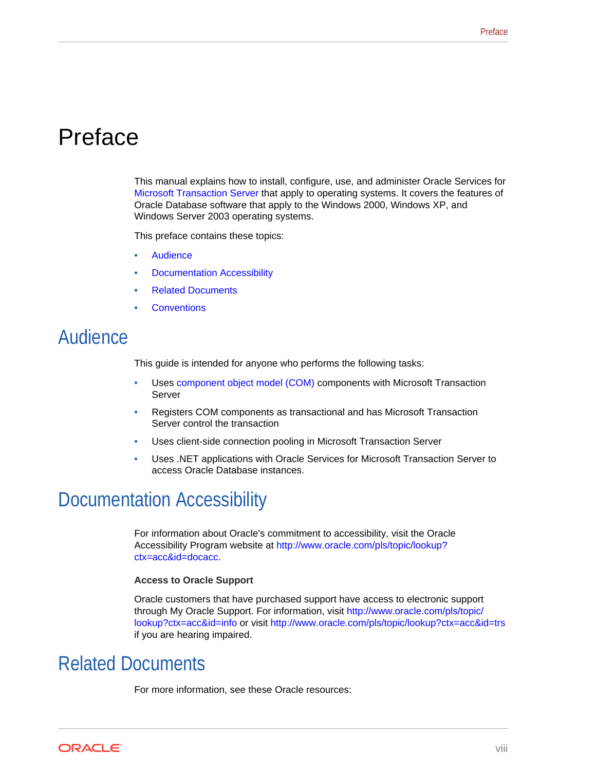# Preface

This manual explains how to install, configure, use, and administer Oracle Services for Microsoft Transaction Server that apply to operating systems. It covers the features of Oracle Database software that apply to the Windows 2000, Windows XP, and Windows Server 2003 operating systems.

This preface contains these topics:

- Audience
- Documentation Accessibility
- Related Documents
- Conventions

## Audience

This guide is intended for anyone who performs the following tasks:

- Uses component object model (COM) components with Microsoft Transaction Server
- Registers COM components as transactional and has Microsoft Transaction Server control the transaction
- Uses client-side connection pooling in Microsoft Transaction Server
- Uses .NET applications with Oracle Services for Microsoft Transaction Server to access Oracle Database instances.

## Documentation Accessibility

For information about Oracle's commitment to accessibility, visit the Oracle Accessibility Program website at http://www.oracle.com/pls/topic/lookup?ctx=acc&id=docacc.

**Access to Oracle Support**

Oracle customers that have purchased support have access to electronic support through My Oracle Support. For information, visit http://www.oracle.com/pls/topic/lookup?ctx=acc&id=info or visit http://www.oracle.com/pls/topic/lookup?ctx=acc&id=trs if you are hearing impaired.

## Related Documents

For more information, see these Oracle resources: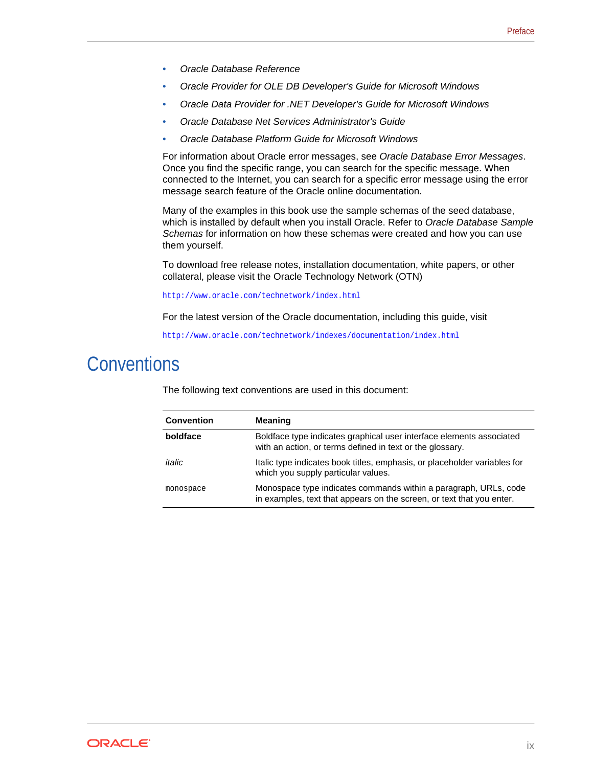- *Oracle Database Reference*
- *Oracle Provider for OLE DB Developer's Guide for Microsoft Windows*
- *Oracle Data Provider for .NET Developer's Guide for Microsoft Windows*
- *Oracle Database Net Services Administrator's Guide*
- *Oracle Database Platform Guide for Microsoft Windows*

For information about Oracle error messages, see *Oracle Database Error Messages*. Once you find the specific range, you can search for the specific message. When connected to the Internet, you can search for a specific error message using the error message search feature of the Oracle online documentation.

Many of the examples in this book use the sample schemas of the seed database, which is installed by default when you install Oracle. Refer to *Oracle Database Sample Schemas* for information on how these schemas were created and how you can use them yourself.

To download free release notes, installation documentation, white papers, or other collateral, please visit the Oracle Technology Network (OTN)

`http://www.oracle.com/technetwork/index.html`

For the latest version of the Oracle documentation, including this guide, visit

`http://www.oracle.com/technetwork/indexes/documentation/index.html`

## Conventions

The following text conventions are used in this document:

| Convention | Meaning |
|---|---|
| **boldface** | Boldface type indicates graphical user interface elements associated with an action, or terms defined in text or the glossary. |
| *italic* | Italic type indicates book titles, emphasis, or placeholder variables for which you supply particular values. |
| `monospace` | Monospace type indicates commands within a paragraph, URLs, code in examples, text that appears on the screen, or text that you enter. |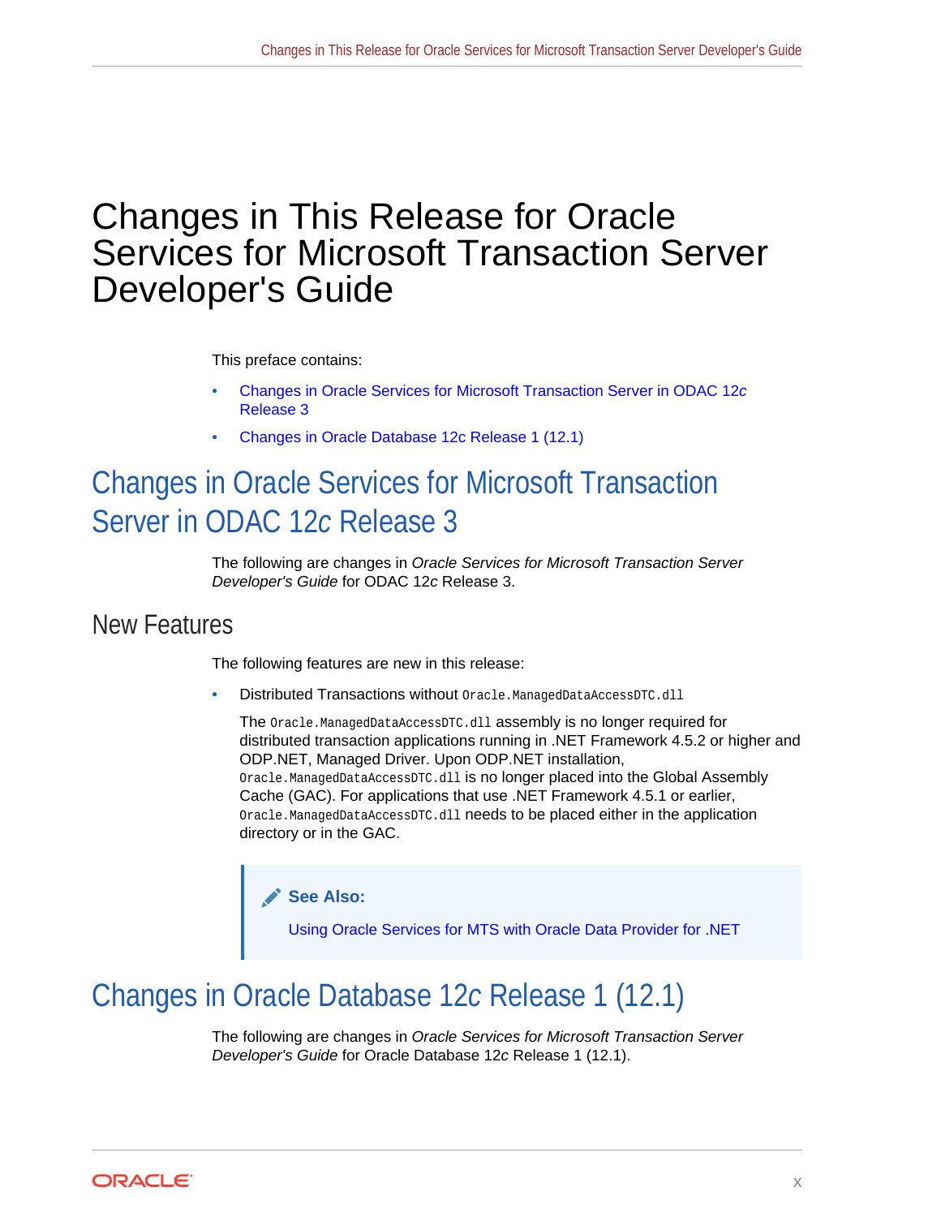# Changes in This Release for Oracle Services for Microsoft Transaction Server Developer's Guide

This preface contains:

- Changes in Oracle Services for Microsoft Transaction Server in ODAC 12*c* Release 3
- Changes in Oracle Database 12c Release 1 (12.1)

## Changes in Oracle Services for Microsoft Transaction Server in ODAC 12*c* Release 3

The following are changes in *Oracle Services for Microsoft Transaction Server Developer's Guide* for ODAC 12*c* Release 3.

### New Features

The following features are new in this release:

- Distributed Transactions without `Oracle.ManagedDataAccessDTC.dll`

  The `Oracle.ManagedDataAccessDTC.dll` assembly is no longer required for distributed transaction applications running in .NET Framework 4.5.2 or higher and ODP.NET, Managed Driver. Upon ODP.NET installation, `Oracle.ManagedDataAccessDTC.dll` is no longer placed into the Global Assembly Cache (GAC). For applications that use .NET Framework 4.5.1 or earlier, `Oracle.ManagedDataAccessDTC.dll` needs to be placed either in the application directory or in the GAC.

> **See Also:**
>
> Using Oracle Services for MTS with Oracle Data Provider for .NET

## Changes in Oracle Database 12*c* Release 1 (12.1)

The following are changes in *Oracle Services for Microsoft Transaction Server Developer's Guide* for Oracle Database 12*c* Release 1 (12.1).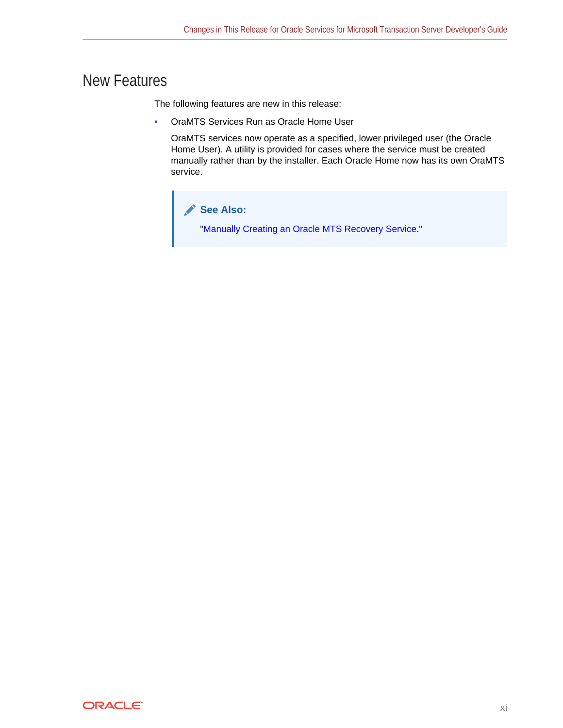## New Features

The following features are new in this release:

- OraMTS Services Run as Oracle Home User

  OraMTS services now operate as a specified, lower privileged user (the Oracle Home User). A utility is provided for cases where the service must be created manually rather than by the installer. Each Oracle Home now has its own OraMTS service.

  > **See Also:**
  >
  > "Manually Creating an Oracle MTS Recovery Service."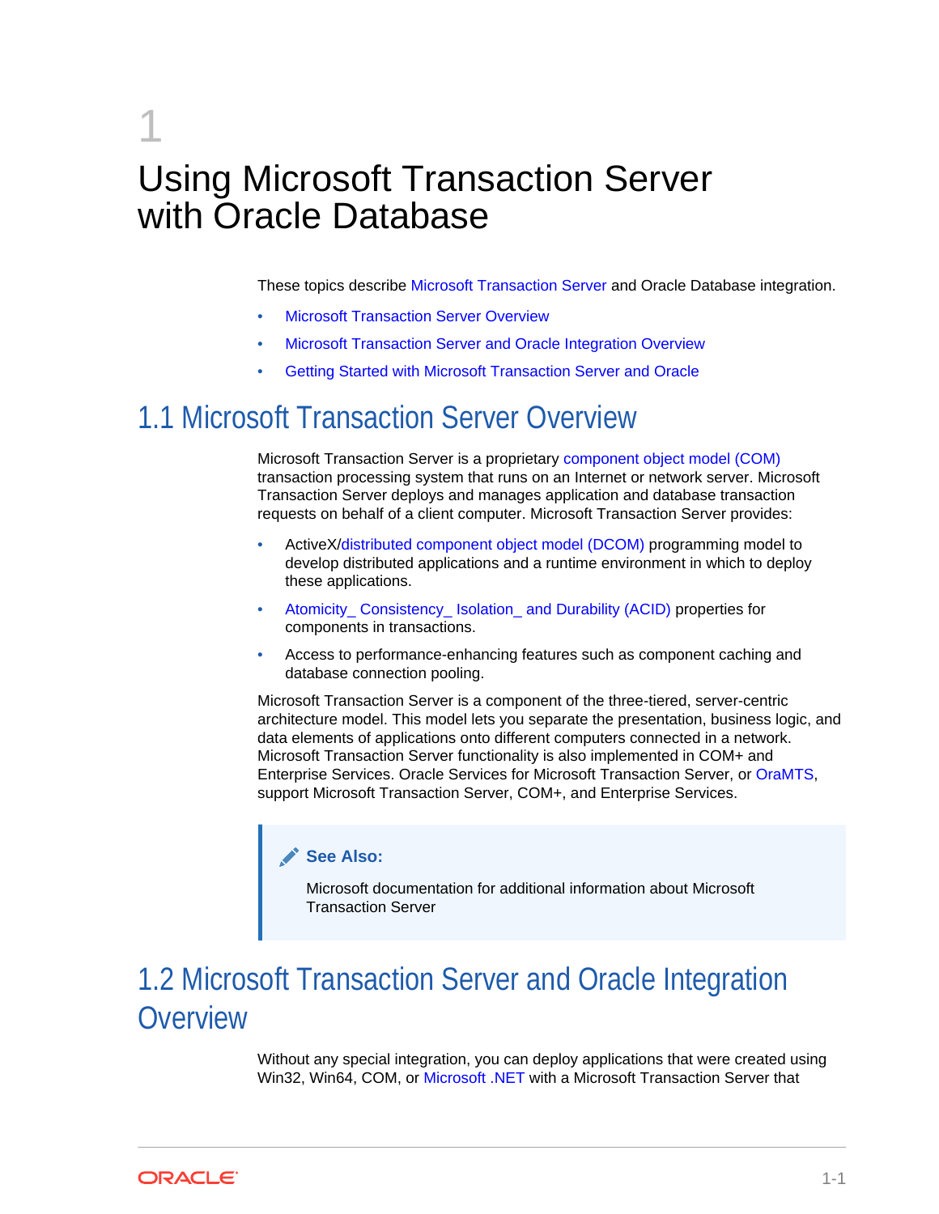# 1 Using Microsoft Transaction Server with Oracle Database

These topics describe Microsoft Transaction Server and Oracle Database integration.

- Microsoft Transaction Server Overview
- Microsoft Transaction Server and Oracle Integration Overview
- Getting Started with Microsoft Transaction Server and Oracle

## 1.1 Microsoft Transaction Server Overview

Microsoft Transaction Server is a proprietary component object model (COM) transaction processing system that runs on an Internet or network server. Microsoft Transaction Server deploys and manages application and database transaction requests on behalf of a client computer. Microsoft Transaction Server provides:

- ActiveX/distributed component object model (DCOM) programming model to develop distributed applications and a runtime environment in which to deploy these applications.
- Atomicity_ Consistency_ Isolation_ and Durability (ACID) properties for components in transactions.
- Access to performance-enhancing features such as component caching and database connection pooling.

Microsoft Transaction Server is a component of the three-tiered, server-centric architecture model. This model lets you separate the presentation, business logic, and data elements of applications onto different computers connected in a network. Microsoft Transaction Server functionality is also implemented in COM+ and Enterprise Services. Oracle Services for Microsoft Transaction Server, or OraMTS, support Microsoft Transaction Server, COM+, and Enterprise Services.

> **See Also:**
>
> Microsoft documentation for additional information about Microsoft Transaction Server

## 1.2 Microsoft Transaction Server and Oracle Integration Overview

Without any special integration, you can deploy applications that were created using Win32, Win64, COM, or Microsoft .NET with a Microsoft Transaction Server that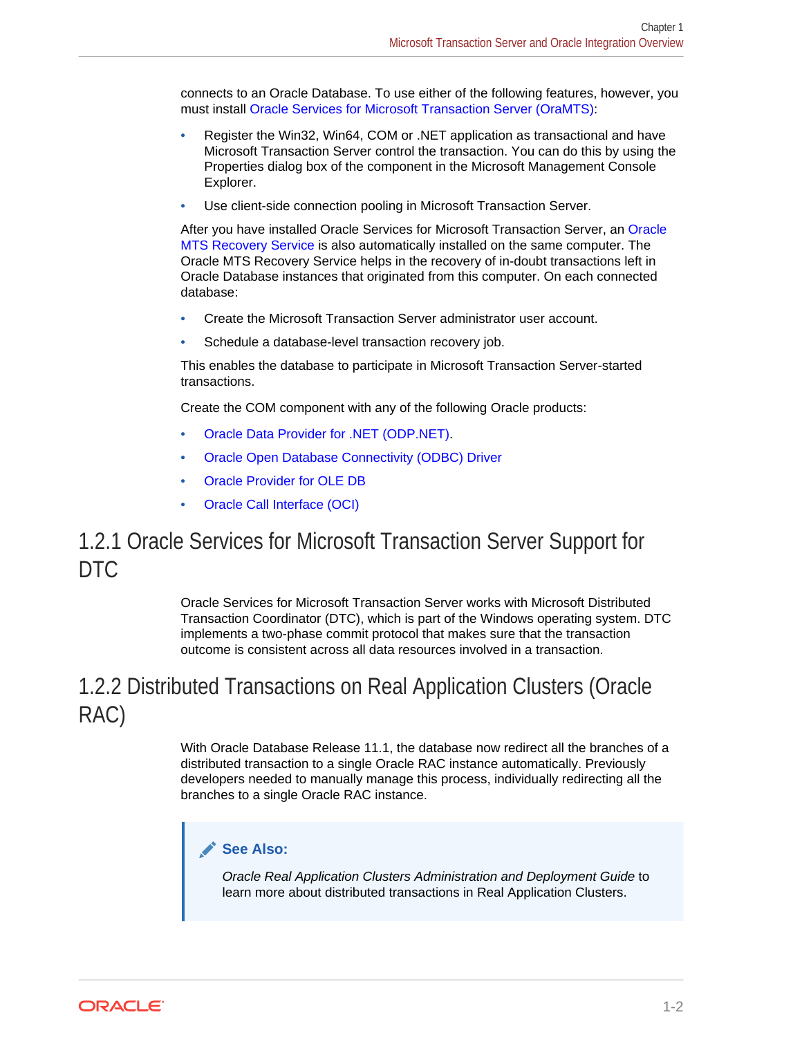connects to an Oracle Database. To use either of the following features, however, you must install Oracle Services for Microsoft Transaction Server (OraMTS):

- Register the Win32, Win64, COM or .NET application as transactional and have Microsoft Transaction Server control the transaction. You can do this by using the Properties dialog box of the component in the Microsoft Management Console Explorer.
- Use client-side connection pooling in Microsoft Transaction Server.

After you have installed Oracle Services for Microsoft Transaction Server, an Oracle MTS Recovery Service is also automatically installed on the same computer. The Oracle MTS Recovery Service helps in the recovery of in-doubt transactions left in Oracle Database instances that originated from this computer. On each connected database:

- Create the Microsoft Transaction Server administrator user account.
- Schedule a database-level transaction recovery job.

This enables the database to participate in Microsoft Transaction Server-started transactions.

Create the COM component with any of the following Oracle products:

- Oracle Data Provider for .NET (ODP.NET).
- Oracle Open Database Connectivity (ODBC) Driver
- Oracle Provider for OLE DB
- Oracle Call Interface (OCI)

## 1.2.1 Oracle Services for Microsoft Transaction Server Support for DTC

Oracle Services for Microsoft Transaction Server works with Microsoft Distributed Transaction Coordinator (DTC), which is part of the Windows operating system. DTC implements a two-phase commit protocol that makes sure that the transaction outcome is consistent across all data resources involved in a transaction.

## 1.2.2 Distributed Transactions on Real Application Clusters (Oracle RAC)

With Oracle Database Release 11.1, the database now redirect all the branches of a distributed transaction to a single Oracle RAC instance automatically. Previously developers needed to manually manage this process, individually redirecting all the branches to a single Oracle RAC instance.

> **See Also:**
>
> *Oracle Real Application Clusters Administration and Deployment Guide* to learn more about distributed transactions in Real Application Clusters.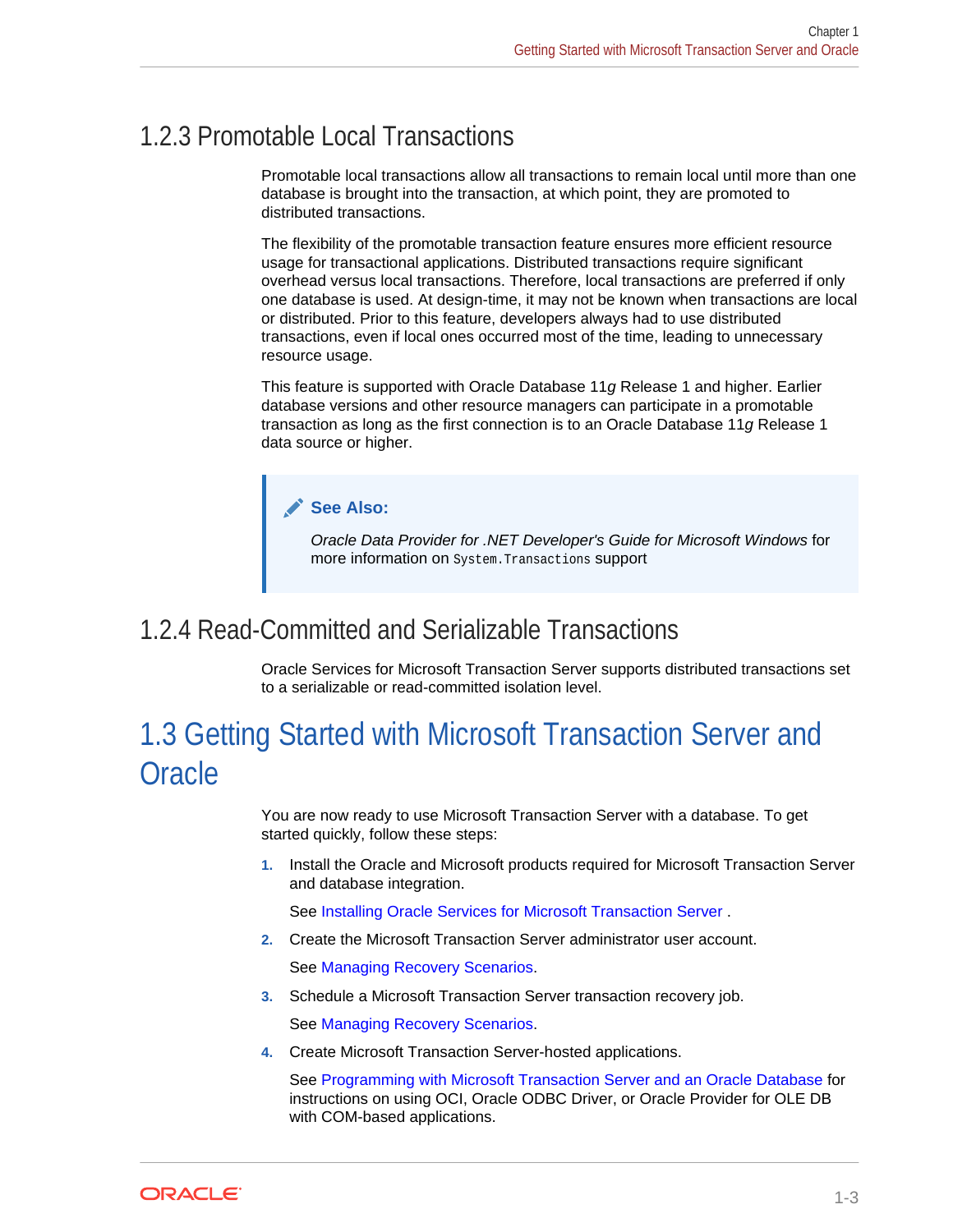### 1.2.3 Promotable Local Transactions

Promotable local transactions allow all transactions to remain local until more than one database is brought into the transaction, at which point, they are promoted to distributed transactions.

The flexibility of the promotable transaction feature ensures more efficient resource usage for transactional applications. Distributed transactions require significant overhead versus local transactions. Therefore, local transactions are preferred if only one database is used. At design-time, it may not be known when transactions are local or distributed. Prior to this feature, developers always had to use distributed transactions, even if local ones occurred most of the time, leading to unnecessary resource usage.

This feature is supported with Oracle Database 11*g* Release 1 and higher. Earlier database versions and other resource managers can participate in a promotable transaction as long as the first connection is to an Oracle Database 11*g* Release 1 data source or higher.

> **See Also:**
>
> *Oracle Data Provider for .NET Developer's Guide for Microsoft Windows* for more information on `System.Transactions` support

### 1.2.4 Read-Committed and Serializable Transactions

Oracle Services for Microsoft Transaction Server supports distributed transactions set to a serializable or read-committed isolation level.

## 1.3 Getting Started with Microsoft Transaction Server and Oracle

You are now ready to use Microsoft Transaction Server with a database. To get started quickly, follow these steps:

1. Install the Oracle and Microsoft products required for Microsoft Transaction Server and database integration.

   See Installing Oracle Services for Microsoft Transaction Server .

2. Create the Microsoft Transaction Server administrator user account.

   See Managing Recovery Scenarios.

3. Schedule a Microsoft Transaction Server transaction recovery job.

   See Managing Recovery Scenarios.

4. Create Microsoft Transaction Server-hosted applications.

   See Programming with Microsoft Transaction Server and an Oracle Database for instructions on using OCI, Oracle ODBC Driver, or Oracle Provider for OLE DB with COM-based applications.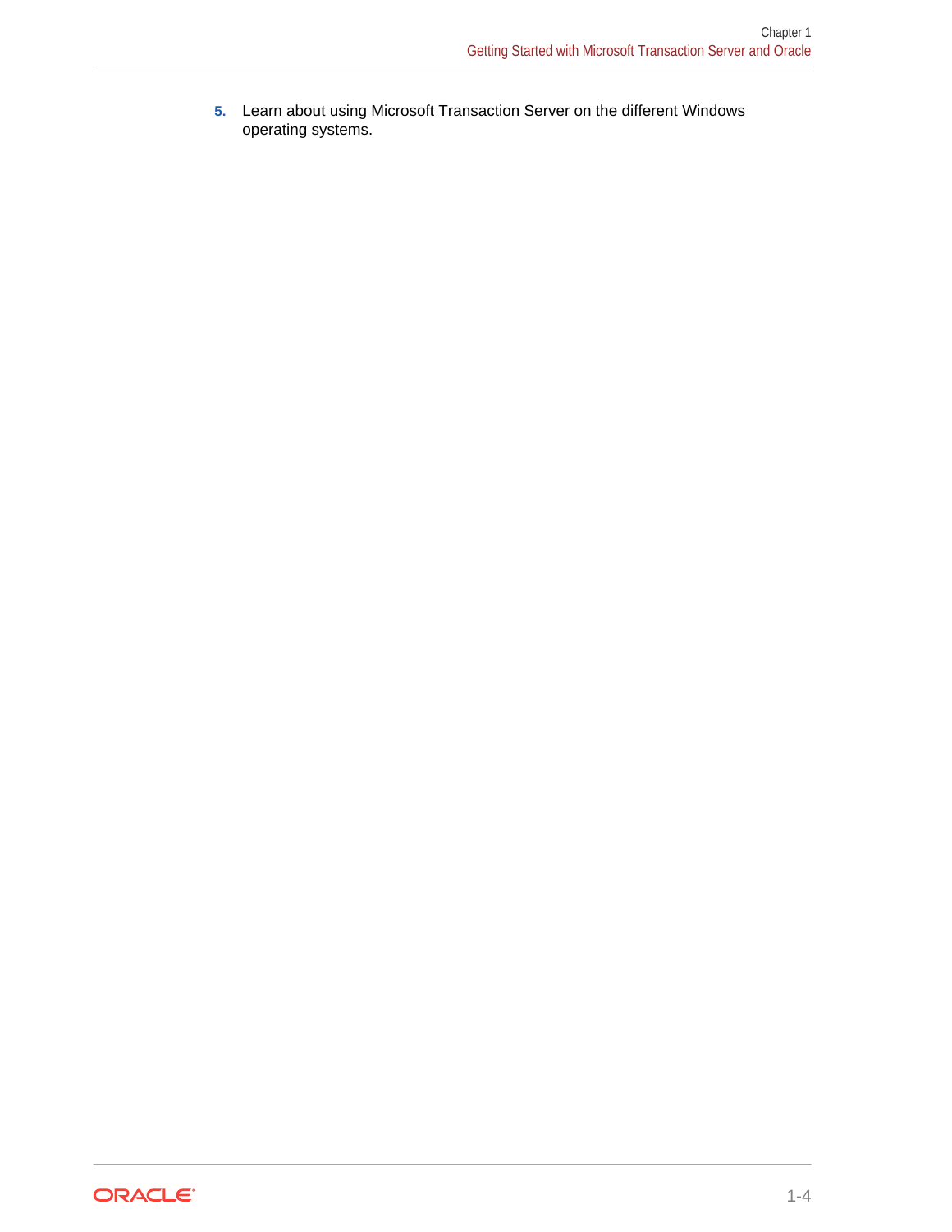5. Learn about using Microsoft Transaction Server on the different Windows operating systems.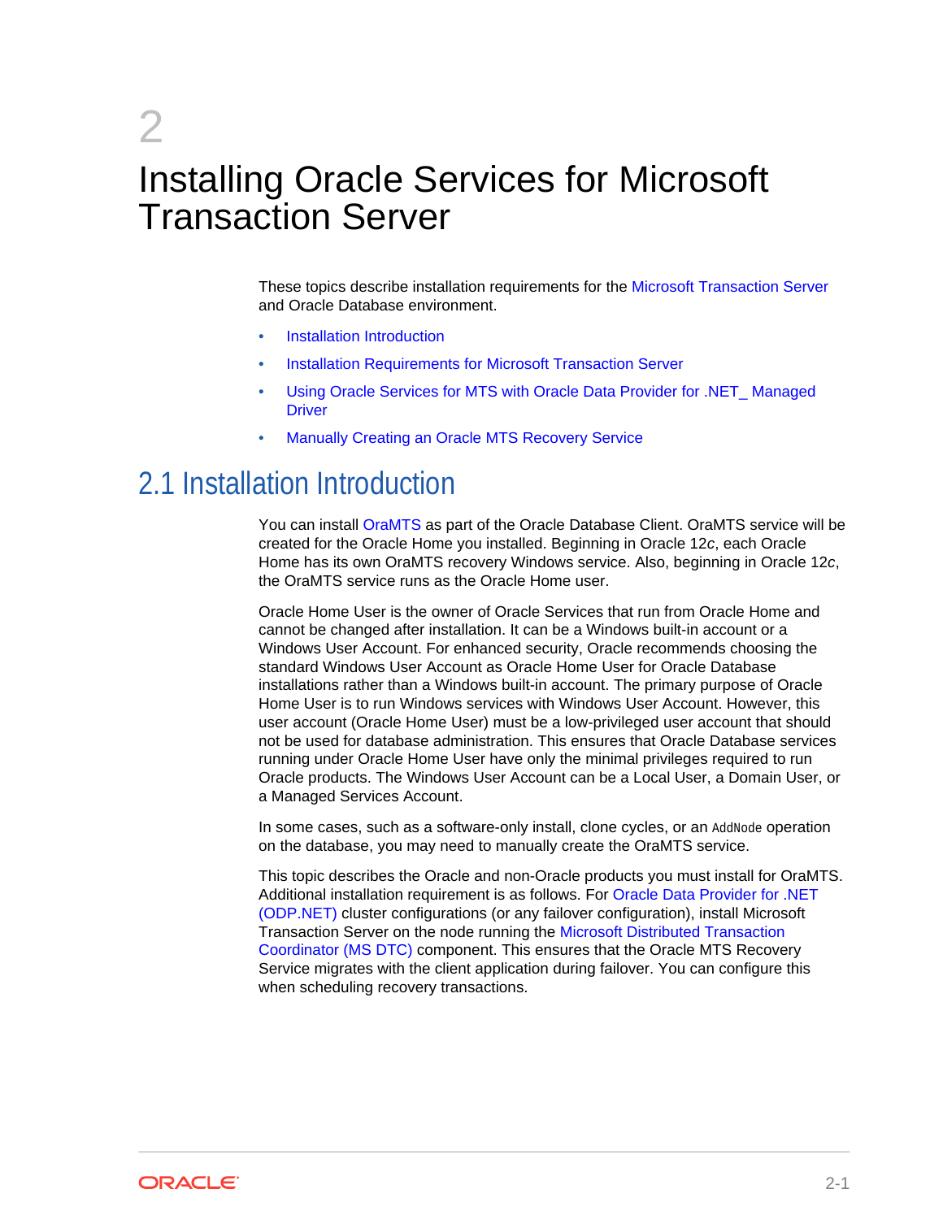# 2 Installing Oracle Services for Microsoft Transaction Server

These topics describe installation requirements for the Microsoft Transaction Server and Oracle Database environment.

- Installation Introduction
- Installation Requirements for Microsoft Transaction Server
- Using Oracle Services for MTS with Oracle Data Provider for .NET_ Managed Driver
- Manually Creating an Oracle MTS Recovery Service

## 2.1 Installation Introduction

You can install OraMTS as part of the Oracle Database Client. OraMTS service will be created for the Oracle Home you installed. Beginning in Oracle 12*c*, each Oracle Home has its own OraMTS recovery Windows service. Also, beginning in Oracle 12*c*, the OraMTS service runs as the Oracle Home user.

Oracle Home User is the owner of Oracle Services that run from Oracle Home and cannot be changed after installation. It can be a Windows built-in account or a Windows User Account. For enhanced security, Oracle recommends choosing the standard Windows User Account as Oracle Home User for Oracle Database installations rather than a Windows built-in account. The primary purpose of Oracle Home User is to run Windows services with Windows User Account. However, this user account (Oracle Home User) must be a low-privileged user account that should not be used for database administration. This ensures that Oracle Database services running under Oracle Home User have only the minimal privileges required to run Oracle products. The Windows User Account can be a Local User, a Domain User, or a Managed Services Account.

In some cases, such as a software-only install, clone cycles, or an `AddNode` operation on the database, you may need to manually create the OraMTS service.

This topic describes the Oracle and non-Oracle products you must install for OraMTS. Additional installation requirement is as follows. For Oracle Data Provider for .NET (ODP.NET) cluster configurations (or any failover configuration), install Microsoft Transaction Server on the node running the Microsoft Distributed Transaction Coordinator (MS DTC) component. This ensures that the Oracle MTS Recovery Service migrates with the client application during failover. You can configure this when scheduling recovery transactions.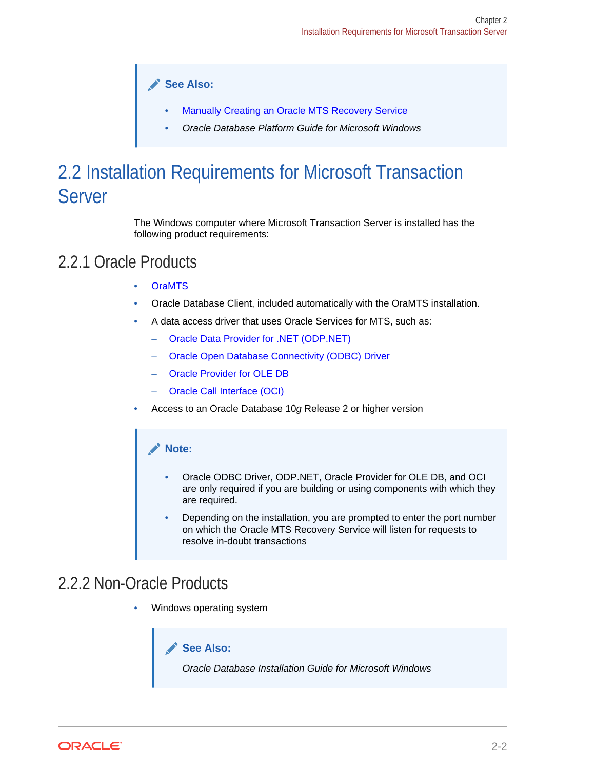> **See Also:**
>
> - Manually Creating an Oracle MTS Recovery Service
> - *Oracle Database Platform Guide for Microsoft Windows*

## 2.2 Installation Requirements for Microsoft Transaction Server

The Windows computer where Microsoft Transaction Server is installed has the following product requirements:

### 2.2.1 Oracle Products

- OraMTS
- Oracle Database Client, included automatically with the OraMTS installation.
- A data access driver that uses Oracle Services for MTS, such as:
  - Oracle Data Provider for .NET (ODP.NET)
  - Oracle Open Database Connectivity (ODBC) Driver
  - Oracle Provider for OLE DB
  - Oracle Call Interface (OCI)
- Access to an Oracle Database 10*g* Release 2 or higher version

> **Note:**
>
> - Oracle ODBC Driver, ODP.NET, Oracle Provider for OLE DB, and OCI are only required if you are building or using components with which they are required.
> - Depending on the installation, you are prompted to enter the port number on which the Oracle MTS Recovery Service will listen for requests to resolve in-doubt transactions

### 2.2.2 Non-Oracle Products

- Windows operating system

> **See Also:**
>
> *Oracle Database Installation Guide for Microsoft Windows*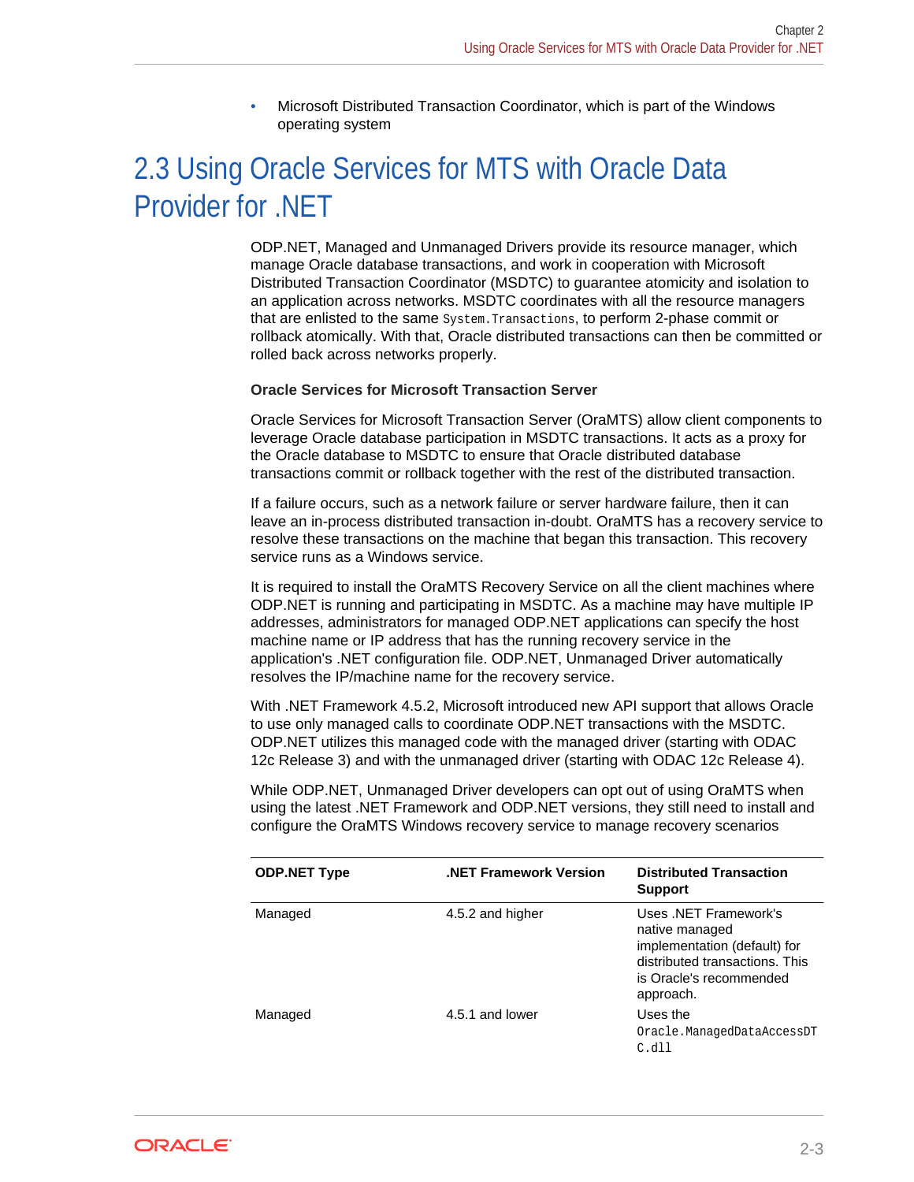- Microsoft Distributed Transaction Coordinator, which is part of the Windows operating system

## 2.3 Using Oracle Services for MTS with Oracle Data Provider for .NET

ODP.NET, Managed and Unmanaged Drivers provide its resource manager, which manage Oracle database transactions, and work in cooperation with Microsoft Distributed Transaction Coordinator (MSDTC) to guarantee atomicity and isolation to an application across networks. MSDTC coordinates with all the resource managers that are enlisted to the same `System.Transactions`, to perform 2-phase commit or rollback atomically. With that, Oracle distributed transactions can then be committed or rolled back across networks properly.

**Oracle Services for Microsoft Transaction Server**

Oracle Services for Microsoft Transaction Server (OraMTS) allow client components to leverage Oracle database participation in MSDTC transactions. It acts as a proxy for the Oracle database to MSDTC to ensure that Oracle distributed database transactions commit or rollback together with the rest of the distributed transaction.

If a failure occurs, such as a network failure or server hardware failure, then it can leave an in-process distributed transaction in-doubt. OraMTS has a recovery service to resolve these transactions on the machine that began this transaction. This recovery service runs as a Windows service.

It is required to install the OraMTS Recovery Service on all the client machines where ODP.NET is running and participating in MSDTC. As a machine may have multiple IP addresses, administrators for managed ODP.NET applications can specify the host machine name or IP address that has the running recovery service in the application's .NET configuration file. ODP.NET, Unmanaged Driver automatically resolves the IP/machine name for the recovery service.

With .NET Framework 4.5.2, Microsoft introduced new API support that allows Oracle to use only managed calls to coordinate ODP.NET transactions with the MSDTC. ODP.NET utilizes this managed code with the managed driver (starting with ODAC 12c Release 3) and with the unmanaged driver (starting with ODAC 12c Release 4).

While ODP.NET, Unmanaged Driver developers can opt out of using OraMTS when using the latest .NET Framework and ODP.NET versions, they still need to install and configure the OraMTS Windows recovery service to manage recovery scenarios

| ODP.NET Type | .NET Framework Version | Distributed Transaction Support |
| --- | --- | --- |
| Managed | 4.5.2 and higher | Uses .NET Framework's native managed implementation (default) for distributed transactions. This is Oracle's recommended approach. |
| Managed | 4.5.1 and lower | Uses the `Oracle.ManagedDataAccessDTC.dll` |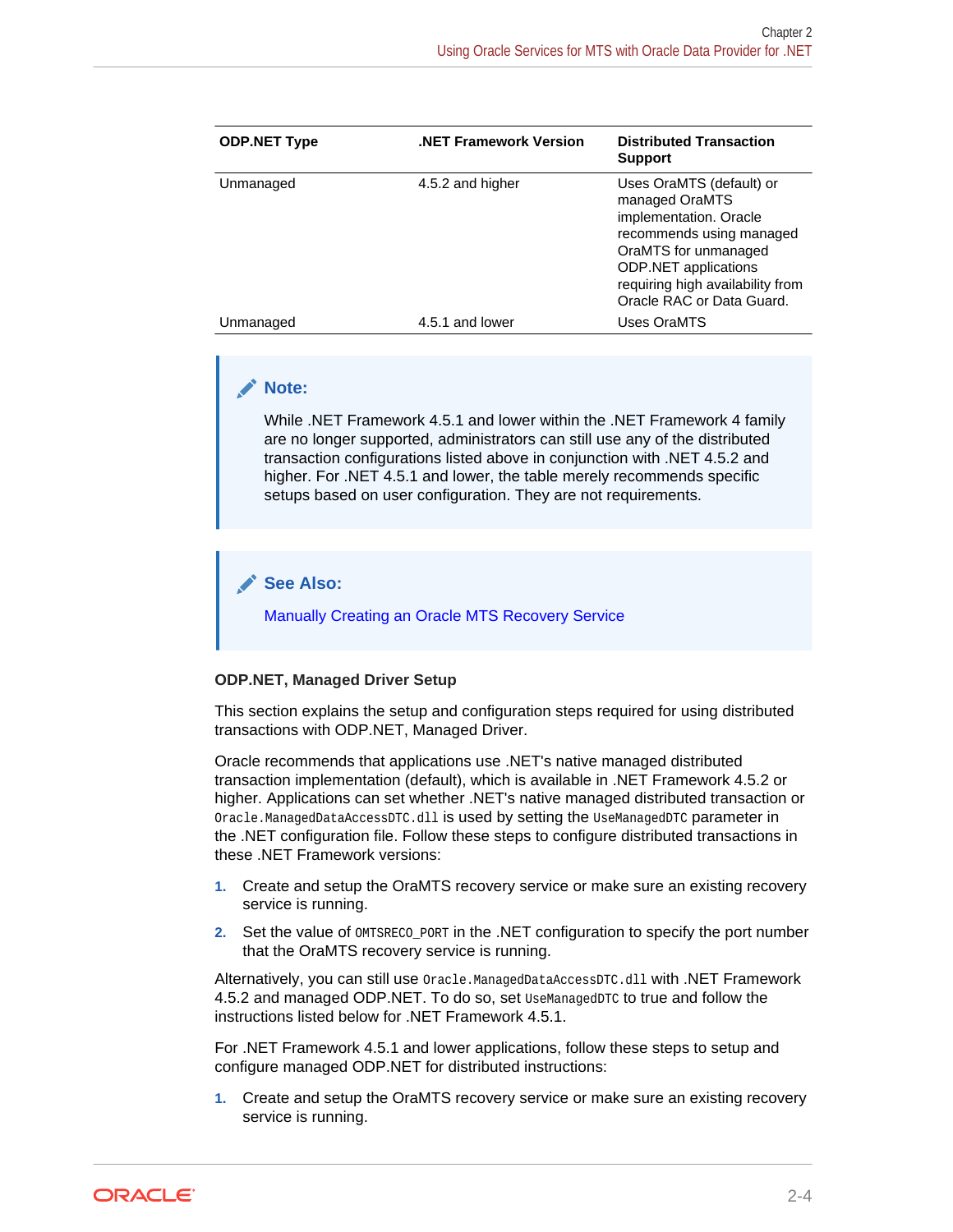| ODP.NET Type | .NET Framework Version | Distributed Transaction Support |
| --- | --- | --- |
| Unmanaged | 4.5.2 and higher | Uses OraMTS (default) or managed OraMTS implementation. Oracle recommends using managed OraMTS for unmanaged ODP.NET applications requiring high availability from Oracle RAC or Data Guard. |
| Unmanaged | 4.5.1 and lower | Uses OraMTS |

> **Note:**
>
> While .NET Framework 4.5.1 and lower within the .NET Framework 4 family are no longer supported, administrators can still use any of the distributed transaction configurations listed above in conjunction with .NET 4.5.2 and higher. For .NET 4.5.1 and lower, the table merely recommends specific setups based on user configuration. They are not requirements.

> **See Also:**
>
> Manually Creating an Oracle MTS Recovery Service

**ODP.NET, Managed Driver Setup**

This section explains the setup and configuration steps required for using distributed transactions with ODP.NET, Managed Driver.

Oracle recommends that applications use .NET's native managed distributed transaction implementation (default), which is available in .NET Framework 4.5.2 or higher. Applications can set whether .NET's native managed distributed transaction or `Oracle.ManagedDataAccessDTC.dll` is used by setting the `UseManagedDTC` parameter in the .NET configuration file. Follow these steps to configure distributed transactions in these .NET Framework versions:

1. Create and setup the OraMTS recovery service or make sure an existing recovery service is running.
2. Set the value of `OMTSRECO_PORT` in the .NET configuration to specify the port number that the OraMTS recovery service is running.

Alternatively, you can still use `Oracle.ManagedDataAccessDTC.dll` with .NET Framework 4.5.2 and managed ODP.NET. To do so, set `UseManagedDTC` to true and follow the instructions listed below for .NET Framework 4.5.1.

For .NET Framework 4.5.1 and lower applications, follow these steps to setup and configure managed ODP.NET for distributed instructions:

1. Create and setup the OraMTS recovery service or make sure an existing recovery service is running.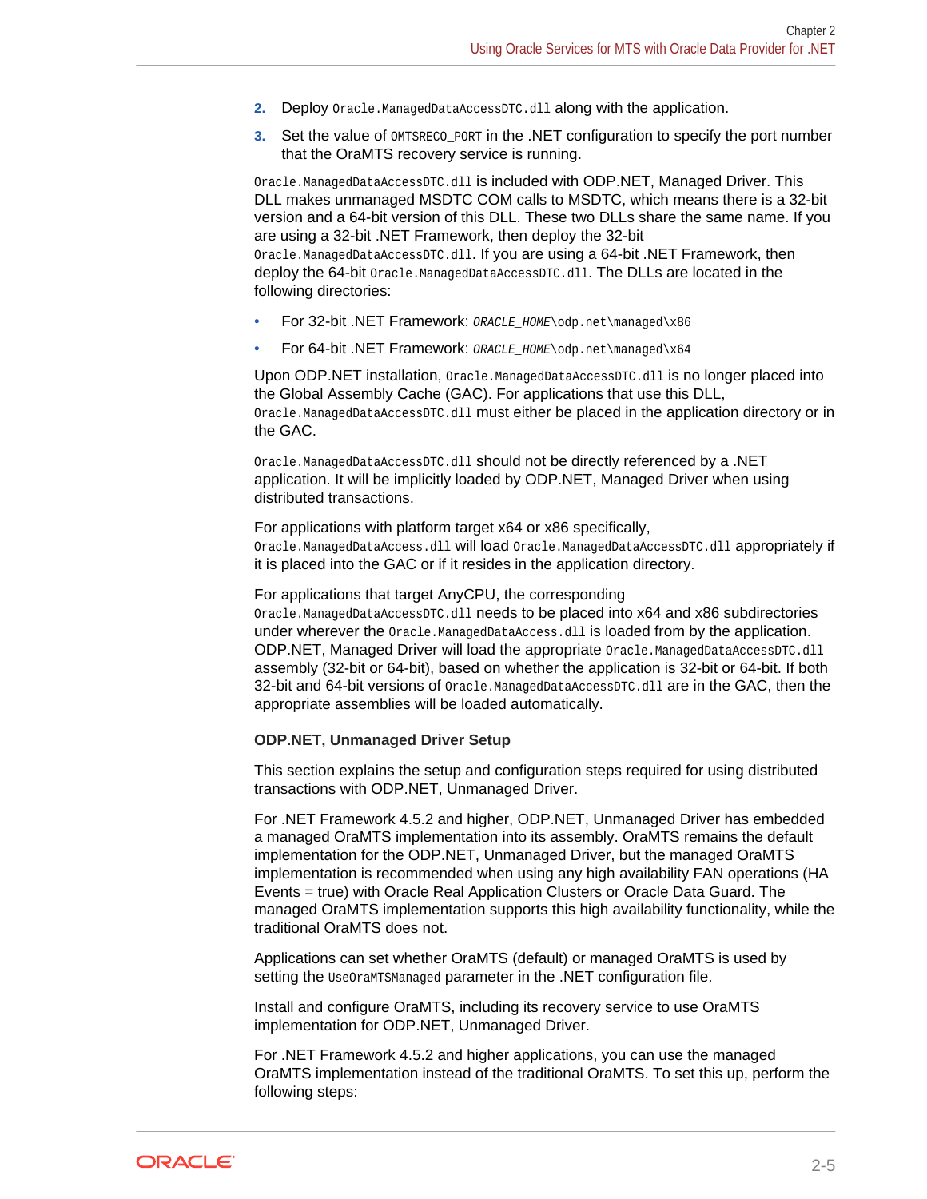2. Deploy `Oracle.ManagedDataAccessDTC.dll` along with the application.
3. Set the value of `OMTSRECO_PORT` in the .NET configuration to specify the port number that the OraMTS recovery service is running.

`Oracle.ManagedDataAccessDTC.dll` is included with ODP.NET, Managed Driver. This DLL makes unmanaged MSDTC COM calls to MSDTC, which means there is a 32-bit version and a 64-bit version of this DLL. These two DLLs share the same name. If you are using a 32-bit .NET Framework, then deploy the 32-bit `Oracle.ManagedDataAccessDTC.dll`. If you are using a 64-bit .NET Framework, then deploy the 64-bit `Oracle.ManagedDataAccessDTC.dll`. The DLLs are located in the following directories:

- For 32-bit .NET Framework: *`ORACLE_HOME`*`\odp.net\managed\x86`
- For 64-bit .NET Framework: *`ORACLE_HOME`*`\odp.net\managed\x64`

Upon ODP.NET installation, `Oracle.ManagedDataAccessDTC.dll` is no longer placed into the Global Assembly Cache (GAC). For applications that use this DLL, `Oracle.ManagedDataAccessDTC.dll` must either be placed in the application directory or in the GAC.

`Oracle.ManagedDataAccessDTC.dll` should not be directly referenced by a .NET application. It will be implicitly loaded by ODP.NET, Managed Driver when using distributed transactions.

For applications with platform target x64 or x86 specifically, `Oracle.ManagedDataAccess.dll` will load `Oracle.ManagedDataAccessDTC.dll` appropriately if it is placed into the GAC or if it resides in the application directory.

For applications that target AnyCPU, the corresponding `Oracle.ManagedDataAccessDTC.dll` needs to be placed into x64 and x86 subdirectories under wherever the `Oracle.ManagedDataAccess.dll` is loaded from by the application. ODP.NET, Managed Driver will load the appropriate `Oracle.ManagedDataAccessDTC.dll` assembly (32-bit or 64-bit), based on whether the application is 32-bit or 64-bit. If both 32-bit and 64-bit versions of `Oracle.ManagedDataAccessDTC.dll` are in the GAC, then the appropriate assemblies will be loaded automatically.

**ODP.NET, Unmanaged Driver Setup**

This section explains the setup and configuration steps required for using distributed transactions with ODP.NET, Unmanaged Driver.

For .NET Framework 4.5.2 and higher, ODP.NET, Unmanaged Driver has embedded a managed OraMTS implementation into its assembly. OraMTS remains the default implementation for the ODP.NET, Unmanaged Driver, but the managed OraMTS implementation is recommended when using any high availability FAN operations (HA Events = true) with Oracle Real Application Clusters or Oracle Data Guard. The managed OraMTS implementation supports this high availability functionality, while the traditional OraMTS does not.

Applications can set whether OraMTS (default) or managed OraMTS is used by setting the `UseOraMTSManaged` parameter in the .NET configuration file.

Install and configure OraMTS, including its recovery service to use OraMTS implementation for ODP.NET, Unmanaged Driver.

For .NET Framework 4.5.2 and higher applications, you can use the managed OraMTS implementation instead of the traditional OraMTS. To set this up, perform the following steps: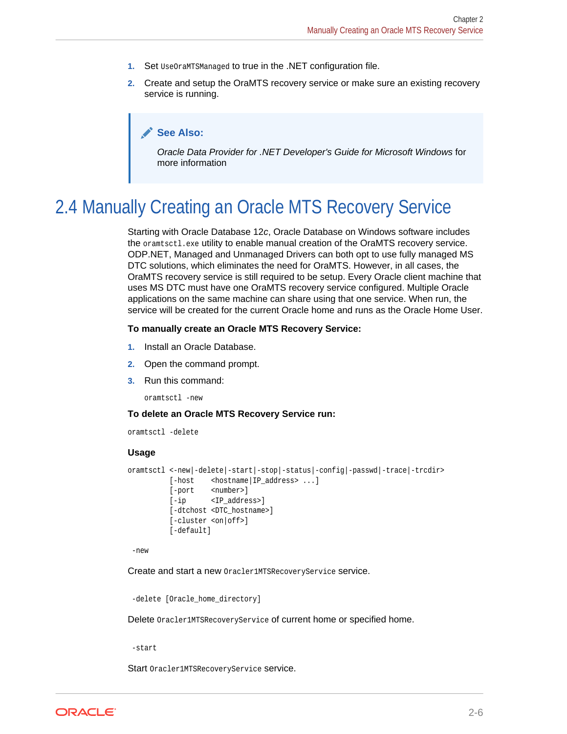1. Set `UseOraMTSManaged` to true in the .NET configuration file.
2. Create and setup the OraMTS recovery service or make sure an existing recovery service is running.

> **See Also:**
>
> *Oracle Data Provider for .NET Developer's Guide for Microsoft Windows* for more information

## 2.4 Manually Creating an Oracle MTS Recovery Service

Starting with Oracle Database 12*c*, Oracle Database on Windows software includes the `oramtsctl.exe` utility to enable manual creation of the OraMTS recovery service. ODP.NET, Managed and Unmanaged Drivers can both opt to use fully managed MS DTC solutions, which eliminates the need for OraMTS. However, in all cases, the OraMTS recovery service is still required to be setup. Every Oracle client machine that uses MS DTC must have one OraMTS recovery service configured. Multiple Oracle applications on the same machine can share using that one service. When run, the service will be created for the current Oracle home and runs as the Oracle Home User.

**To manually create an Oracle MTS Recovery Service:**

1. Install an Oracle Database.
2. Open the command prompt.
3. Run this command:

   ```
   oramtsctl -new
   ```

**To delete an Oracle MTS Recovery Service run:**

```
oramtsctl -delete
```

### Usage

```
oramtsctl <-new|-delete|-start|-stop|-status|-config|-passwd|-trace|-trcdir>
          [-host    <hostname|IP_address> ...]
          [-port    <number>]
          [-ip      <IP_address>]
          [-dtchost <DTC_hostname>]
          [-cluster <on|off>]
          [-default]
```

```
-new
```

Create and start a new `Oracler1MTSRecoveryService` service.

```
-delete [Oracle_home_directory]
```

Delete `Oracler1MTSRecoveryService` of current home or specified home.

```
-start
```

Start `Oracler1MTSRecoveryService` service.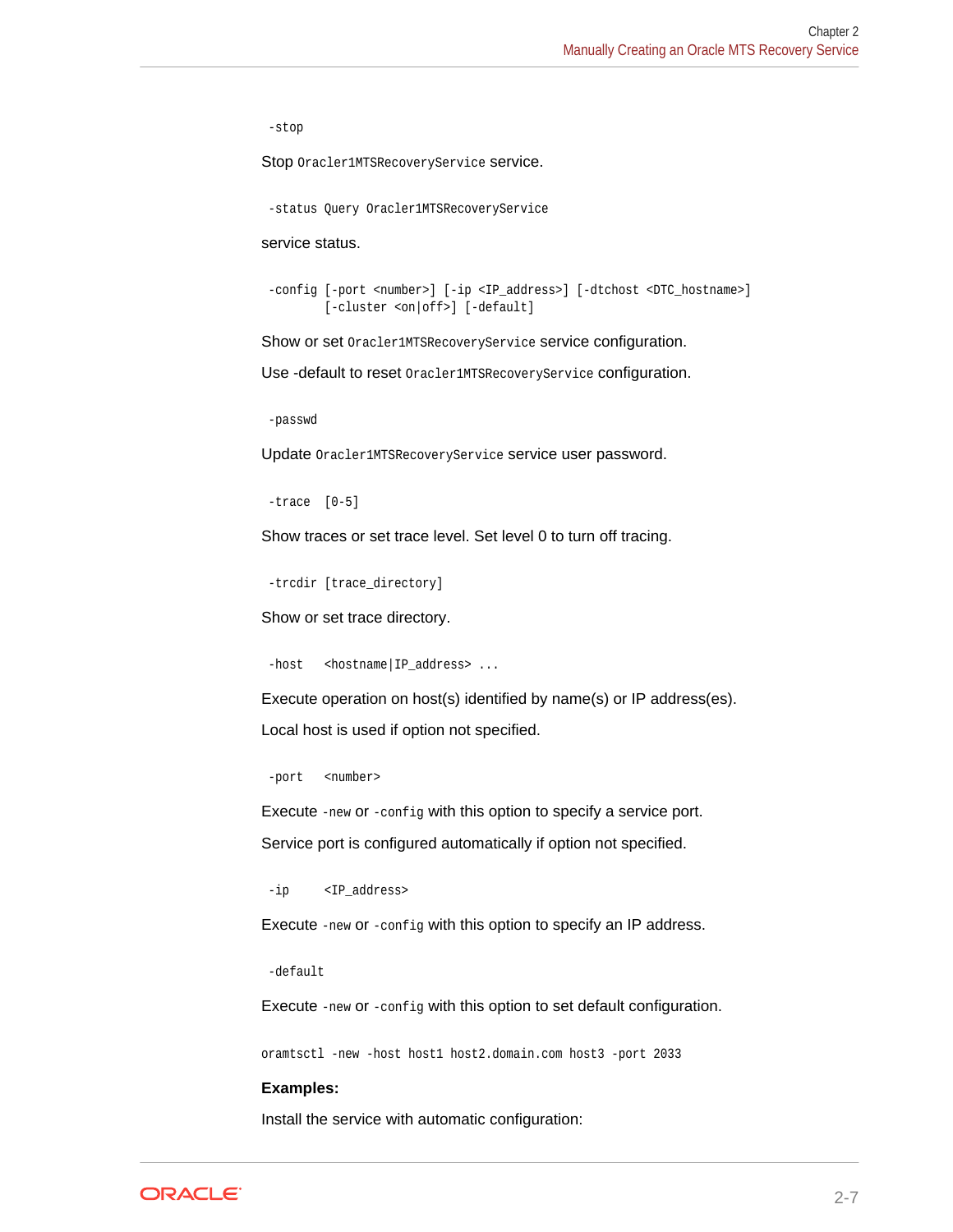```
-stop
```

Stop `Oracler1MTSRecoveryService` service.

```
-status Query Oracler1MTSRecoveryService
```

service status.

```
-config [-port <number>] [-ip <IP_address>] [-dtchost <DTC_hostname>]
        [-cluster <on|off>] [-default]
```

Show or set `Oracler1MTSRecoveryService` service configuration.

Use -default to reset `Oracler1MTSRecoveryService` configuration.

```
-passwd
```

Update `Oracler1MTSRecoveryService` service user password.

```
-trace  [0-5]
```

Show traces or set trace level. Set level 0 to turn off tracing.

```
-trcdir [trace_directory]
```

Show or set trace directory.

```
-host   <hostname|IP_address> ...
```

Execute operation on host(s) identified by name(s) or IP address(es).

Local host is used if option not specified.

```
-port   <number>
```

Execute `-new` or `-config` with this option to specify a service port.

Service port is configured automatically if option not specified.

```
-ip     <IP_address>
```

Execute `-new` or `-config` with this option to specify an IP address.

```
-default
```

Execute `-new` or `-config` with this option to set default configuration.

```
oramtsctl -new -host host1 host2.domain.com host3 -port 2033
```

**Examples:**

Install the service with automatic configuration: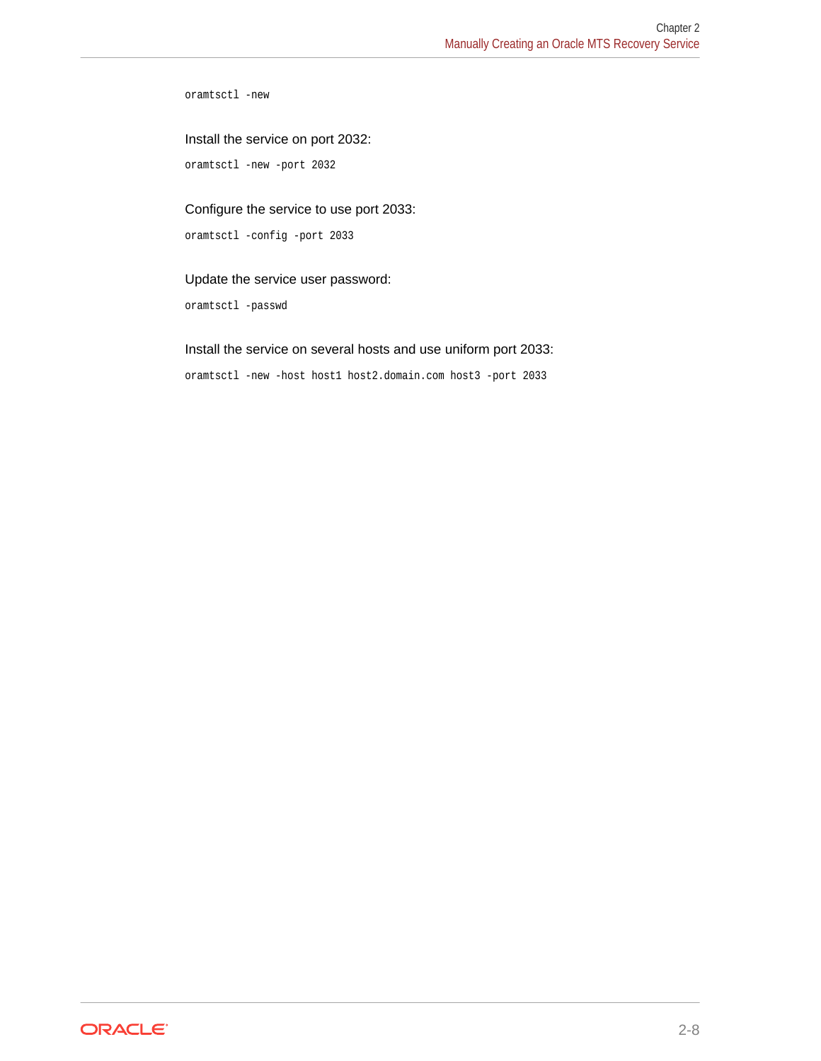```
oramtsctl -new
```

Install the service on port 2032:

```
oramtsctl -new -port 2032
```

Configure the service to use port 2033:

```
oramtsctl -config -port 2033
```

Update the service user password:

```
oramtsctl -passwd
```

Install the service on several hosts and use uniform port 2033:

```
oramtsctl -new -host host1 host2.domain.com host3 -port 2033
```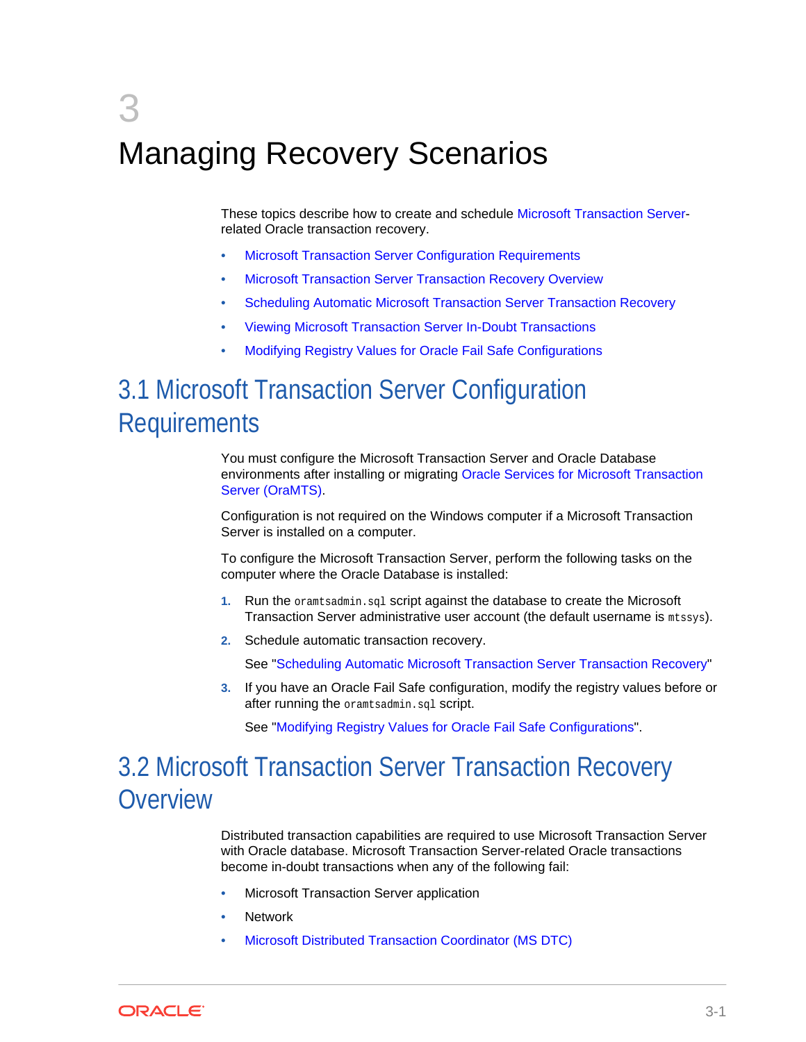# 3 Managing Recovery Scenarios

These topics describe how to create and schedule Microsoft Transaction Server-related Oracle transaction recovery.

- Microsoft Transaction Server Configuration Requirements
- Microsoft Transaction Server Transaction Recovery Overview
- Scheduling Automatic Microsoft Transaction Server Transaction Recovery
- Viewing Microsoft Transaction Server In-Doubt Transactions
- Modifying Registry Values for Oracle Fail Safe Configurations

## 3.1 Microsoft Transaction Server Configuration Requirements

You must configure the Microsoft Transaction Server and Oracle Database environments after installing or migrating Oracle Services for Microsoft Transaction Server (OraMTS).

Configuration is not required on the Windows computer if a Microsoft Transaction Server is installed on a computer.

To configure the Microsoft Transaction Server, perform the following tasks on the computer where the Oracle Database is installed:

1. Run the `oramtsadmin.sql` script against the database to create the Microsoft Transaction Server administrative user account (the default username is `mtssys`).
2. Schedule automatic transaction recovery.

   See "Scheduling Automatic Microsoft Transaction Server Transaction Recovery"
3. If you have an Oracle Fail Safe configuration, modify the registry values before or after running the `oramtsadmin.sql` script.

   See "Modifying Registry Values for Oracle Fail Safe Configurations".

## 3.2 Microsoft Transaction Server Transaction Recovery Overview

Distributed transaction capabilities are required to use Microsoft Transaction Server with Oracle database. Microsoft Transaction Server-related Oracle transactions become in-doubt transactions when any of the following fail:

- Microsoft Transaction Server application
- Network
- Microsoft Distributed Transaction Coordinator (MS DTC)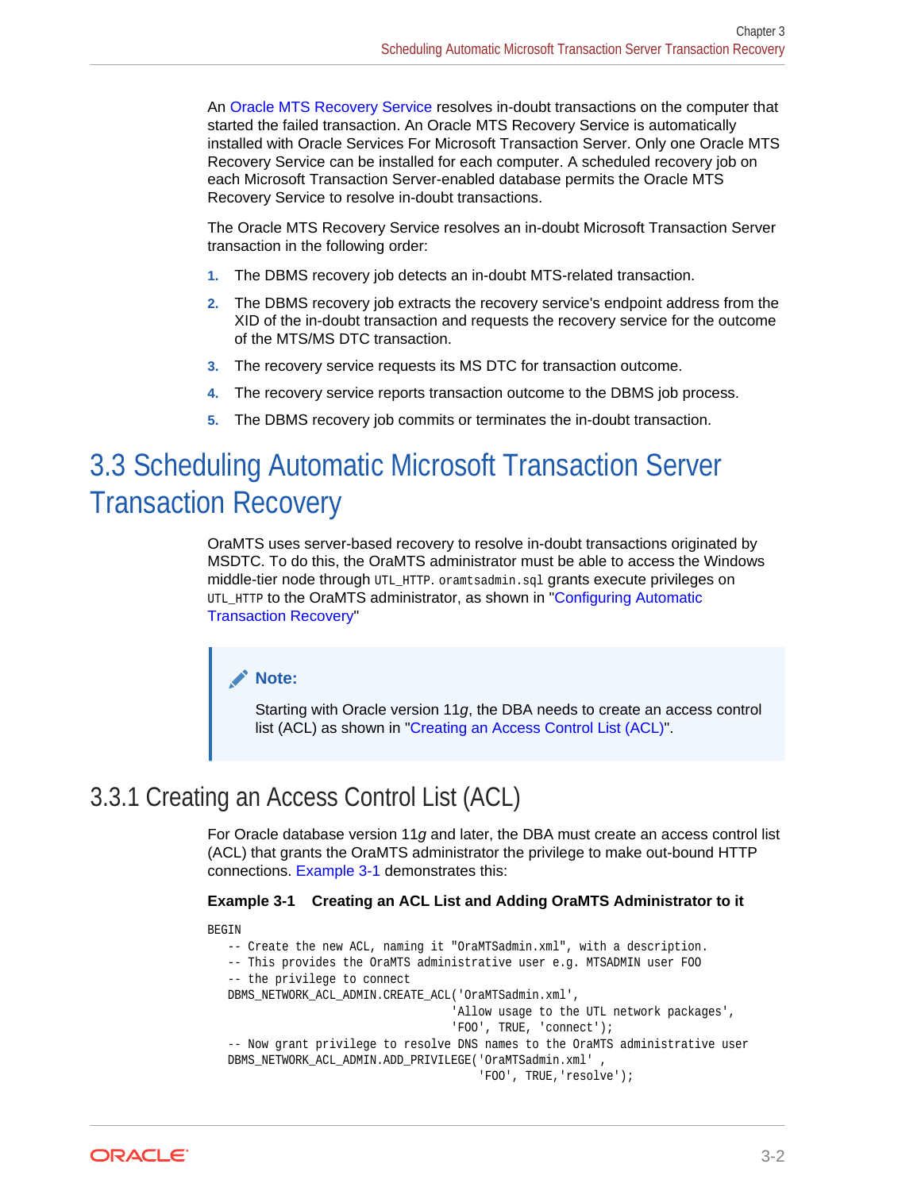An Oracle MTS Recovery Service resolves in-doubt transactions on the computer that started the failed transaction. An Oracle MTS Recovery Service is automatically installed with Oracle Services For Microsoft Transaction Server. Only one Oracle MTS Recovery Service can be installed for each computer. A scheduled recovery job on each Microsoft Transaction Server-enabled database permits the Oracle MTS Recovery Service to resolve in-doubt transactions.

The Oracle MTS Recovery Service resolves an in-doubt Microsoft Transaction Server transaction in the following order:

1. The DBMS recovery job detects an in-doubt MTS-related transaction.
2. The DBMS recovery job extracts the recovery service's endpoint address from the XID of the in-doubt transaction and requests the recovery service for the outcome of the MTS/MS DTC transaction.
3. The recovery service requests its MS DTC for transaction outcome.
4. The recovery service reports transaction outcome to the DBMS job process.
5. The DBMS recovery job commits or terminates the in-doubt transaction.

# 3.3 Scheduling Automatic Microsoft Transaction Server Transaction Recovery

OraMTS uses server-based recovery to resolve in-doubt transactions originated by MSDTC. To do this, the OraMTS administrator must be able to access the Windows middle-tier node through `UTL_HTTP`. `oramtsadmin.sql` grants execute privileges on `UTL_HTTP` to the OraMTS administrator, as shown in "Configuring Automatic Transaction Recovery"

> **Note:**
>
> Starting with Oracle version 11*g*, the DBA needs to create an access control list (ACL) as shown in "Creating an Access Control List (ACL)".

## 3.3.1 Creating an Access Control List (ACL)

For Oracle database version 11*g* and later, the DBA must create an access control list (ACL) that grants the OraMTS administrator the privilege to make out-bound HTTP connections. Example 3-1 demonstrates this:

**Example 3-1 Creating an ACL List and Adding OraMTS Administrator to it**

```
BEGIN
   -- Create the new ACL, naming it "OraMTSadmin.xml", with a description.
   -- This provides the OraMTS administrative user e.g. MTSADMIN user FOO
   -- the privilege to connect
   DBMS_NETWORK_ACL_ADMIN.CREATE_ACL('OraMTSadmin.xml',
                                     'Allow usage to the UTL network packages',
                                     'FOO', TRUE, 'connect');
   -- Now grant privilege to resolve DNS names to the OraMTS administrative user
   DBMS_NETWORK_ACL_ADMIN.ADD_PRIVILEGE('OraMTSadmin.xml' ,
                                         'FOO', TRUE,'resolve');
```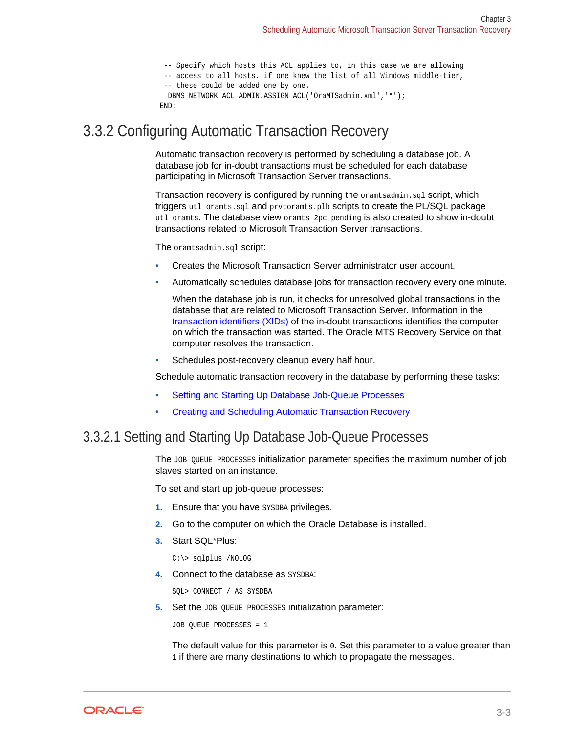```
  -- Specify which hosts this ACL applies to, in this case we are allowing
  -- access to all hosts. if one knew the list of all Windows middle-tier,
  -- these could be added one by one.
   DBMS_NETWORK_ACL_ADMIN.ASSIGN_ACL('OraMTSadmin.xml','*');
 END;
```

## 3.3.2 Configuring Automatic Transaction Recovery

Automatic transaction recovery is performed by scheduling a database job. A database job for in-doubt transactions must be scheduled for each database participating in Microsoft Transaction Server transactions.

Transaction recovery is configured by running the `oramtsadmin.sql` script, which triggers `utl_oramts.sql` and `prvtoramts.plb` scripts to create the PL/SQL package `utl_oramts`. The database view `oramts_2pc_pending` is also created to show in-doubt transactions related to Microsoft Transaction Server transactions.

The `oramtsadmin.sql` script:

- Creates the Microsoft Transaction Server administrator user account.
- Automatically schedules database jobs for transaction recovery every one minute.

  When the database job is run, it checks for unresolved global transactions in the database that are related to Microsoft Transaction Server. Information in the transaction identifiers (XIDs) of the in-doubt transactions identifies the computer on which the transaction was started. The Oracle MTS Recovery Service on that computer resolves the transaction.
- Schedules post-recovery cleanup every half hour.

Schedule automatic transaction recovery in the database by performing these tasks:

- Setting and Starting Up Database Job-Queue Processes
- Creating and Scheduling Automatic Transaction Recovery

### 3.3.2.1 Setting and Starting Up Database Job-Queue Processes

The `JOB_QUEUE_PROCESSES` initialization parameter specifies the maximum number of job slaves started on an instance.

To set and start up job-queue processes:

1. Ensure that you have `SYSDBA` privileges.
2. Go to the computer on which the Oracle Database is installed.
3. Start SQL*Plus:

   ```
   C:\> sqlplus /NOLOG
   ```
4. Connect to the database as `SYSDBA`:

   ```
   SQL> CONNECT / AS SYSDBA
   ```
5. Set the `JOB_QUEUE_PROCESSES` initialization parameter:

   ```
   JOB_QUEUE_PROCESSES = 1
   ```

   The default value for this parameter is `0`. Set this parameter to a value greater than `1` if there are many destinations to which to propagate the messages.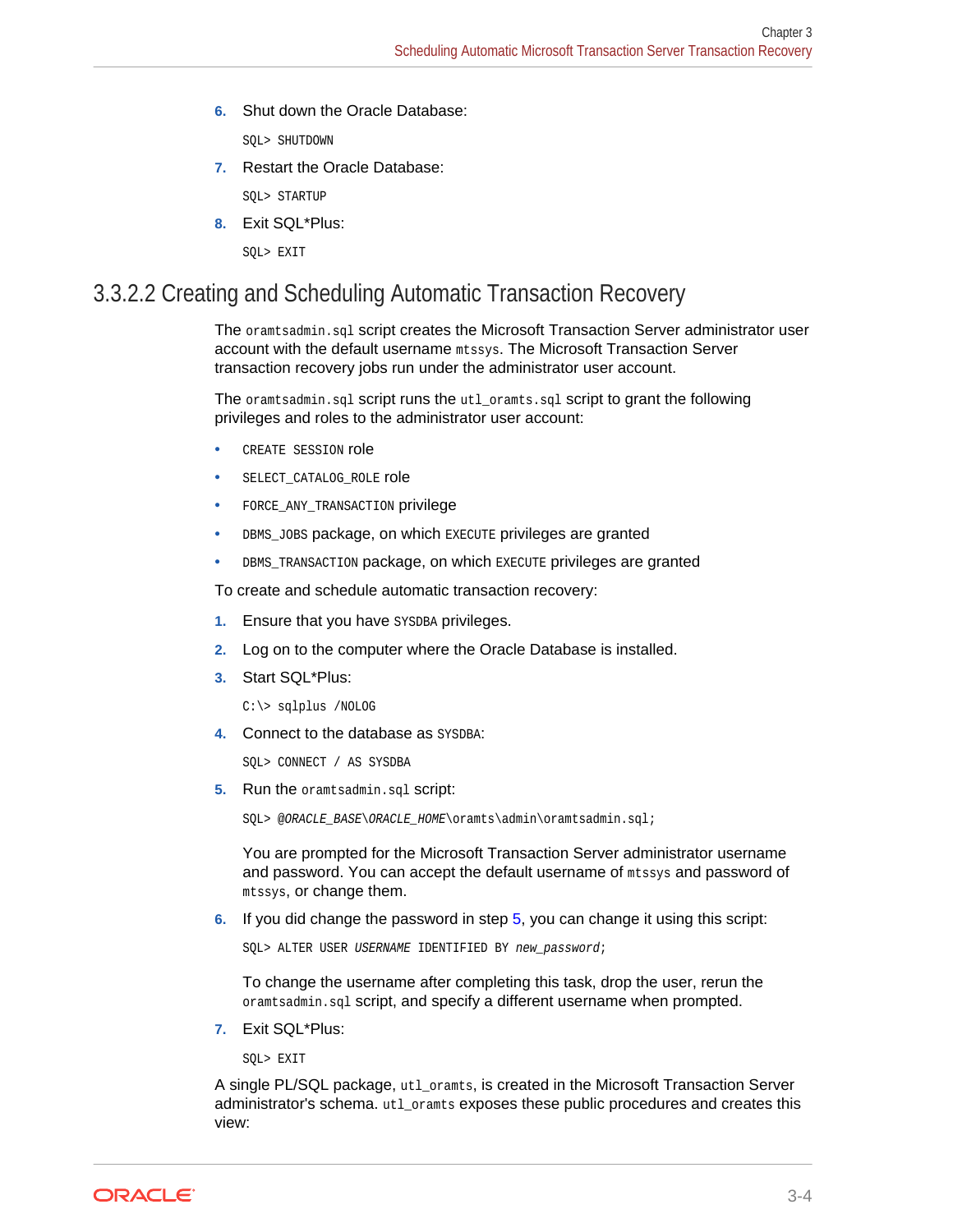6. Shut down the Oracle Database:

```
SQL> SHUTDOWN
```

7. Restart the Oracle Database:

```
SQL> STARTUP
```

8. Exit SQL*Plus:

```
SQL> EXIT
```

### 3.3.2.2 Creating and Scheduling Automatic Transaction Recovery

The `oramtsadmin.sql` script creates the Microsoft Transaction Server administrator user account with the default username `mtssys`. The Microsoft Transaction Server transaction recovery jobs run under the administrator user account.

The `oramtsadmin.sql` script runs the `utl_oramts.sql` script to grant the following privileges and roles to the administrator user account:

- `CREATE SESSION` role
- `SELECT_CATALOG_ROLE` role
- `FORCE_ANY_TRANSACTION` privilege
- `DBMS_JOBS` package, on which `EXECUTE` privileges are granted
- `DBMS_TRANSACTION` package, on which `EXECUTE` privileges are granted

To create and schedule automatic transaction recovery:

1. Ensure that you have `SYSDBA` privileges.
2. Log on to the computer where the Oracle Database is installed.
3. Start SQL*Plus:

```
C:\> sqlplus /NOLOG
```

4. Connect to the database as `SYSDBA`:

```
SQL> CONNECT / AS SYSDBA
```

5. Run the `oramtsadmin.sql` script:

```
SQL> @ORACLE_BASE\ORACLE_HOME\oramts\admin\oramtsadmin.sql;
```

   You are prompted for the Microsoft Transaction Server administrator username and password. You can accept the default username of `mtssys` and password of `mtssys`, or change them.

6. If you did change the password in step 5, you can change it using this script:

```
SQL> ALTER USER USERNAME IDENTIFIED BY new_password;
```

   To change the username after completing this task, drop the user, rerun the `oramtsadmin.sql` script, and specify a different username when prompted.

7. Exit SQL*Plus:

```
SQL> EXIT
```

A single PL/SQL package, `utl_oramts`, is created in the Microsoft Transaction Server administrator's schema. `utl_oramts` exposes these public procedures and creates this view: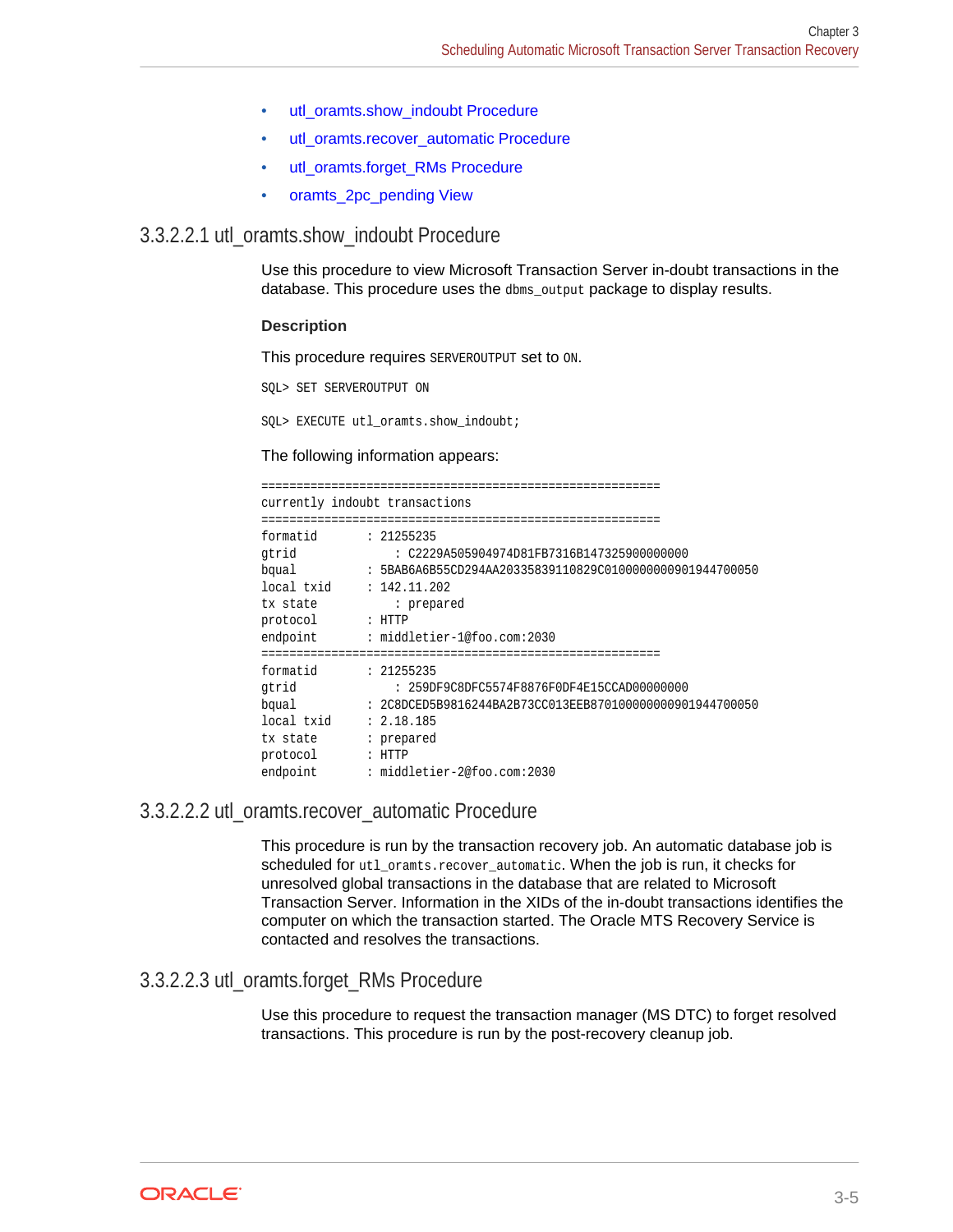- utl_oramts.show_indoubt Procedure
- utl_oramts.recover_automatic Procedure
- utl_oramts.forget_RMs Procedure
- oramts_2pc_pending View

#### 3.3.2.2.1 utl_oramts.show_indoubt Procedure

Use this procedure to view Microsoft Transaction Server in-doubt transactions in the database. This procedure uses the `dbms_output` package to display results.

**Description**

This procedure requires `SERVEROUTPUT` set to `ON`.

```
SQL> SET SERVEROUTPUT ON

SQL> EXECUTE utl_oramts.show_indoubt;
```

The following information appears:

```
=========================================================
currently indoubt transactions
=========================================================
formatid       : 21255235
gtrid              : C2229A505904974D81FB7316B147325900000000
bqual          : 5BAB6A6B55CD294AA20335839110829C01000000000901944700050
local txid     : 142.11.202
tx state           : prepared
protocol       : HTTP
endpoint       : middletier-1@foo.com:2030
=========================================================
formatid       : 21255235
gtrid              : 259DF9C8DFC5574F8876F0DF4E15CCAD00000000
bqual          : 2C8DCED5B9816244BA2B73CC013EEB87010000000000901944700050
local txid     : 2.18.185
tx state       : prepared
protocol       : HTTP
endpoint       : middletier-2@foo.com:2030
```

#### 3.3.2.2.2 utl_oramts.recover_automatic Procedure

This procedure is run by the transaction recovery job. An automatic database job is scheduled for `utl_oramts.recover_automatic`. When the job is run, it checks for unresolved global transactions in the database that are related to Microsoft Transaction Server. Information in the XIDs of the in-doubt transactions identifies the computer on which the transaction started. The Oracle MTS Recovery Service is contacted and resolves the transactions.

#### 3.3.2.2.3 utl_oramts.forget_RMs Procedure

Use this procedure to request the transaction manager (MS DTC) to forget resolved transactions. This procedure is run by the post-recovery cleanup job.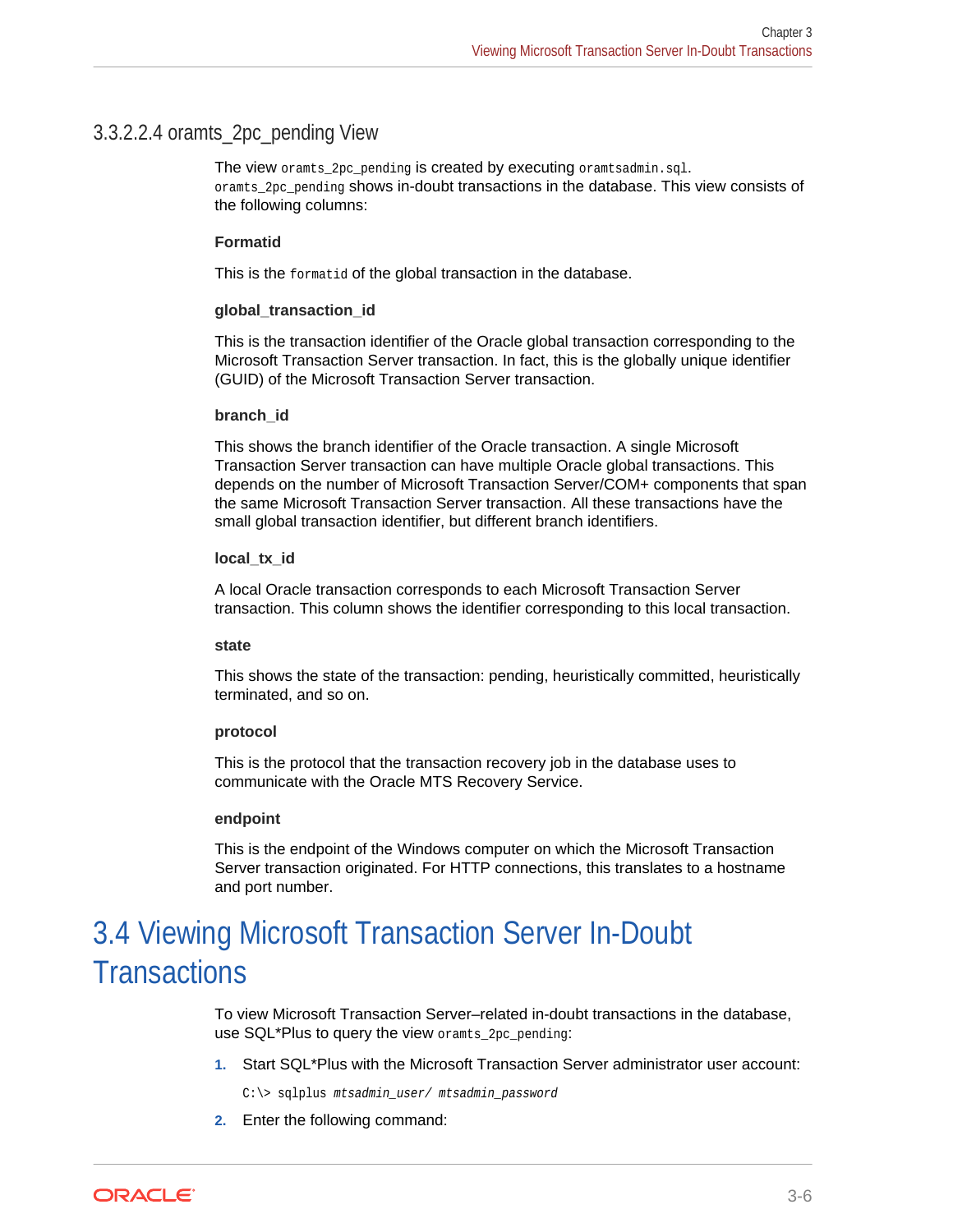#### 3.3.2.2.4 oramts_2pc_pending View

The view `oramts_2pc_pending` is created by executing `oramtsadmin.sql`. `oramts_2pc_pending` shows in-doubt transactions in the database. This view consists of the following columns:

**Formatid**

This is the `formatid` of the global transaction in the database.

**global_transaction_id**

This is the transaction identifier of the Oracle global transaction corresponding to the Microsoft Transaction Server transaction. In fact, this is the globally unique identifier (GUID) of the Microsoft Transaction Server transaction.

**branch_id**

This shows the branch identifier of the Oracle transaction. A single Microsoft Transaction Server transaction can have multiple Oracle global transactions. This depends on the number of Microsoft Transaction Server/COM+ components that span the same Microsoft Transaction Server transaction. All these transactions have the small global transaction identifier, but different branch identifiers.

**local_tx_id**

A local Oracle transaction corresponds to each Microsoft Transaction Server transaction. This column shows the identifier corresponding to this local transaction.

**state**

This shows the state of the transaction: pending, heuristically committed, heuristically terminated, and so on.

**protocol**

This is the protocol that the transaction recovery job in the database uses to communicate with the Oracle MTS Recovery Service.

**endpoint**

This is the endpoint of the Windows computer on which the Microsoft Transaction Server transaction originated. For HTTP connections, this translates to a hostname and port number.

## 3.4 Viewing Microsoft Transaction Server In-Doubt Transactions

To view Microsoft Transaction Server–related in-doubt transactions in the database, use SQL*Plus to query the view `oramts_2pc_pending`:

1. Start SQL*Plus with the Microsoft Transaction Server administrator user account:

```
C:\> sqlplus mtsadmin_user/ mtsadmin_password
```

2. Enter the following command: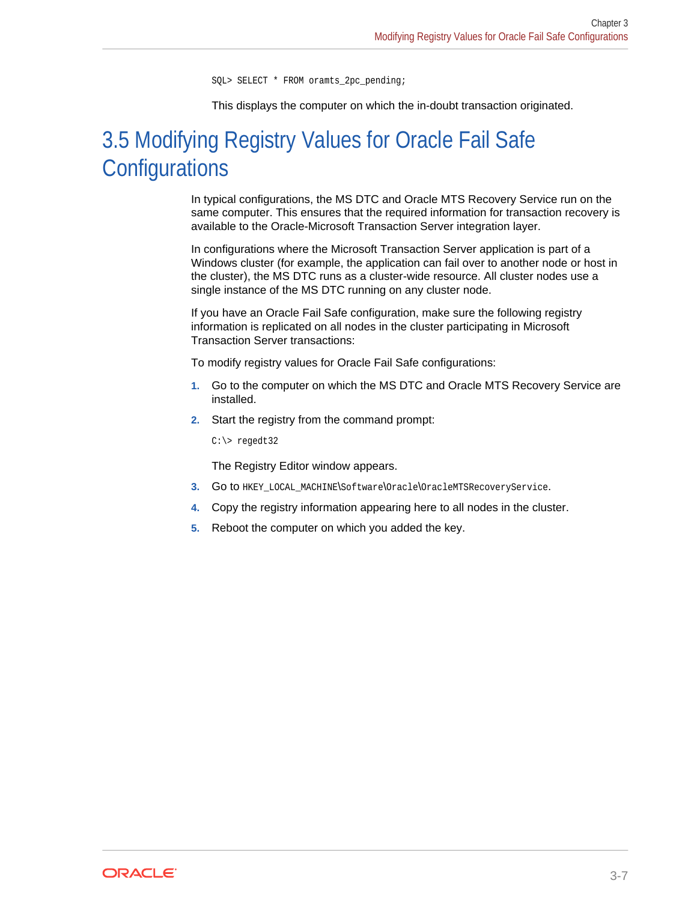```
SQL> SELECT * FROM oramts_2pc_pending;
```

This displays the computer on which the in-doubt transaction originated.

## 3.5 Modifying Registry Values for Oracle Fail Safe Configurations

In typical configurations, the MS DTC and Oracle MTS Recovery Service run on the same computer. This ensures that the required information for transaction recovery is available to the Oracle-Microsoft Transaction Server integration layer.

In configurations where the Microsoft Transaction Server application is part of a Windows cluster (for example, the application can fail over to another node or host in the cluster), the MS DTC runs as a cluster-wide resource. All cluster nodes use a single instance of the MS DTC running on any cluster node.

If you have an Oracle Fail Safe configuration, make sure the following registry information is replicated on all nodes in the cluster participating in Microsoft Transaction Server transactions:

To modify registry values for Oracle Fail Safe configurations:

1. Go to the computer on which the MS DTC and Oracle MTS Recovery Service are installed.
2. Start the registry from the command prompt:

   ```
   C:\> regedt32
   ```

   The Registry Editor window appears.
3. Go to `HKEY_LOCAL_MACHINE\Software\Oracle\OracleMTSRecoveryService`.
4. Copy the registry information appearing here to all nodes in the cluster.
5. Reboot the computer on which you added the key.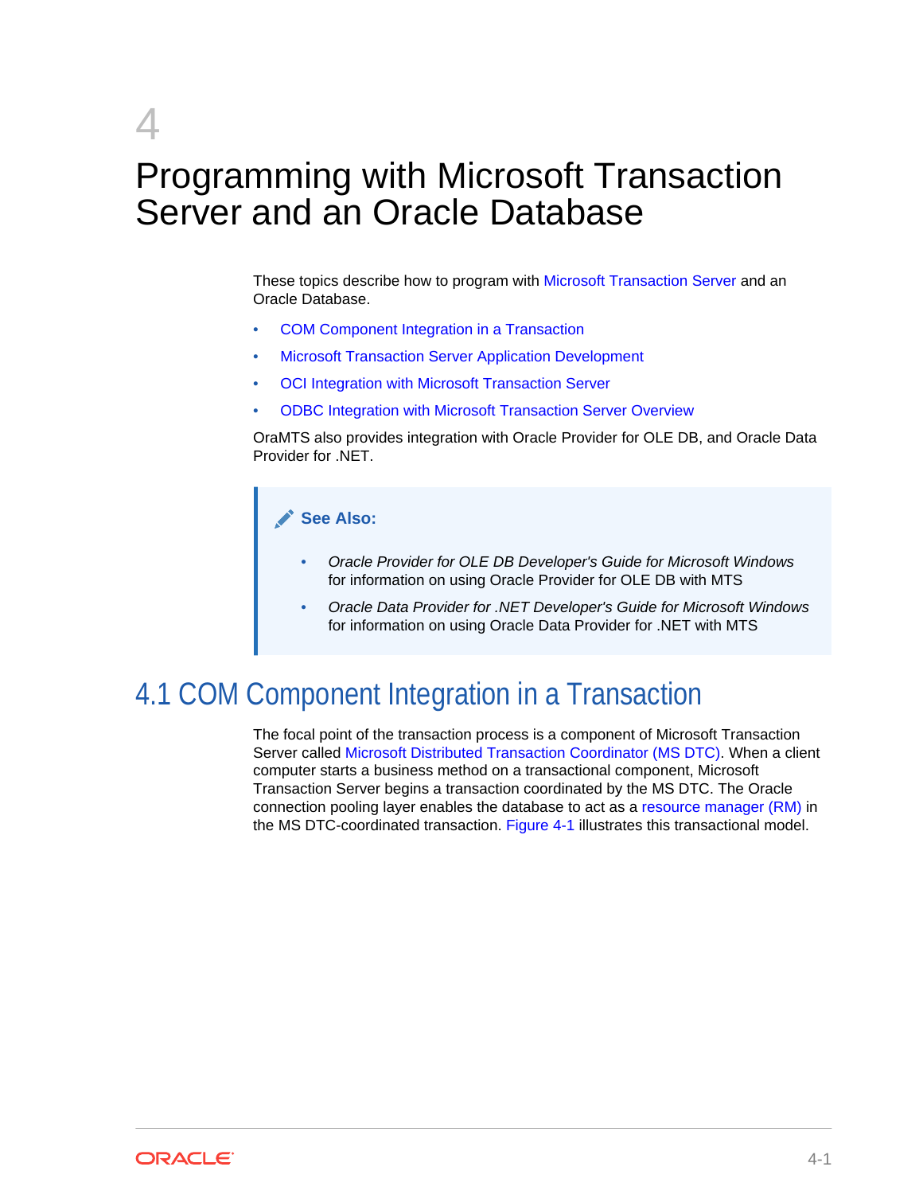# 4 Programming with Microsoft Transaction Server and an Oracle Database

These topics describe how to program with Microsoft Transaction Server and an Oracle Database.

- COM Component Integration in a Transaction
- Microsoft Transaction Server Application Development
- OCI Integration with Microsoft Transaction Server
- ODBC Integration with Microsoft Transaction Server Overview

OraMTS also provides integration with Oracle Provider for OLE DB, and Oracle Data Provider for .NET.

> **See Also:**
>
> - *Oracle Provider for OLE DB Developer's Guide for Microsoft Windows* for information on using Oracle Provider for OLE DB with MTS
> - *Oracle Data Provider for .NET Developer's Guide for Microsoft Windows* for information on using Oracle Data Provider for .NET with MTS

## 4.1 COM Component Integration in a Transaction

The focal point of the transaction process is a component of Microsoft Transaction Server called Microsoft Distributed Transaction Coordinator (MS DTC). When a client computer starts a business method on a transactional component, Microsoft Transaction Server begins a transaction coordinated by the MS DTC. The Oracle connection pooling layer enables the database to act as a resource manager (RM) in the MS DTC-coordinated transaction. Figure 4-1 illustrates this transactional model.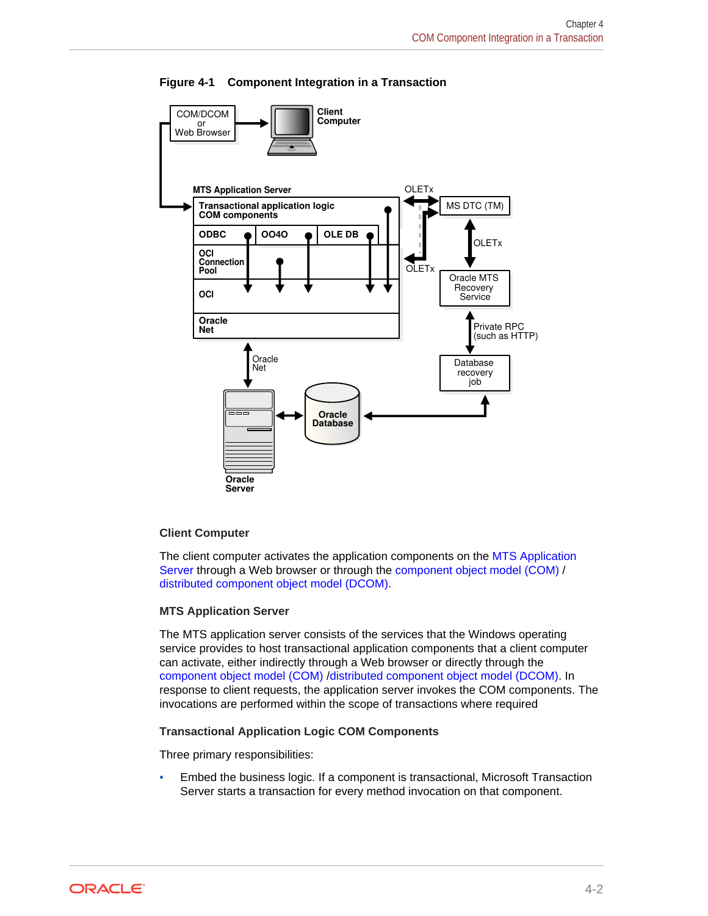**Figure 4-1 Component Integration in a Transaction**

### Client Computer

The client computer activates the application components on the MTS Application Server through a Web browser or through the component object model (COM) / distributed component object model (DCOM).

### MTS Application Server

The MTS application server consists of the services that the Windows operating service provides to host transactional application components that a client computer can activate, either indirectly through a Web browser or directly through the component object model (COM) /distributed component object model (DCOM). In response to client requests, the application server invokes the COM components. The invocations are performed within the scope of transactions where required

### Transactional Application Logic COM Components

Three primary responsibilities:

- Embed the business logic. If a component is transactional, Microsoft Transaction Server starts a transaction for every method invocation on that component.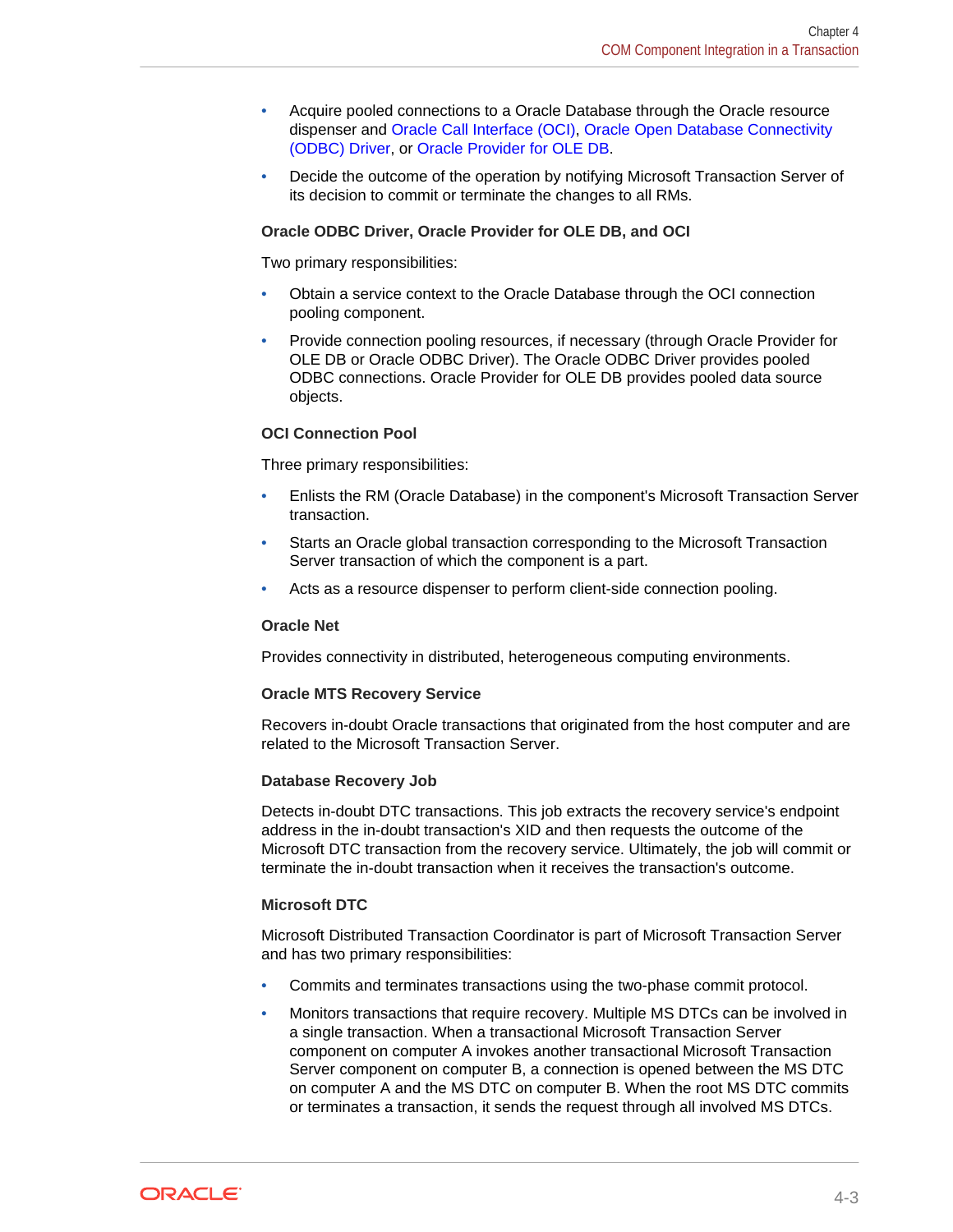- Acquire pooled connections to a Oracle Database through the Oracle resource dispenser and Oracle Call Interface (OCI), Oracle Open Database Connectivity (ODBC) Driver, or Oracle Provider for OLE DB.
- Decide the outcome of the operation by notifying Microsoft Transaction Server of its decision to commit or terminate the changes to all RMs.

**Oracle ODBC Driver, Oracle Provider for OLE DB, and OCI**

Two primary responsibilities:

- Obtain a service context to the Oracle Database through the OCI connection pooling component.
- Provide connection pooling resources, if necessary (through Oracle Provider for OLE DB or Oracle ODBC Driver). The Oracle ODBC Driver provides pooled ODBC connections. Oracle Provider for OLE DB provides pooled data source objects.

**OCI Connection Pool**

Three primary responsibilities:

- Enlists the RM (Oracle Database) in the component's Microsoft Transaction Server transaction.
- Starts an Oracle global transaction corresponding to the Microsoft Transaction Server transaction of which the component is a part.
- Acts as a resource dispenser to perform client-side connection pooling.

**Oracle Net**

Provides connectivity in distributed, heterogeneous computing environments.

**Oracle MTS Recovery Service**

Recovers in-doubt Oracle transactions that originated from the host computer and are related to the Microsoft Transaction Server.

**Database Recovery Job**

Detects in-doubt DTC transactions. This job extracts the recovery service's endpoint address in the in-doubt transaction's XID and then requests the outcome of the Microsoft DTC transaction from the recovery service. Ultimately, the job will commit or terminate the in-doubt transaction when it receives the transaction's outcome.

**Microsoft DTC**

Microsoft Distributed Transaction Coordinator is part of Microsoft Transaction Server and has two primary responsibilities:

- Commits and terminates transactions using the two-phase commit protocol.
- Monitors transactions that require recovery. Multiple MS DTCs can be involved in a single transaction. When a transactional Microsoft Transaction Server component on computer A invokes another transactional Microsoft Transaction Server component on computer B, a connection is opened between the MS DTC on computer A and the MS DTC on computer B. When the root MS DTC commits or terminates a transaction, it sends the request through all involved MS DTCs.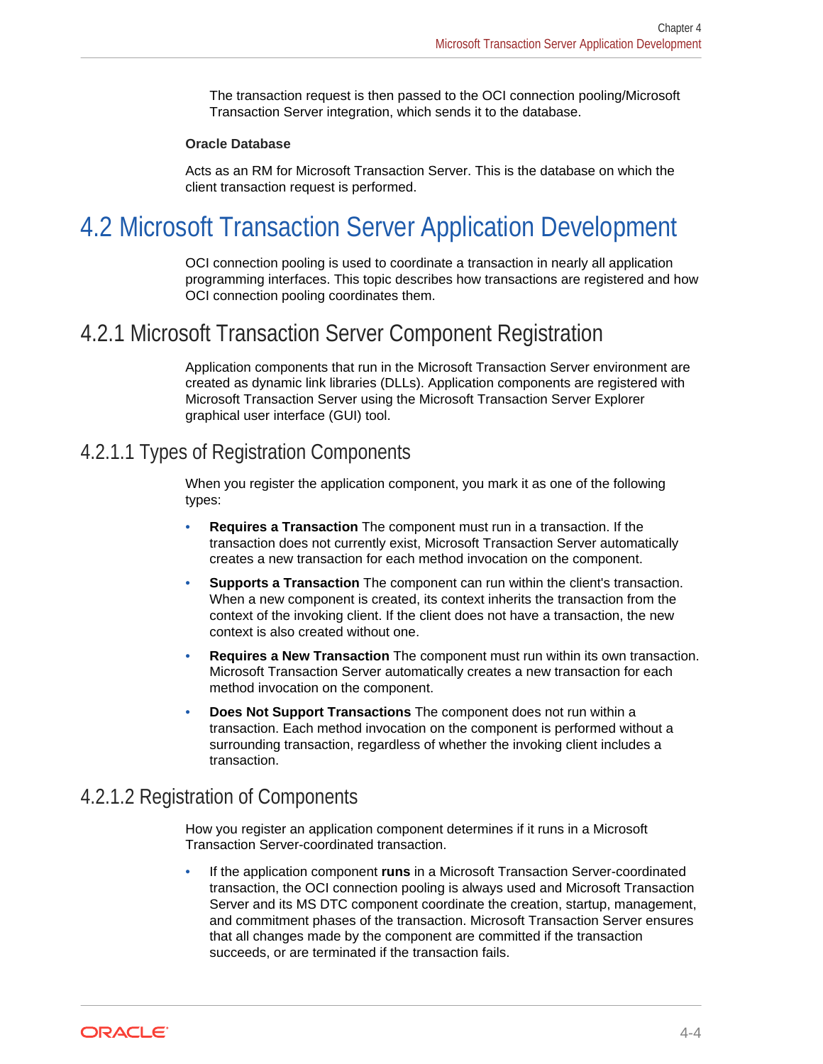The transaction request is then passed to the OCI connection pooling/Microsoft Transaction Server integration, which sends it to the database.

**Oracle Database**

Acts as an RM for Microsoft Transaction Server. This is the database on which the client transaction request is performed.

## 4.2 Microsoft Transaction Server Application Development

OCI connection pooling is used to coordinate a transaction in nearly all application programming interfaces. This topic describes how transactions are registered and how OCI connection pooling coordinates them.

### 4.2.1 Microsoft Transaction Server Component Registration

Application components that run in the Microsoft Transaction Server environment are created as dynamic link libraries (DLLs). Application components are registered with Microsoft Transaction Server using the Microsoft Transaction Server Explorer graphical user interface (GUI) tool.

#### 4.2.1.1 Types of Registration Components

When you register the application component, you mark it as one of the following types:

- **Requires a Transaction** The component must run in a transaction. If the transaction does not currently exist, Microsoft Transaction Server automatically creates a new transaction for each method invocation on the component.
- **Supports a Transaction** The component can run within the client's transaction. When a new component is created, its context inherits the transaction from the context of the invoking client. If the client does not have a transaction, the new context is also created without one.
- **Requires a New Transaction** The component must run within its own transaction. Microsoft Transaction Server automatically creates a new transaction for each method invocation on the component.
- **Does Not Support Transactions** The component does not run within a transaction. Each method invocation on the component is performed without a surrounding transaction, regardless of whether the invoking client includes a transaction.

#### 4.2.1.2 Registration of Components

How you register an application component determines if it runs in a Microsoft Transaction Server-coordinated transaction.

- If the application component **runs** in a Microsoft Transaction Server-coordinated transaction, the OCI connection pooling is always used and Microsoft Transaction Server and its MS DTC component coordinate the creation, startup, management, and commitment phases of the transaction. Microsoft Transaction Server ensures that all changes made by the component are committed if the transaction succeeds, or are terminated if the transaction fails.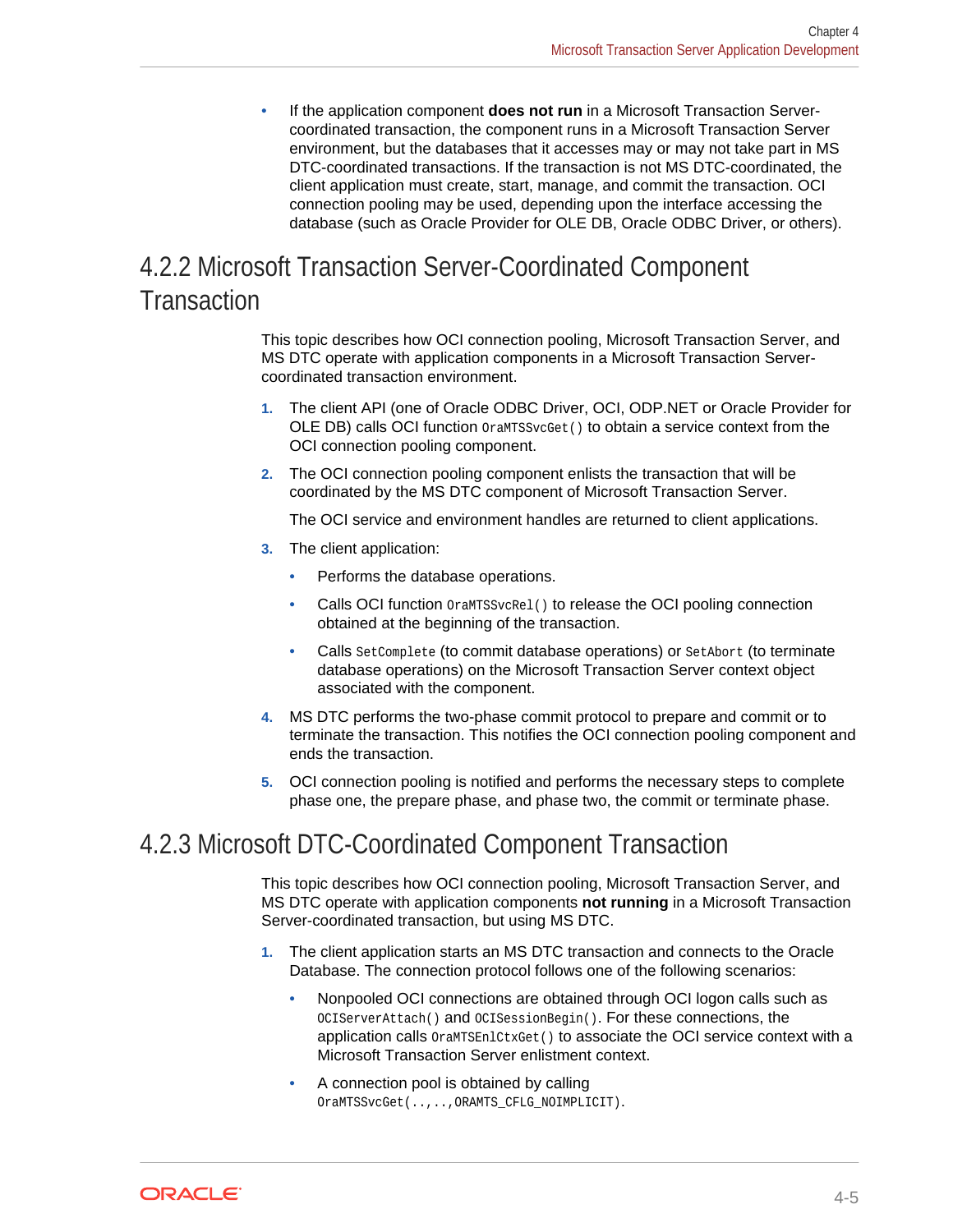- If the application component **does not run** in a Microsoft Transaction Server-coordinated transaction, the component runs in a Microsoft Transaction Server environment, but the databases that it accesses may or may not take part in MS DTC-coordinated transactions. If the transaction is not MS DTC-coordinated, the client application must create, start, manage, and commit the transaction. OCI connection pooling may be used, depending upon the interface accessing the database (such as Oracle Provider for OLE DB, Oracle ODBC Driver, or others).

## 4.2.2 Microsoft Transaction Server-Coordinated Component Transaction

This topic describes how OCI connection pooling, Microsoft Transaction Server, and MS DTC operate with application components in a Microsoft Transaction Server-coordinated transaction environment.

1. The client API (one of Oracle ODBC Driver, OCI, ODP.NET or Oracle Provider for OLE DB) calls OCI function `OraMTSSvcGet()` to obtain a service context from the OCI connection pooling component.
2. The OCI connection pooling component enlists the transaction that will be coordinated by the MS DTC component of Microsoft Transaction Server.

   The OCI service and environment handles are returned to client applications.
3. The client application:
   - Performs the database operations.
   - Calls OCI function `OraMTSSvcRel()` to release the OCI pooling connection obtained at the beginning of the transaction.
   - Calls `SetComplete` (to commit database operations) or `SetAbort` (to terminate database operations) on the Microsoft Transaction Server context object associated with the component.
4. MS DTC performs the two-phase commit protocol to prepare and commit or to terminate the transaction. This notifies the OCI connection pooling component and ends the transaction.
5. OCI connection pooling is notified and performs the necessary steps to complete phase one, the prepare phase, and phase two, the commit or terminate phase.

## 4.2.3 Microsoft DTC-Coordinated Component Transaction

This topic describes how OCI connection pooling, Microsoft Transaction Server, and MS DTC operate with application components **not running** in a Microsoft Transaction Server-coordinated transaction, but using MS DTC.

1. The client application starts an MS DTC transaction and connects to the Oracle Database. The connection protocol follows one of the following scenarios:
   - Nonpooled OCI connections are obtained through OCI logon calls such as `OCIServerAttach()` and `OCISessionBegin()`. For these connections, the application calls `OraMTSEnlCtxGet()` to associate the OCI service context with a Microsoft Transaction Server enlistment context.
   - A connection pool is obtained by calling `OraMTSSvcGet(..,..,ORAMTS_CFLG_NOIMPLICIT)`.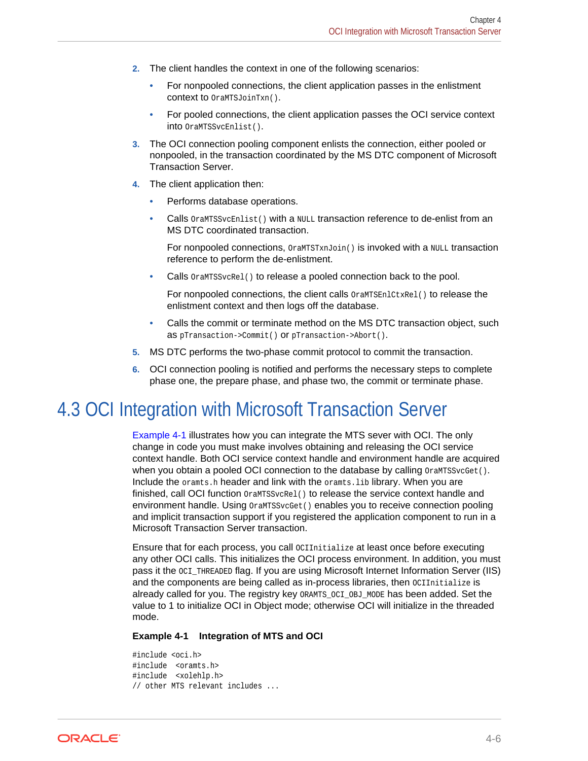2. The client handles the context in one of the following scenarios:
   - For nonpooled connections, the client application passes in the enlistment context to `OraMTSJoinTxn()`.
   - For pooled connections, the client application passes the OCI service context into `OraMTSSvcEnlist()`.
3. The OCI connection pooling component enlists the connection, either pooled or nonpooled, in the transaction coordinated by the MS DTC component of Microsoft Transaction Server.
4. The client application then:
   - Performs database operations.
   - Calls `OraMTSSvcEnlist()` with a `NULL` transaction reference to de-enlist from an MS DTC coordinated transaction.

     For nonpooled connections, `OraMTSTxnJoin()` is invoked with a `NULL` transaction reference to perform the de-enlistment.
   - Calls `OraMTSSvcRel()` to release a pooled connection back to the pool.

     For nonpooled connections, the client calls `OraMTSEnlCtxRel()` to release the enlistment context and then logs off the database.
   - Calls the commit or terminate method on the MS DTC transaction object, such as `pTransaction->Commit()` or `pTransaction->Abort()`.
5. MS DTC performs the two-phase commit protocol to commit the transaction.
6. OCI connection pooling is notified and performs the necessary steps to complete phase one, the prepare phase, and phase two, the commit or terminate phase.

## 4.3 OCI Integration with Microsoft Transaction Server

Example 4-1 illustrates how you can integrate the MTS sever with OCI. The only change in code you must make involves obtaining and releasing the OCI service context handle. Both OCI service context handle and environment handle are acquired when you obtain a pooled OCI connection to the database by calling `OraMTSSvcGet()`. Include the `oramts.h` header and link with the `oramts.lib` library. When you are finished, call OCI function `OraMTSSvcRel()` to release the service context handle and environment handle. Using `OraMTSSvcGet()` enables you to receive connection pooling and implicit transaction support if you registered the application component to run in a Microsoft Transaction Server transaction.

Ensure that for each process, you call `OCIInitialize` at least once before executing any other OCI calls. This initializes the OCI process environment. In addition, you must pass it the `OCI_THREADED` flag. If you are using Microsoft Internet Information Server (IIS) and the components are being called as in-process libraries, then `OCIInitialize` is already called for you. The registry key `ORAMTS_OCI_OBJ_MODE` has been added. Set the value to 1 to initialize OCI in Object mode; otherwise OCI will initialize in the threaded mode.

**Example 4-1 Integration of MTS and OCI**

```
#include <oci.h>
#include  <oramts.h>
#include  <xolehlp.h>
// other MTS relevant includes ...
```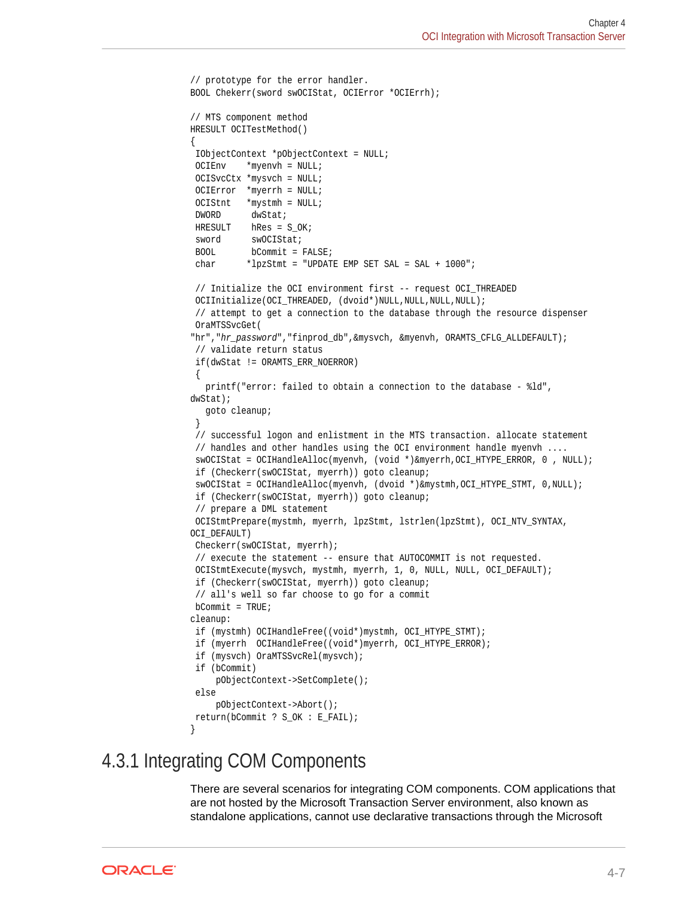```
// prototype for the error handler.
BOOL Chekerr(sword swOCIStat, OCIError *OCIErrh);

// MTS component method
HRESULT OCITestMethod()
{
 IObjectContext *pObjectContext = NULL;
 OCIEnv    *myenvh = NULL;
 OCISvcCtx *mysvch = NULL;
 OCIError  *myerrh = NULL;
 OCIStnt   *mystmh = NULL;
 DWORD      dwStat;
 HRESULT    hRes = S_OK;
 sword      swOCIStat;
 BOOL       bCommit = FALSE;
 char      *lpzStmt = "UPDATE EMP SET SAL = SAL + 1000";

 // Initialize the OCI environment first -- request OCI_THREADED
 OCIInitialize(OCI_THREADED, (dvoid*)NULL,NULL,NULL,NULL);
 // attempt to get a connection to the database through the resource dispenser
 OraMTSSvcGet(
"hr","hr_password","finprod_db",&mysvch, &myenvh, ORAMTS_CFLG_ALLDEFAULT);
 // validate return status
 if(dwStat != ORAMTS_ERR_NOERROR)
 {
   printf("error: failed to obtain a connection to the database - %ld",
dwStat);
   goto cleanup;
 }
 // successful logon and enlistment in the MTS transaction. allocate statement
 // handles and other handles using the OCI environment handle myenvh ....
 swOCIStat = OCIHandleAlloc(myenvh, (void *)&myerrh,OCI_HTYPE_ERROR, 0 , NULL);
 if (Checkerr(swOCIStat, myerrh)) goto cleanup;
 swOCIStat = OCIHandleAlloc(myenvh, (dvoid *)&mystmh,OCI_HTYPE_STMT, 0,NULL);
 if (Checkerr(swOCIStat, myerrh)) goto cleanup;
 // prepare a DML statement
 OCIStmtPrepare(mystmh, myerrh, lpzStmt, lstrlen(lpzStmt), OCI_NTV_SYNTAX,
OCI_DEFAULT)
 Checkerr(swOCIStat, myerrh);
 // execute the statement -- ensure that AUTOCOMMIT is not requested.
 OCIStmtExecute(mysvch, mystmh, myerrh, 1, 0, NULL, NULL, OCI_DEFAULT);
 if (Checkerr(swOCIStat, myerrh)) goto cleanup;
 // all's well so far choose to go for a commit
 bCommit = TRUE;
cleanup:
 if (mystmh) OCIHandleFree((void*)mystmh, OCI_HTYPE_STMT);
 if (myerrh  OCIHandleFree((void*)myerrh, OCI_HTYPE_ERROR);
 if (mysvch) OraMTSSvcRel(mysvch);
 if (bCommit)
     pObjectContext->SetComplete();
 else
     pObjectContext->Abort();
 return(bCommit ? S_OK : E_FAIL);
}
```

## 4.3.1 Integrating COM Components

There are several scenarios for integrating COM components. COM applications that are not hosted by the Microsoft Transaction Server environment, also known as standalone applications, cannot use declarative transactions through the Microsoft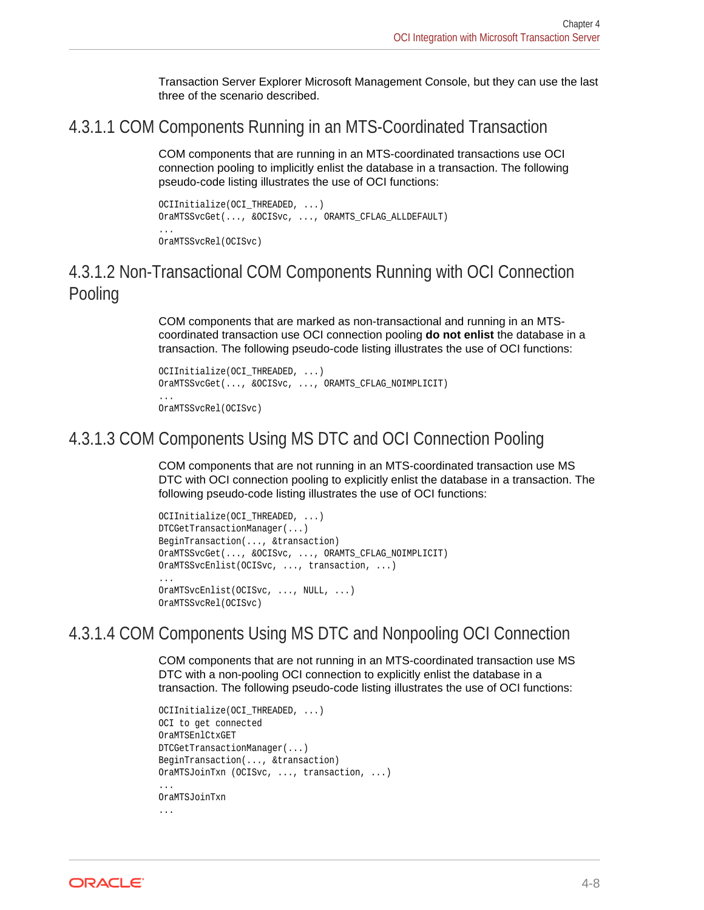Transaction Server Explorer Microsoft Management Console, but they can use the last three of the scenario described.

#### 4.3.1.1 COM Components Running in an MTS-Coordinated Transaction

COM components that are running in an MTS-coordinated transactions use OCI connection pooling to implicitly enlist the database in a transaction. The following pseudo-code listing illustrates the use of OCI functions:

```
OCIInitialize(OCI_THREADED, ...)
OraMTSSvcGet(..., &OCISvc, ..., ORAMTS_CFLAG_ALLDEFAULT)
...
OraMTSSvcRel(OCISvc)
```

#### 4.3.1.2 Non-Transactional COM Components Running with OCI Connection Pooling

COM components that are marked as non-transactional and running in an MTS-coordinated transaction use OCI connection pooling **do not enlist** the database in a transaction. The following pseudo-code listing illustrates the use of OCI functions:

```
OCIInitialize(OCI_THREADED, ...)
OraMTSSvcGet(..., &OCISvc, ..., ORAMTS_CFLAG_NOIMPLICIT)
...
OraMTSSvcRel(OCISvc)
```

#### 4.3.1.3 COM Components Using MS DTC and OCI Connection Pooling

COM components that are not running in an MTS-coordinated transaction use MS DTC with OCI connection pooling to explicitly enlist the database in a transaction. The following pseudo-code listing illustrates the use of OCI functions:

```
OCIInitialize(OCI_THREADED, ...)
DTCGetTransactionManager(...)
BeginTransaction(..., &transaction)
OraMTSSvcGet(..., &OCISvc, ..., ORAMTS_CFLAG_NOIMPLICIT)
OraMTSSvcEnlist(OCISvc, ..., transaction, ...)
...
OraMTSvcEnlist(OCISvc, ..., NULL, ...)
OraMTSSvcRel(OCISvc)
```

#### 4.3.1.4 COM Components Using MS DTC and Nonpooling OCI Connection

COM components that are not running in an MTS-coordinated transaction use MS DTC with a non-pooling OCI connection to explicitly enlist the database in a transaction. The following pseudo-code listing illustrates the use of OCI functions:

```
OCIInitialize(OCI_THREADED, ...)
OCI to get connected
OraMTSEnlCtxGET
DTCGetTransactionManager(...)
BeginTransaction(..., &transaction)
OraMTSJoinTxn (OCISvc, ..., transaction, ...)
...
OraMTSJoinTxn
...
```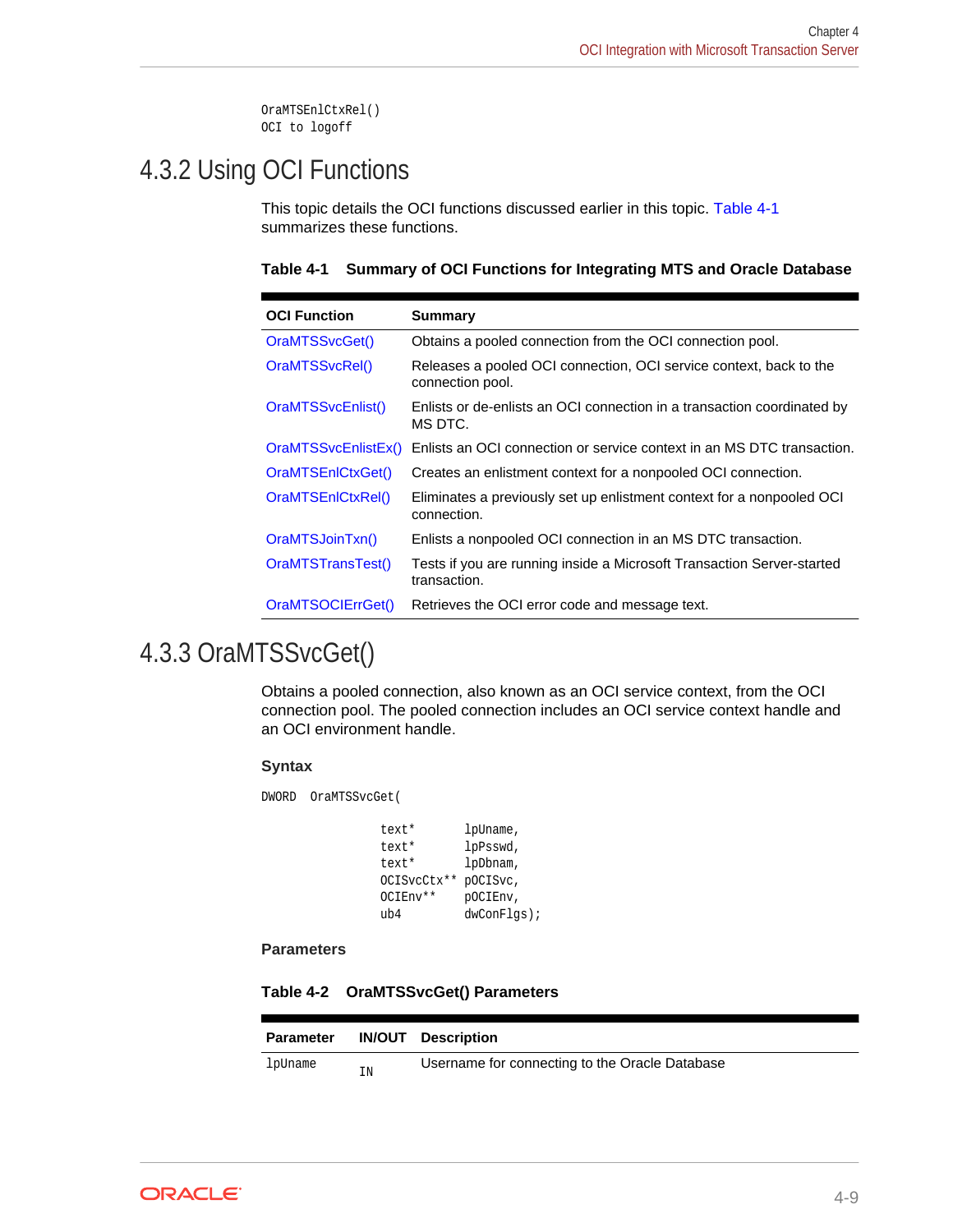```
OraMTSEnlCtxRel()
OCI to logoff
```

## 4.3.2 Using OCI Functions

This topic details the OCI functions discussed earlier in this topic. Table 4-1 summarizes these functions.

**Table 4-1 Summary of OCI Functions for Integrating MTS and Oracle Database**

| OCI Function | Summary |
| --- | --- |
| OraMTSSvcGet() | Obtains a pooled connection from the OCI connection pool. |
| OraMTSSvcRel() | Releases a pooled OCI connection, OCI service context, back to the connection pool. |
| OraMTSSvcEnlist() | Enlists or de-enlists an OCI connection in a transaction coordinated by MS DTC. |
| OraMTSSvcEnlistEx() | Enlists an OCI connection or service context in an MS DTC transaction. |
| OraMTSEnlCtxGet() | Creates an enlistment context for a nonpooled OCI connection. |
| OraMTSEnlCtxRel() | Eliminates a previously set up enlistment context for a nonpooled OCI connection. |
| OraMTSJoinTxn() | Enlists a nonpooled OCI connection in an MS DTC transaction. |
| OraMTSTransTest() | Tests if you are running inside a Microsoft Transaction Server-started transaction. |
| OraMTSOCIErrGet() | Retrieves the OCI error code and message text. |

## 4.3.3 OraMTSSvcGet()

Obtains a pooled connection, also known as an OCI service context, from the OCI connection pool. The pooled connection includes an OCI service context handle and an OCI environment handle.

**Syntax**

```
DWORD  OraMTSSvcGet(

                 text*       lpUname,
                 text*       lpPsswd,
                 text*       lpDbnam,
                 OCISvcCtx** pOCISvc,
                 OCIEnv**    pOCIEnv,
                 ub4         dwConFlgs);
```

**Parameters**

**Table 4-2 OraMTSSvcGet() Parameters**

| Parameter | IN/OUT | Description |
| --- | --- | --- |
| lpUname | IN | Username for connecting to the Oracle Database |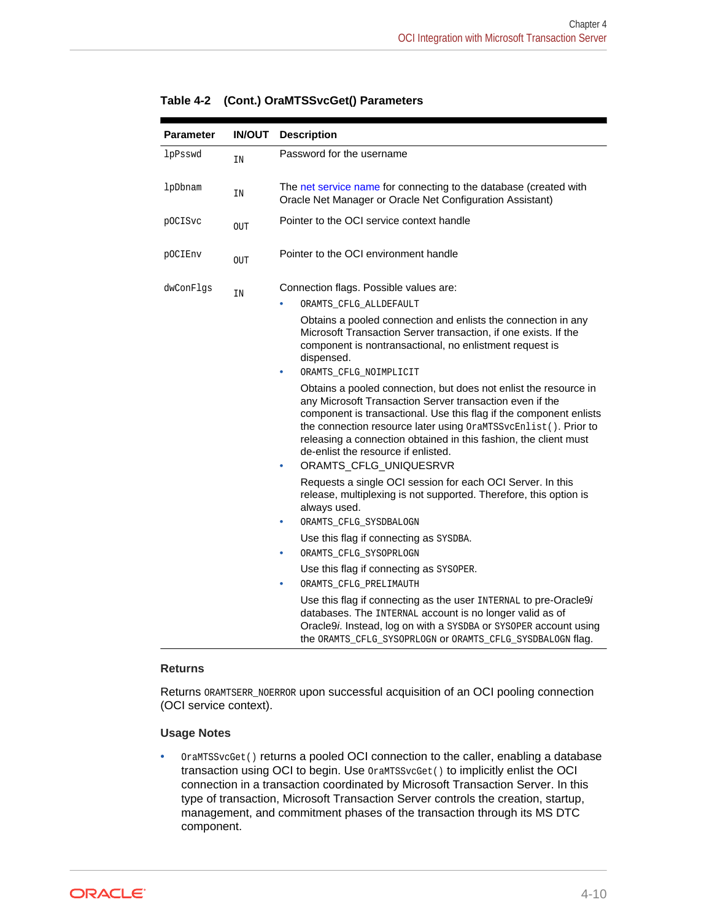**Table 4-2 (Cont.) OraMTSSvcGet() Parameters**

| Parameter | IN/OUT | Description |
|---|---|---|
| lpPsswd | IN | Password for the username |
| lpDbnam | IN | The net service name for connecting to the database (created with Oracle Net Manager or Oracle Net Configuration Assistant) |
| pOCISvc | OUT | Pointer to the OCI service context handle |
| pOCIEnv | OUT | Pointer to the OCI environment handle |
| dwConFlgs | IN | Connection flags. Possible values are: <br>• ORAMTS_CFLG_ALLDEFAULT <br>Obtains a pooled connection and enlists the connection in any Microsoft Transaction Server transaction, if one exists. If the component is nontransactional, no enlistment request is dispensed. <br>• ORAMTS_CFLG_NOIMPLICIT <br>Obtains a pooled connection, but does not enlist the resource in any Microsoft Transaction Server transaction even if the component is transactional. Use this flag if the component enlists the connection resource later using OraMTSSvcEnlist(). Prior to releasing a connection obtained in this fashion, the client must de-enlist the resource if enlisted. <br>• ORAMTS_CFLG_UNIQUESRVR <br>Requests a single OCI session for each OCI Server. In this release, multiplexing is not supported. Therefore, this option is always used. <br>• ORAMTS_CFLG_SYSDBALOGN <br>Use this flag if connecting as SYSDBA. <br>• ORAMTS_CFLG_SYSOPRLOGN <br>Use this flag if connecting as SYSOPER. <br>• ORAMTS_CFLG_PRELIMAUTH <br>Use this flag if connecting as the user INTERNAL to pre-Oracle9*i* databases. The INTERNAL account is no longer valid as of Oracle9*i*. Instead, log on with a SYSDBA or SYSOPER account using the ORAMTS_CFLG_SYSOPRLOGN or ORAMTS_CFLG_SYSDBALOGN flag. |

**Returns**

Returns ORAMTSERR_NOERROR upon successful acquisition of an OCI pooling connection (OCI service context).

**Usage Notes**

- OraMTSSvcGet() returns a pooled OCI connection to the caller, enabling a database transaction using OCI to begin. Use OraMTSSvcGet() to implicitly enlist the OCI connection in a transaction coordinated by Microsoft Transaction Server. In this type of transaction, Microsoft Transaction Server controls the creation, startup, management, and commitment phases of the transaction through its MS DTC component.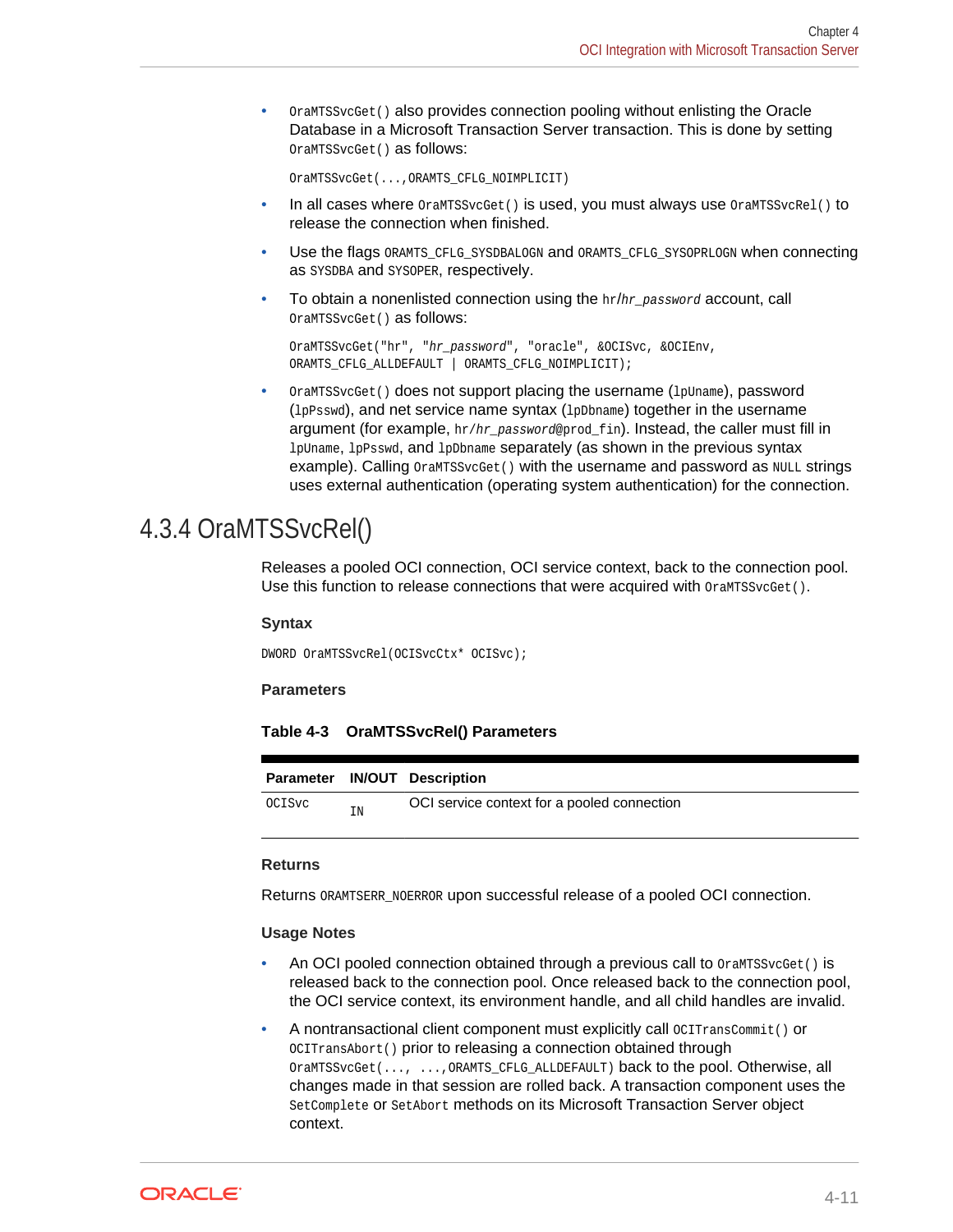- `OraMTSSvcGet()` also provides connection pooling without enlisting the Oracle Database in a Microsoft Transaction Server transaction. This is done by setting `OraMTSSvcGet()` as follows:

  ```
  OraMTSSvcGet(...,ORAMTS_CFLG_NOIMPLICIT)
  ```

- In all cases where `OraMTSSvcGet()` is used, you must always use `OraMTSSvcRel()` to release the connection when finished.
- Use the flags `ORAMTS_CFLG_SYSDBALOGN` and `ORAMTS_CFLG_SYSOPRLOGN` when connecting as `SYSDBA` and `SYSOPER`, respectively.
- To obtain a nonenlisted connection using the `hr/`*`hr_password`* account, call `OraMTSSvcGet()` as follows:

  ```
  OraMTSSvcGet("hr", "hr_password", "oracle", &OCISvc, &OCIEnv,
  ORAMTS_CFLG_ALLDEFAULT | ORAMTS_CFLG_NOIMPLICIT);
  ```

- `OraMTSSvcGet()` does not support placing the username (`lpUname`), password (`lpPsswd`), and net service name syntax (`lpDbname`) together in the username argument (for example, `hr/`*`hr_password`*`@prod_fin`). Instead, the caller must fill in `lpUname`, `lpPsswd`, and `lpDbname` separately (as shown in the previous syntax example). Calling `OraMTSSvcGet()` with the username and password as `NULL` strings uses external authentication (operating system authentication) for the connection.

## 4.3.4 OraMTSSvcRel()

Releases a pooled OCI connection, OCI service context, back to the connection pool. Use this function to release connections that were acquired with `OraMTSSvcGet()`.

**Syntax**

```
DWORD OraMTSSvcRel(OCISvcCtx* OCISvc);
```

**Parameters**

**Table 4-3 OraMTSSvcRel() Parameters**

| Parameter | IN/OUT | Description |
|---|---|---|
| `OCISvc` | `IN` | OCI service context for a pooled connection |

**Returns**

Returns `ORAMTSERR_NOERROR` upon successful release of a pooled OCI connection.

**Usage Notes**

- An OCI pooled connection obtained through a previous call to `OraMTSSvcGet()` is released back to the connection pool. Once released back to the connection pool, the OCI service context, its environment handle, and all child handles are invalid.
- A nontransactional client component must explicitly call `OCITransCommit()` or `OCITransAbort()` prior to releasing a connection obtained through `OraMTSSvcGet(..., ...,ORAMTS_CFLG_ALLDEFAULT)` back to the pool. Otherwise, all changes made in that session are rolled back. A transaction component uses the `SetComplete` or `SetAbort` methods on its Microsoft Transaction Server object context.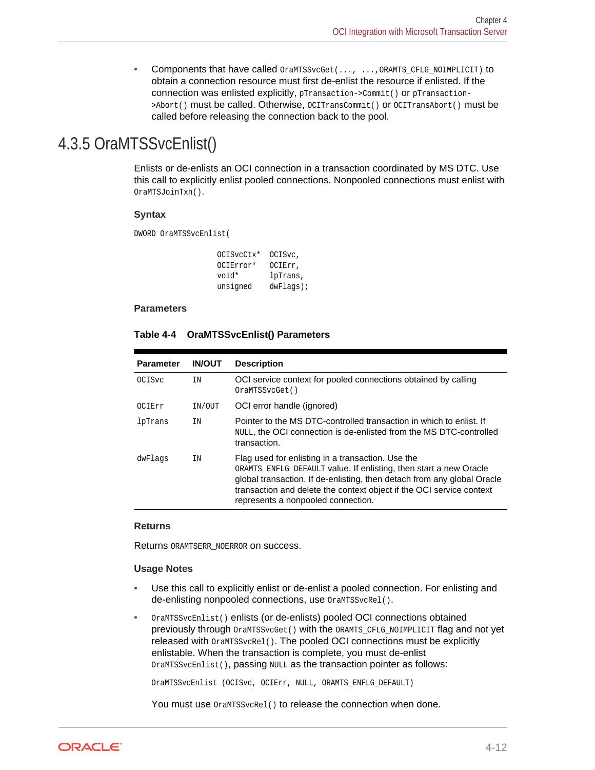- Components that have called `OraMTSSvcGet(..., ...,ORAMTS_CFLG_NOIMPLICIT)` to obtain a connection resource must first de-enlist the resource if enlisted. If the connection was enlisted explicitly, `pTransaction->Commit()` or `pTransaction->Abort()` must be called. Otherwise, `OCITransCommit()` or `OCITransAbort()` must be called before releasing the connection back to the pool.

## 4.3.5 OraMTSSvcEnlist()

Enlists or de-enlists an OCI connection in a transaction coordinated by MS DTC. Use this call to explicitly enlist pooled connections. Nonpooled connections must enlist with `OraMTSJoinTxn()`.

### Syntax

```
DWORD OraMTSSvcEnlist(

                   OCISvcCtx*  OCISvc,
                   OCIError*   OCIErr,
                   void*       lpTrans,
                   unsigned    dwFlags);
```

### Parameters

**Table 4-4 OraMTSSvcEnlist() Parameters**

| Parameter | IN/OUT | Description |
|---|---|---|
| `OCISvc` | `IN` | OCI service context for pooled connections obtained by calling `OraMTSSvcGet()` |
| `OCIErr` | `IN/OUT` | OCI error handle (ignored) |
| `lpTrans` | `IN` | Pointer to the MS DTC-controlled transaction in which to enlist. If `NULL`, the OCI connection is de-enlisted from the MS DTC-controlled transaction. |
| `dwFlags` | `IN` | Flag used for enlisting in a transaction. Use the `ORAMTS_ENFLG_DEFAULT` value. If enlisting, then start a new Oracle global transaction. If de-enlisting, then detach from any global Oracle transaction and delete the context object if the OCI service context represents a nonpooled connection. |

### Returns

Returns `ORAMTSERR_NOERROR` on success.

### Usage Notes

- Use this call to explicitly enlist or de-enlist a pooled connection. For enlisting and de-enlisting nonpooled connections, use `OraMTSSvcRel()`.
- `OraMTSSvcEnlist()` enlists (or de-enlists) pooled OCI connections obtained previously through `OraMTSSvcGet()` with the `ORAMTS_CFLG_NOIMPLICIT` flag and not yet released with `OraMTSSvcRel()`. The pooled OCI connections must be explicitly enlistable. When the transaction is complete, you must de-enlist `OraMTSSvcEnlist()`, passing `NULL` as the transaction pointer as follows:

  ```
  OraMTSSvcEnlist (OCISvc, OCIErr, NULL, ORAMTS_ENFLG_DEFAULT)
  ```

  You must use `OraMTSSvcRel()` to release the connection when done.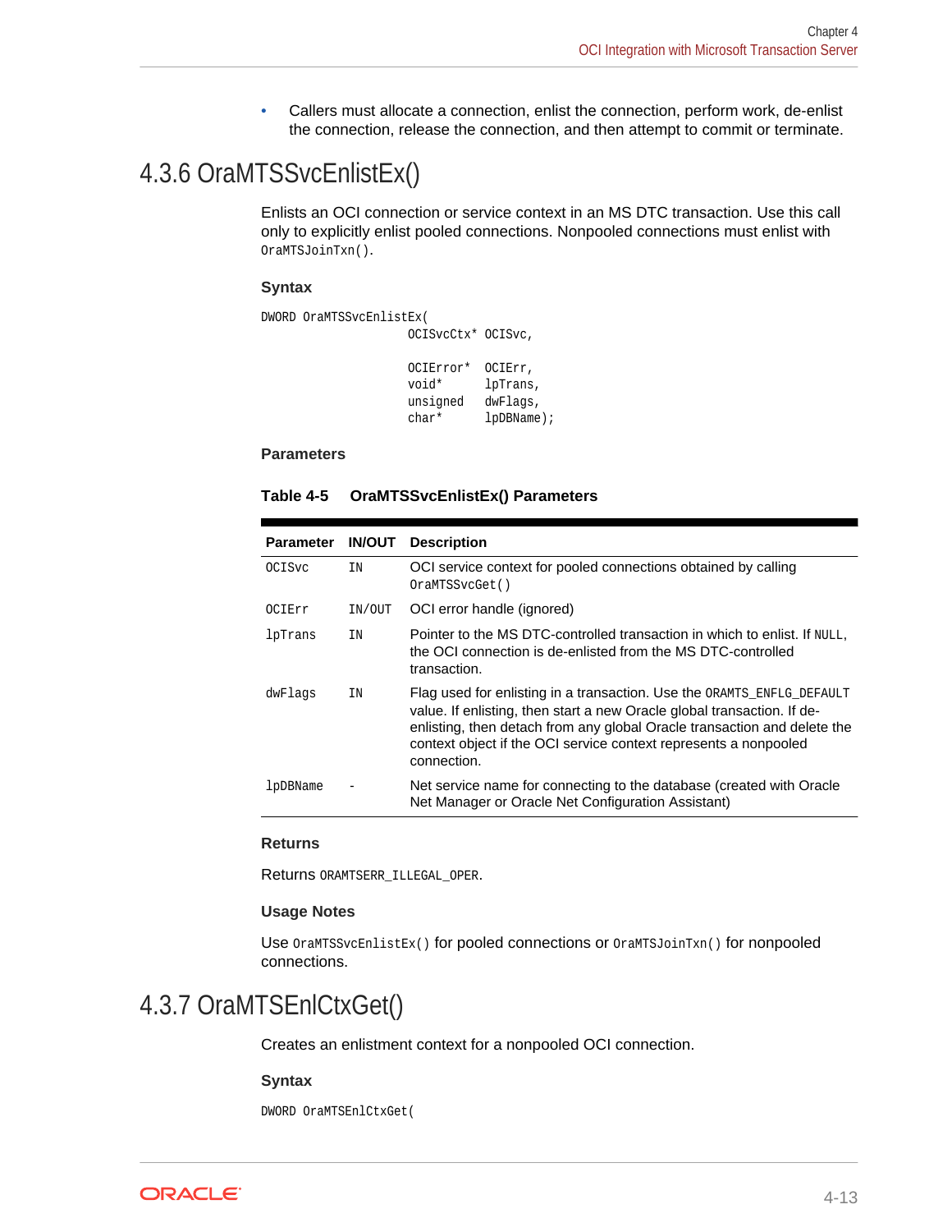- Callers must allocate a connection, enlist the connection, perform work, de-enlist the connection, release the connection, and then attempt to commit or terminate.

## 4.3.6 OraMTSSvcEnlistEx()

Enlists an OCI connection or service context in an MS DTC transaction. Use this call only to explicitly enlist pooled connections. Nonpooled connections must enlist with `OraMTSJoinTxn()`.

### Syntax

```
DWORD OraMTSSvcEnlistEx(
                     OCISvcCtx* OCISvc,

                     OCIError*  OCIErr,
                     void*      lpTrans,
                     unsigned   dwFlags,
                     char*      lpDBName);
```

### Parameters

**Table 4-5 OraMTSSvcEnlistEx() Parameters**

| Parameter | IN/OUT | Description |
|---|---|---|
| `OCISvc` | `IN` | OCI service context for pooled connections obtained by calling `OraMTSSvcGet()` |
| `OCIErr` | `IN/OUT` | OCI error handle (ignored) |
| `lpTrans` | `IN` | Pointer to the MS DTC-controlled transaction in which to enlist. If `NULL`, the OCI connection is de-enlisted from the MS DTC-controlled transaction. |
| `dwFlags` | `IN` | Flag used for enlisting in a transaction. Use the `ORAMTS_ENFLG_DEFAULT` value. If enlisting, then start a new Oracle global transaction. If de-enlisting, then detach from any global Oracle transaction and delete the context object if the OCI service context represents a nonpooled connection. |
| `lpDBName` | - | Net service name for connecting to the database (created with Oracle Net Manager or Oracle Net Configuration Assistant) |

### Returns

Returns `ORAMTSERR_ILLEGAL_OPER`.

### Usage Notes

Use `OraMTSSvcEnlistEx()` for pooled connections or `OraMTSJoinTxn()` for nonpooled connections.

## 4.3.7 OraMTSEnlCtxGet()

Creates an enlistment context for a nonpooled OCI connection.

### Syntax

```
DWORD OraMTSEnlCtxGet(
```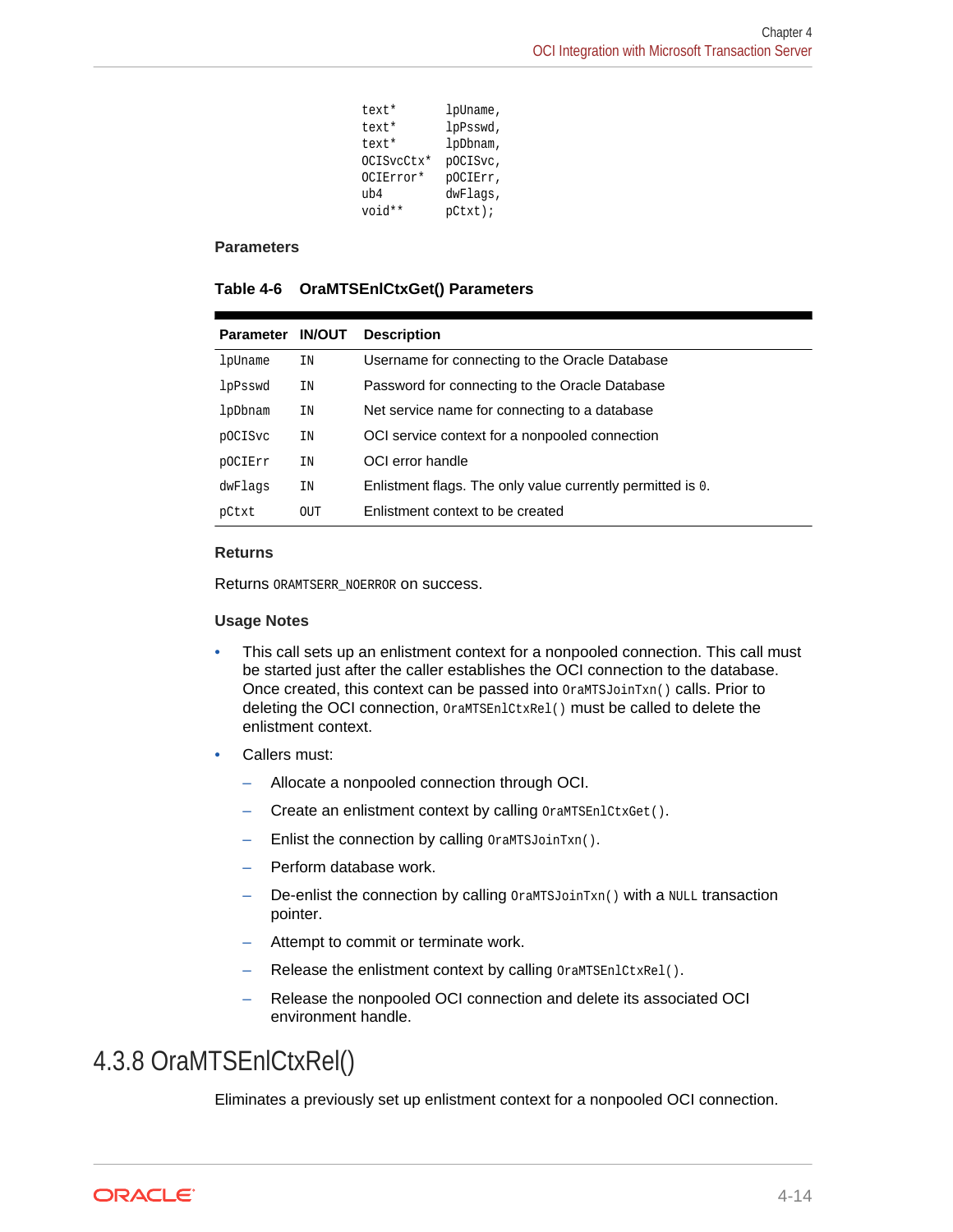```
text*       lpUname,
text*       lpPsswd,
text*       lpDbnam,
OCISvcCtx*  pOCISvc,
OCIError*   pOCIErr,
ub4         dwFlags,
void**      pCtxt);
```

**Parameters**

**Table 4-6 OraMTSEnlCtxGet() Parameters**

| Parameter | IN/OUT | Description |
|---|---|---|
| `lpUname` | `IN` | Username for connecting to the Oracle Database |
| `lpPsswd` | `IN` | Password for connecting to the Oracle Database |
| `lpDbnam` | `IN` | Net service name for connecting to a database |
| `pOCISvc` | `IN` | OCI service context for a nonpooled connection |
| `pOCIErr` | `IN` | OCI error handle |
| `dwFlags` | `IN` | Enlistment flags. The only value currently permitted is `0`. |
| `pCtxt` | `OUT` | Enlistment context to be created |

**Returns**

Returns `ORAMTSERR_NOERROR` on success.

**Usage Notes**

- This call sets up an enlistment context for a nonpooled connection. This call must be started just after the caller establishes the OCI connection to the database. Once created, this context can be passed into `OraMTSJoinTxn()` calls. Prior to deleting the OCI connection, `OraMTSEnlCtxRel()` must be called to delete the enlistment context.
- Callers must:
  - Allocate a nonpooled connection through OCI.
  - Create an enlistment context by calling `OraMTSEnlCtxGet()`.
  - Enlist the connection by calling `OraMTSJoinTxn()`.
  - Perform database work.
  - De-enlist the connection by calling `OraMTSJoinTxn()` with a `NULL` transaction pointer.
  - Attempt to commit or terminate work.
  - Release the enlistment context by calling `OraMTSEnlCtxRel()`.
  - Release the nonpooled OCI connection and delete its associated OCI environment handle.

## 4.3.8 OraMTSEnlCtxRel()

Eliminates a previously set up enlistment context for a nonpooled OCI connection.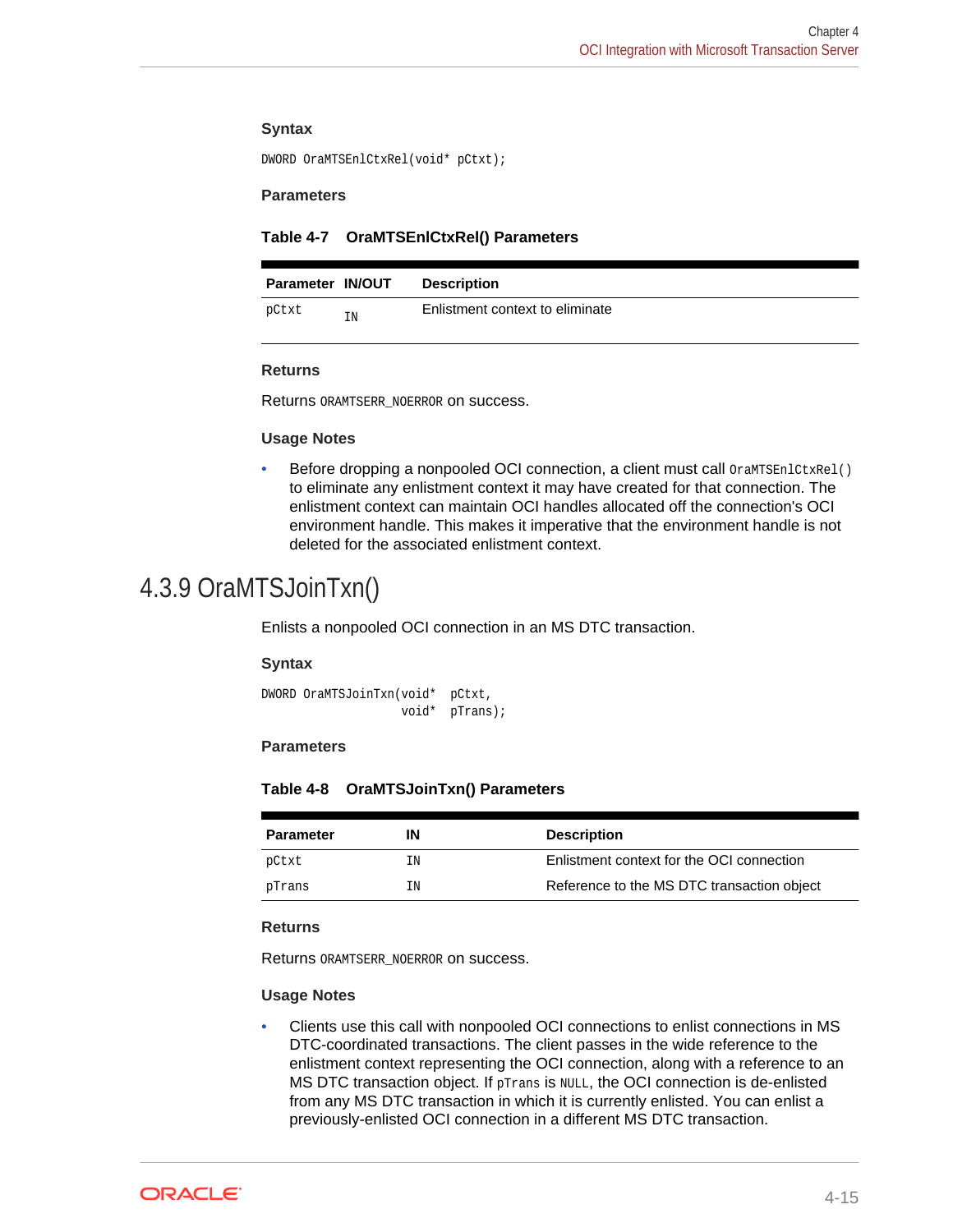**Syntax**

```
DWORD OraMTSEnlCtxRel(void* pCtxt);
```

**Parameters**

**Table 4-7 OraMTSEnlCtxRel() Parameters**

| Parameter | IN/OUT | Description |
|---|---|---|
| `pCtxt` | `IN` | Enlistment context to eliminate |

**Returns**

Returns `ORAMTSERR_NOERROR` on success.

**Usage Notes**

- Before dropping a nonpooled OCI connection, a client must call `OraMTSEnlCtxRel()` to eliminate any enlistment context it may have created for that connection. The enlistment context can maintain OCI handles allocated off the connection's OCI environment handle. This makes it imperative that the environment handle is not deleted for the associated enlistment context.

## 4.3.9 OraMTSJoinTxn()

Enlists a nonpooled OCI connection in an MS DTC transaction.

**Syntax**

```
DWORD OraMTSJoinTxn(void*  pCtxt,
                    void*  pTrans);
```

**Parameters**

**Table 4-8 OraMTSJoinTxn() Parameters**

| Parameter | IN | Description |
|---|---|---|
| `pCtxt` | `IN` | Enlistment context for the OCI connection |
| `pTrans` | `IN` | Reference to the MS DTC transaction object |

**Returns**

Returns `ORAMTSERR_NOERROR` on success.

**Usage Notes**

- Clients use this call with nonpooled OCI connections to enlist connections in MS DTC-coordinated transactions. The client passes in the wide reference to the enlistment context representing the OCI connection, along with a reference to an MS DTC transaction object. If `pTrans` is `NULL`, the OCI connection is de-enlisted from any MS DTC transaction in which it is currently enlisted. You can enlist a previously-enlisted OCI connection in a different MS DTC transaction.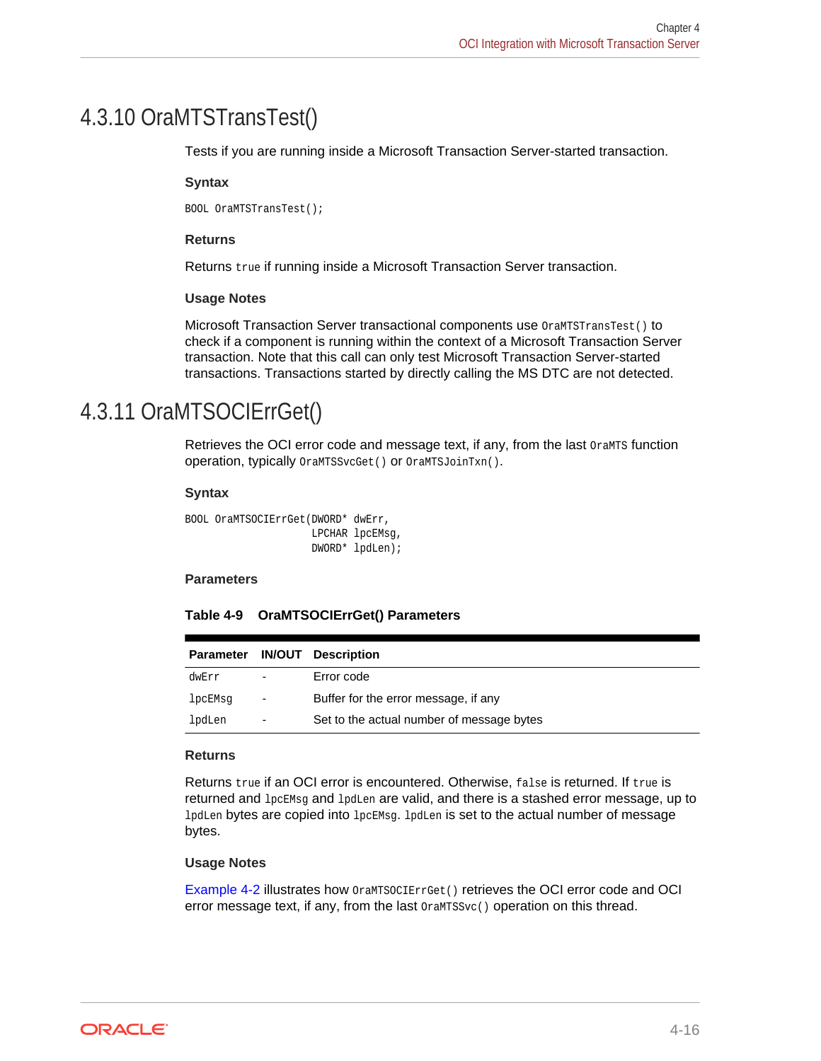## 4.3.10 OraMTSTransTest()

Tests if you are running inside a Microsoft Transaction Server-started transaction.

**Syntax**

```
BOOL OraMTSTransTest();
```

**Returns**

Returns `true` if running inside a Microsoft Transaction Server transaction.

**Usage Notes**

Microsoft Transaction Server transactional components use `OraMTSTransTest()` to check if a component is running within the context of a Microsoft Transaction Server transaction. Note that this call can only test Microsoft Transaction Server-started transactions. Transactions started by directly calling the MS DTC are not detected.

## 4.3.11 OraMTSOCIErrGet()

Retrieves the OCI error code and message text, if any, from the last `OraMTS` function operation, typically `OraMTSSvcGet()` or `OraMTSJoinTxn()`.

**Syntax**

```
BOOL OraMTSOCIErrGet(DWORD* dwErr,
                     LPCHAR lpcEMsg,
                     DWORD* lpdLen);
```

**Parameters**

**Table 4-9 OraMTSOCIErrGet() Parameters**

| Parameter | IN/OUT | Description |
|---|---|---|
| `dwErr` | - | Error code |
| `lpcEMsg` | - | Buffer for the error message, if any |
| `lpdLen` | - | Set to the actual number of message bytes |

**Returns**

Returns `true` if an OCI error is encountered. Otherwise, `false` is returned. If `true` is returned and `lpcEMsg` and `lpdLen` are valid, and there is a stashed error message, up to `lpdLen` bytes are copied into `lpcEMsg`. `lpdLen` is set to the actual number of message bytes.

**Usage Notes**

Example 4-2 illustrates how `OraMTSOCIErrGet()` retrieves the OCI error code and OCI error message text, if any, from the last `OraMTSSvc()` operation on this thread.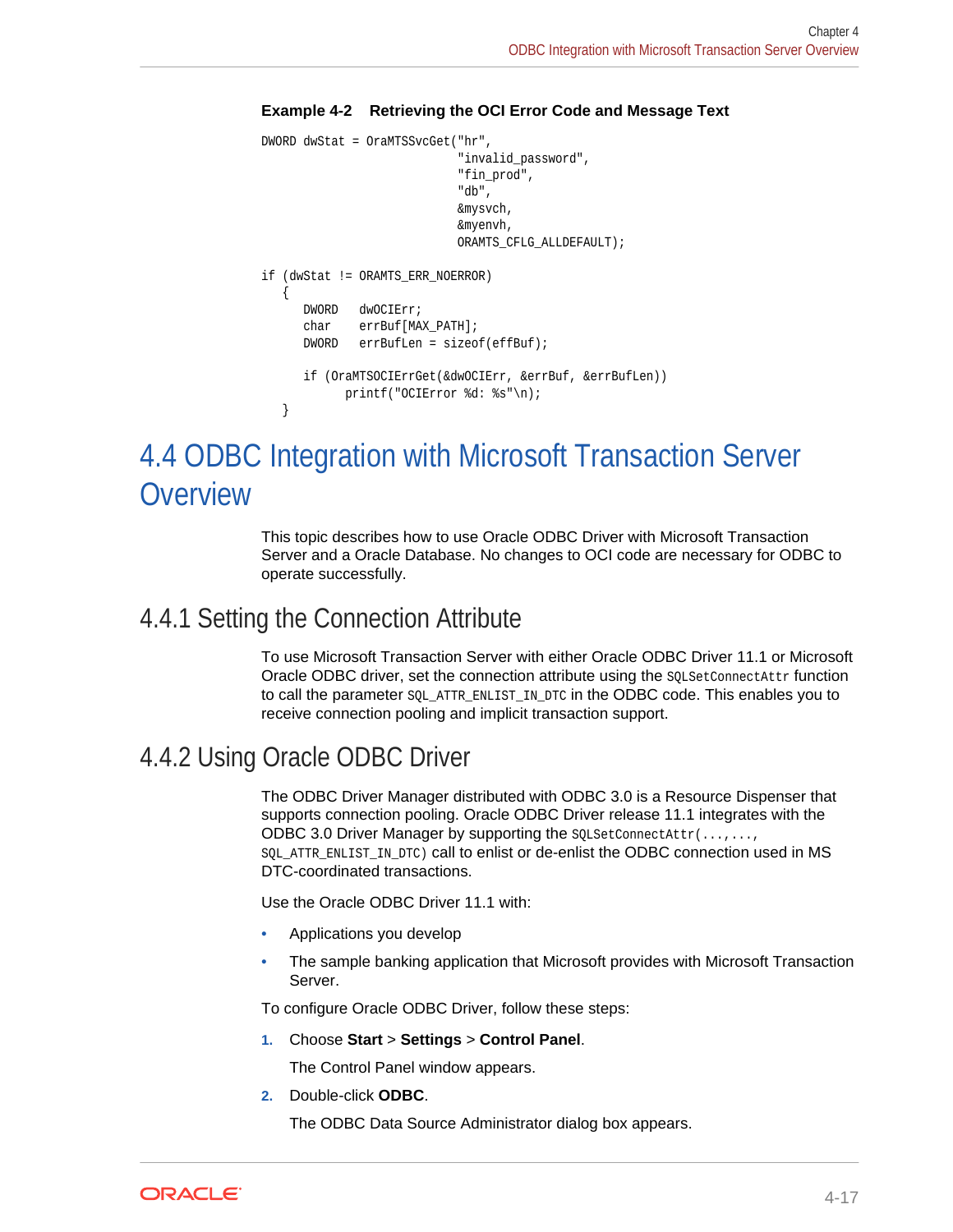**Example 4-2 Retrieving the OCI Error Code and Message Text**

```
DWORD dwStat = OraMTSSvcGet("hr",
                            "invalid_password",
                            "fin_prod",
                            "db",
                            &mysvch,
                            &myenvh,
                            ORAMTS_CFLG_ALLDEFAULT);

if (dwStat != ORAMTS_ERR_NOERROR)
   {
      DWORD   dwOCIErr;
      char    errBuf[MAX_PATH];
      DWORD   errBufLen = sizeof(effBuf);

      if (OraMTSOCIErrGet(&dwOCIErr, &errBuf, &errBufLen))
            printf("OCIError %d: %s"\n);
   }
```

# 4.4 ODBC Integration with Microsoft Transaction Server Overview

This topic describes how to use Oracle ODBC Driver with Microsoft Transaction Server and a Oracle Database. No changes to OCI code are necessary for ODBC to operate successfully.

## 4.4.1 Setting the Connection Attribute

To use Microsoft Transaction Server with either Oracle ODBC Driver 11.1 or Microsoft Oracle ODBC driver, set the connection attribute using the `SQLSetConnectAttr` function to call the parameter `SQL_ATTR_ENLIST_IN_DTC` in the ODBC code. This enables you to receive connection pooling and implicit transaction support.

## 4.4.2 Using Oracle ODBC Driver

The ODBC Driver Manager distributed with ODBC 3.0 is a Resource Dispenser that supports connection pooling. Oracle ODBC Driver release 11.1 integrates with the ODBC 3.0 Driver Manager by supporting the `SQLSetConnectAttr(...,...,` `SQL_ATTR_ENLIST_IN_DTC)` call to enlist or de-enlist the ODBC connection used in MS DTC-coordinated transactions.

Use the Oracle ODBC Driver 11.1 with:

- Applications you develop
- The sample banking application that Microsoft provides with Microsoft Transaction Server.

To configure Oracle ODBC Driver, follow these steps:

1. Choose **Start** > **Settings** > **Control Panel**.

   The Control Panel window appears.

2. Double-click **ODBC**.

   The ODBC Data Source Administrator dialog box appears.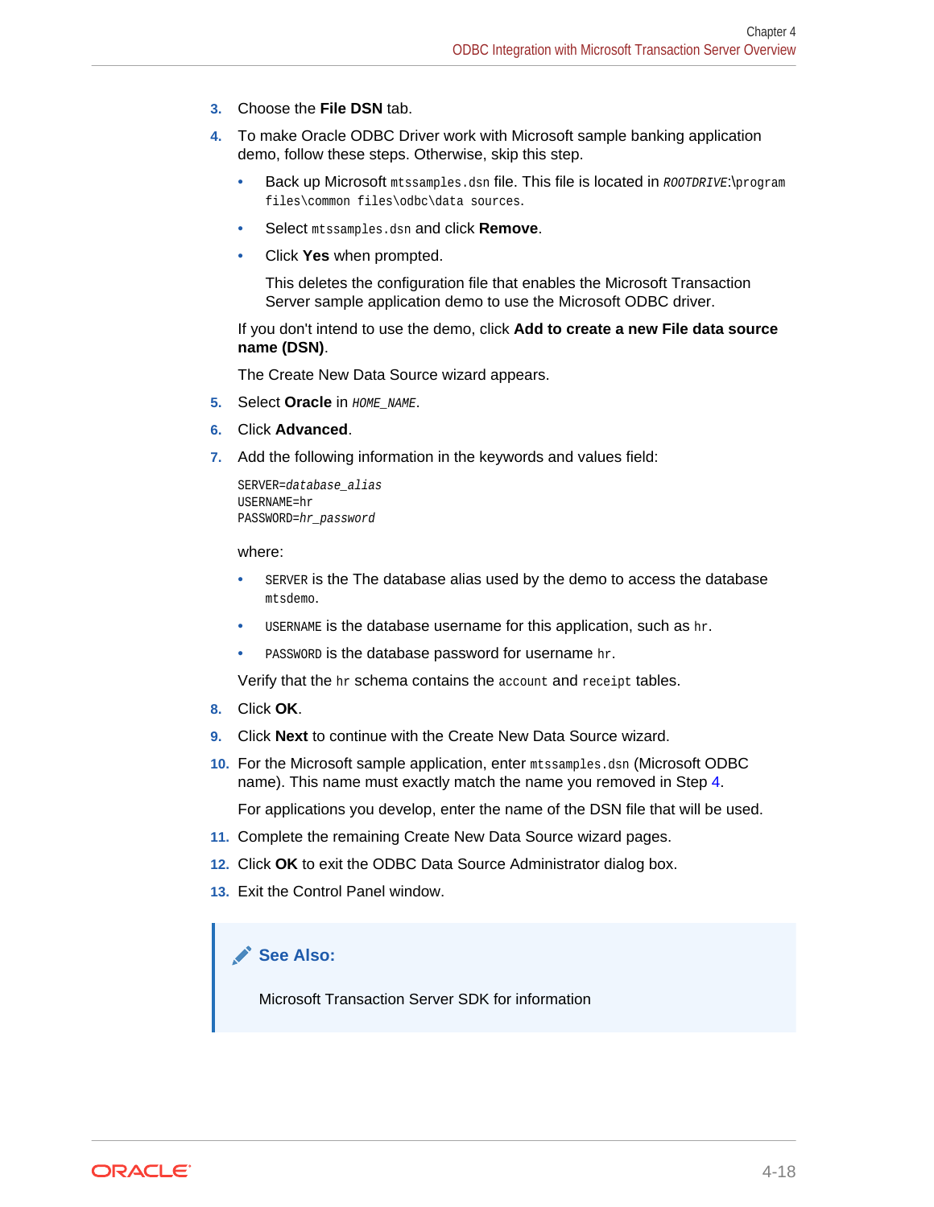3. Choose the **File DSN** tab.
4. To make Oracle ODBC Driver work with Microsoft sample banking application demo, follow these steps. Otherwise, skip this step.
   - Back up Microsoft `mtssamples.dsn` file. This file is located in *`ROOTDRIVE`*`:\program files\common files\odbc\data sources`.
   - Select `mtssamples.dsn` and click **Remove**.
   - Click **Yes** when prompted.

     This deletes the configuration file that enables the Microsoft Transaction Server sample application demo to use the Microsoft ODBC driver.

   If you don't intend to use the demo, click **Add to create a new File data source name (DSN)**.

   The Create New Data Source wizard appears.
5. Select **Oracle** in *`HOME_NAME`*.
6. Click **Advanced**.
7. Add the following information in the keywords and values field:

   ```
   SERVER=database_alias
   USERNAME=hr
   PASSWORD=hr_password
   ```

   where:
   - `SERVER` is the The database alias used by the demo to access the database `mtsdemo`.
   - `USERNAME` is the database username for this application, such as `hr`.
   - `PASSWORD` is the database password for username `hr`.

   Verify that the `hr` schema contains the `account` and `receipt` tables.
8. Click **OK**.
9. Click **Next** to continue with the Create New Data Source wizard.
10. For the Microsoft sample application, enter `mtssamples.dsn` (Microsoft ODBC name). This name must exactly match the name you removed in Step 4.

    For applications you develop, enter the name of the DSN file that will be used.
11. Complete the remaining Create New Data Source wizard pages.
12. Click **OK** to exit the ODBC Data Source Administrator dialog box.
13. Exit the Control Panel window.

> **See Also:**
>
> Microsoft Transaction Server SDK for information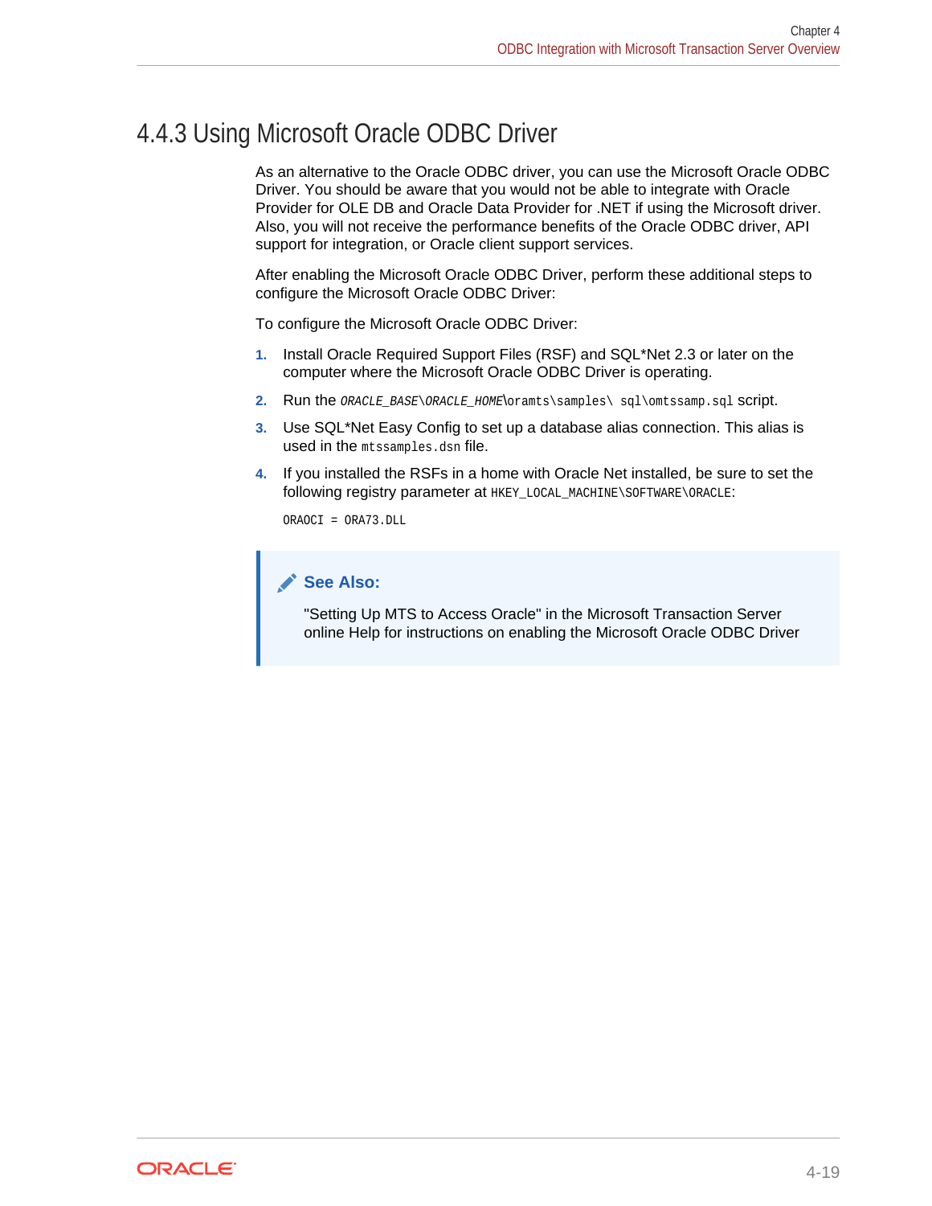### 4.4.3 Using Microsoft Oracle ODBC Driver

As an alternative to the Oracle ODBC driver, you can use the Microsoft Oracle ODBC Driver. You should be aware that you would not be able to integrate with Oracle Provider for OLE DB and Oracle Data Provider for .NET if using the Microsoft driver. Also, you will not receive the performance benefits of the Oracle ODBC driver, API support for integration, or Oracle client support services.

After enabling the Microsoft Oracle ODBC Driver, perform these additional steps to configure the Microsoft Oracle ODBC Driver:

To configure the Microsoft Oracle ODBC Driver:

1. Install Oracle Required Support Files (RSF) and SQL*Net 2.3 or later on the computer where the Microsoft Oracle ODBC Driver is operating.
2. Run the `ORACLE_BASE\ORACLE_HOME\oramts\samples\ sql\omtssamp.sql` script.
3. Use SQL*Net Easy Config to set up a database alias connection. This alias is used in the `mtssamples.dsn` file.
4. If you installed the RSFs in a home with Oracle Net installed, be sure to set the following registry parameter at `HKEY_LOCAL_MACHINE\SOFTWARE\ORACLE`:

   ```
   ORAOCI = ORA73.DLL
   ```

> **See Also:**
>
> "Setting Up MTS to Access Oracle" in the Microsoft Transaction Server online Help for instructions on enabling the Microsoft Oracle ODBC Driver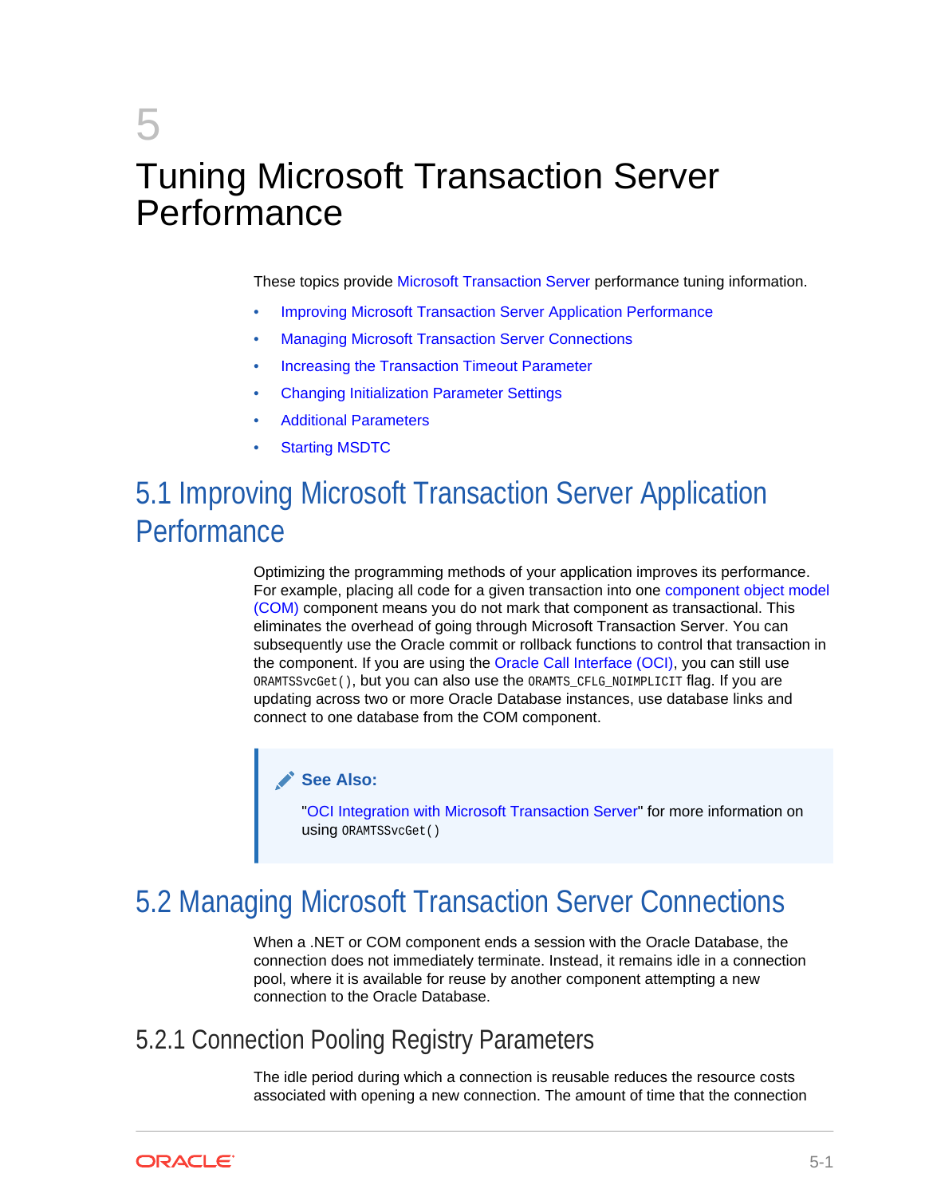# 5 Tuning Microsoft Transaction Server Performance

These topics provide Microsoft Transaction Server performance tuning information.

- Improving Microsoft Transaction Server Application Performance
- Managing Microsoft Transaction Server Connections
- Increasing the Transaction Timeout Parameter
- Changing Initialization Parameter Settings
- Additional Parameters
- Starting MSDTC

## 5.1 Improving Microsoft Transaction Server Application Performance

Optimizing the programming methods of your application improves its performance. For example, placing all code for a given transaction into one component object model (COM) component means you do not mark that component as transactional. This eliminates the overhead of going through Microsoft Transaction Server. You can subsequently use the Oracle commit or rollback functions to control that transaction in the component. If you are using the Oracle Call Interface (OCI), you can still use `ORAMTSSvcGet()`, but you can also use the `ORAMTS_CFLG_NOIMPLICIT` flag. If you are updating across two or more Oracle Database instances, use database links and connect to one database from the COM component.

> **See Also:**
>
> "OCI Integration with Microsoft Transaction Server" for more information on using `ORAMTSSvcGet()`

## 5.2 Managing Microsoft Transaction Server Connections

When a .NET or COM component ends a session with the Oracle Database, the connection does not immediately terminate. Instead, it remains idle in a connection pool, where it is available for reuse by another component attempting a new connection to the Oracle Database.

### 5.2.1 Connection Pooling Registry Parameters

The idle period during which a connection is reusable reduces the resource costs associated with opening a new connection. The amount of time that the connection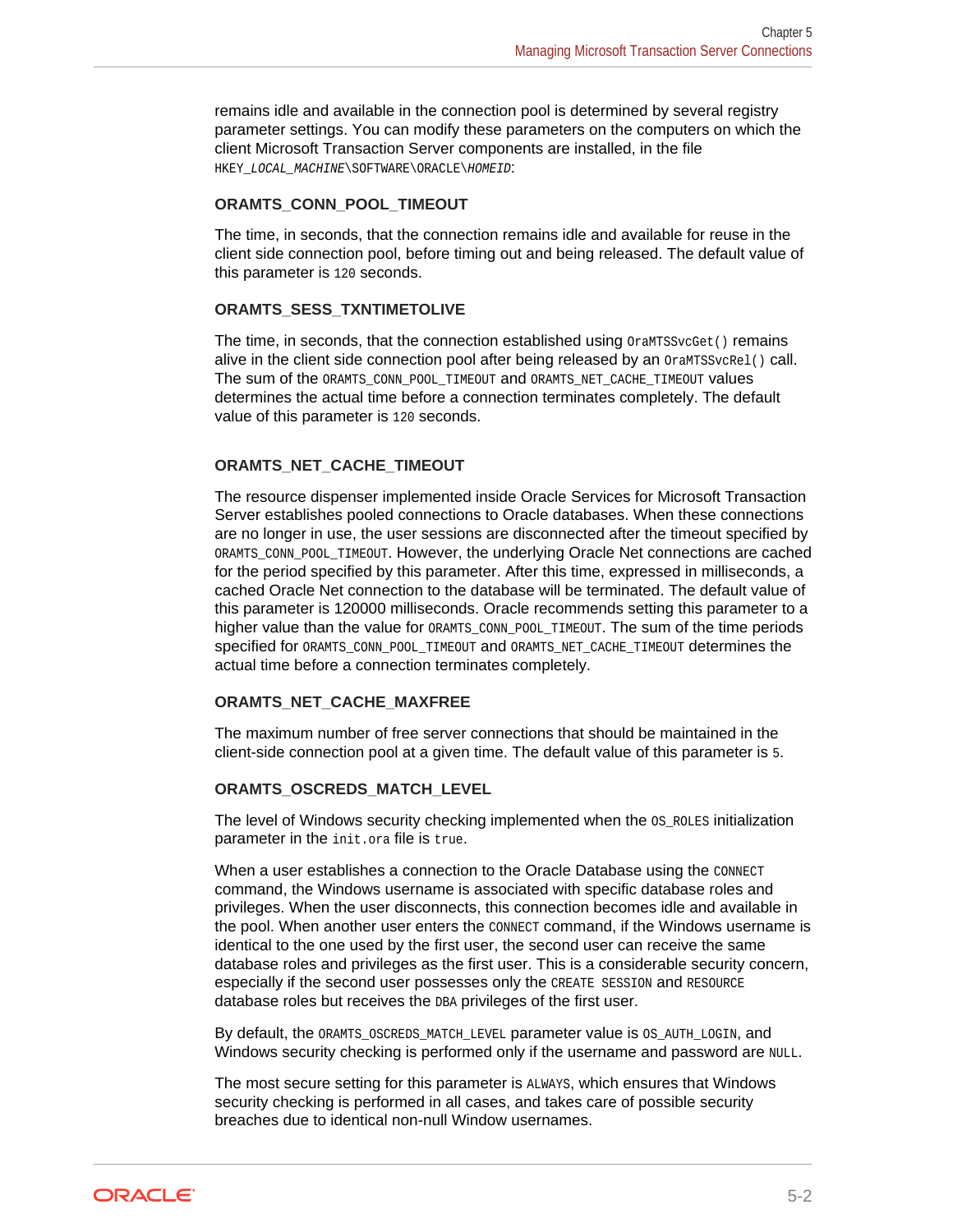remains idle and available in the connection pool is determined by several registry parameter settings. You can modify these parameters on the computers on which the client Microsoft Transaction Server components are installed, in the file `HKEY_LOCAL_MACHINE\SOFTWARE\ORACLE\HOMEID`:

### ORAMTS_CONN_POOL_TIMEOUT

The time, in seconds, that the connection remains idle and available for reuse in the client side connection pool, before timing out and being released. The default value of this parameter is `120` seconds.

### ORAMTS_SESS_TXNTIMETOLIVE

The time, in seconds, that the connection established using `OraMTSSvcGet()` remains alive in the client side connection pool after being released by an `OraMTSSvcRel()` call. The sum of the `ORAMTS_CONN_POOL_TIMEOUT` and `ORAMTS_NET_CACHE_TIMEOUT` values determines the actual time before a connection terminates completely. The default value of this parameter is `120` seconds.

### ORAMTS_NET_CACHE_TIMEOUT

The resource dispenser implemented inside Oracle Services for Microsoft Transaction Server establishes pooled connections to Oracle databases. When these connections are no longer in use, the user sessions are disconnected after the timeout specified by `ORAMTS_CONN_POOL_TIMEOUT`. However, the underlying Oracle Net connections are cached for the period specified by this parameter. After this time, expressed in milliseconds, a cached Oracle Net connection to the database will be terminated. The default value of this parameter is 120000 milliseconds. Oracle recommends setting this parameter to a higher value than the value for `ORAMTS_CONN_POOL_TIMEOUT`. The sum of the time periods specified for `ORAMTS_CONN_POOL_TIMEOUT` and `ORAMTS_NET_CACHE_TIMEOUT` determines the actual time before a connection terminates completely.

### ORAMTS_NET_CACHE_MAXFREE

The maximum number of free server connections that should be maintained in the client-side connection pool at a given time. The default value of this parameter is `5`.

### ORAMTS_OSCREDS_MATCH_LEVEL

The level of Windows security checking implemented when the `OS_ROLES` initialization parameter in the `init.ora` file is `true`.

When a user establishes a connection to the Oracle Database using the `CONNECT` command, the Windows username is associated with specific database roles and privileges. When the user disconnects, this connection becomes idle and available in the pool. When another user enters the `CONNECT` command, if the Windows username is identical to the one used by the first user, the second user can receive the same database roles and privileges as the first user. This is a considerable security concern, especially if the second user possesses only the `CREATE SESSION` and `RESOURCE` database roles but receives the `DBA` privileges of the first user.

By default, the `ORAMTS_OSCREDS_MATCH_LEVEL` parameter value is `OS_AUTH_LOGIN`, and Windows security checking is performed only if the username and password are `NULL`.

The most secure setting for this parameter is `ALWAYS`, which ensures that Windows security checking is performed in all cases, and takes care of possible security breaches due to identical non-null Window usernames.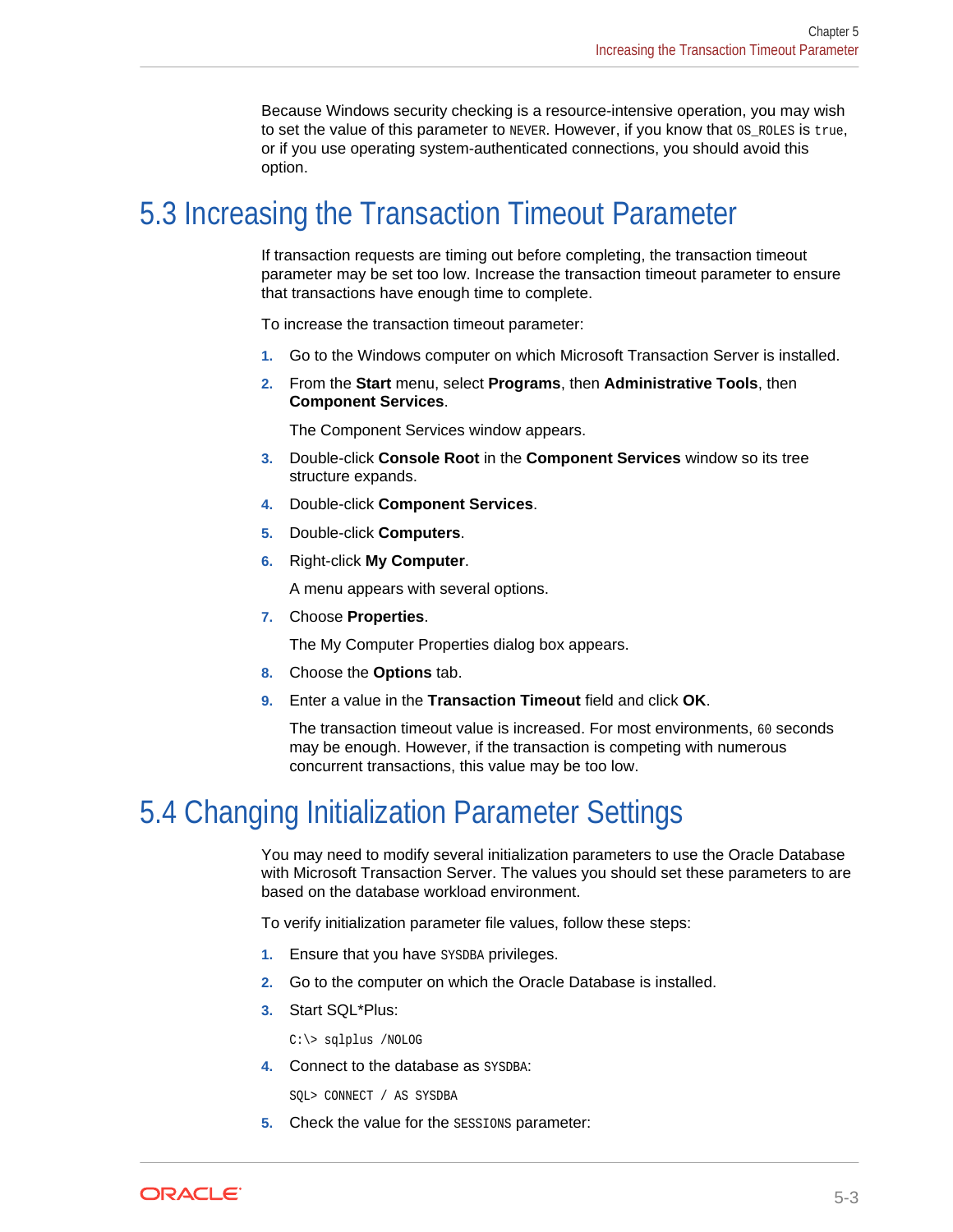Because Windows security checking is a resource-intensive operation, you may wish to set the value of this parameter to `NEVER`. However, if you know that `OS_ROLES` is `true`, or if you use operating system-authenticated connections, you should avoid this option.

## 5.3 Increasing the Transaction Timeout Parameter

If transaction requests are timing out before completing, the transaction timeout parameter may be set too low. Increase the transaction timeout parameter to ensure that transactions have enough time to complete.

To increase the transaction timeout parameter:

1. Go to the Windows computer on which Microsoft Transaction Server is installed.
2. From the **Start** menu, select **Programs**, then **Administrative Tools**, then **Component Services**.

   The Component Services window appears.
3. Double-click **Console Root** in the **Component Services** window so its tree structure expands.
4. Double-click **Component Services**.
5. Double-click **Computers**.
6. Right-click **My Computer**.

   A menu appears with several options.
7. Choose **Properties**.

   The My Computer Properties dialog box appears.
8. Choose the **Options** tab.
9. Enter a value in the **Transaction Timeout** field and click **OK**.

   The transaction timeout value is increased. For most environments, `60` seconds may be enough. However, if the transaction is competing with numerous concurrent transactions, this value may be too low.

## 5.4 Changing Initialization Parameter Settings

You may need to modify several initialization parameters to use the Oracle Database with Microsoft Transaction Server. The values you should set these parameters to are based on the database workload environment.

To verify initialization parameter file values, follow these steps:

1. Ensure that you have `SYSDBA` privileges.
2. Go to the computer on which the Oracle Database is installed.
3. Start SQL*Plus:

   ```
   C:\> sqlplus /NOLOG
   ```
4. Connect to the database as `SYSDBA`:

   ```
   SQL> CONNECT / AS SYSDBA
   ```
5. Check the value for the `SESSIONS` parameter: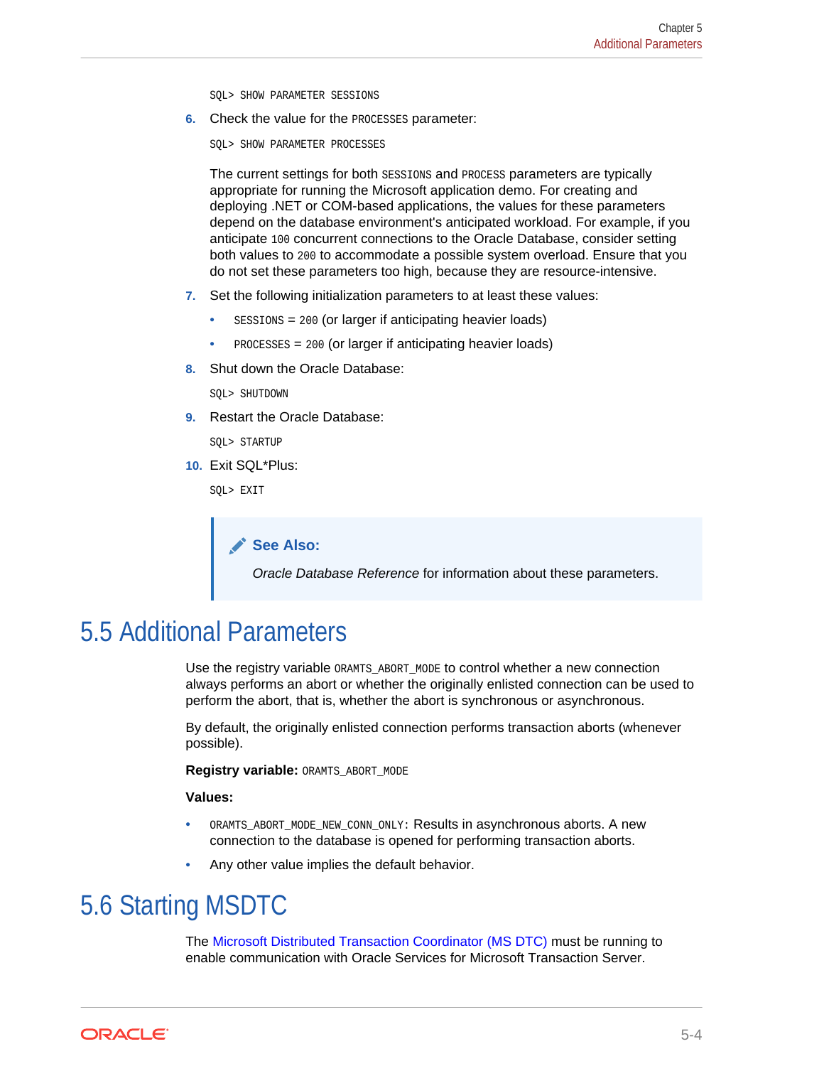```
SQL> SHOW PARAMETER SESSIONS
```

6. Check the value for the `PROCESSES` parameter:

   ```
   SQL> SHOW PARAMETER PROCESSES
   ```

   The current settings for both `SESSIONS` and `PROCESS` parameters are typically appropriate for running the Microsoft application demo. For creating and deploying .NET or COM-based applications, the values for these parameters depend on the database environment's anticipated workload. For example, if you anticipate `100` concurrent connections to the Oracle Database, consider setting both values to `200` to accommodate a possible system overload. Ensure that you do not set these parameters too high, because they are resource-intensive.

7. Set the following initialization parameters to at least these values:
   - `SESSIONS` = `200` (or larger if anticipating heavier loads)
   - `PROCESSES` = `200` (or larger if anticipating heavier loads)

8. Shut down the Oracle Database:

   ```
   SQL> SHUTDOWN
   ```

9. Restart the Oracle Database:

   ```
   SQL> STARTUP
   ```

10. Exit SQL*Plus:

    ```
    SQL> EXIT
    ```

> **See Also:**
>
> *Oracle Database Reference* for information about these parameters.

## 5.5 Additional Parameters

Use the registry variable `ORAMTS_ABORT_MODE` to control whether a new connection always performs an abort or whether the originally enlisted connection can be used to perform the abort, that is, whether the abort is synchronous or asynchronous.

By default, the originally enlisted connection performs transaction aborts (whenever possible).

**Registry variable:** `ORAMTS_ABORT_MODE`

**Values:**

- `ORAMTS_ABORT_MODE_NEW_CONN_ONLY:` Results in asynchronous aborts. A new connection to the database is opened for performing transaction aborts.
- Any other value implies the default behavior.

## 5.6 Starting MSDTC

The Microsoft Distributed Transaction Coordinator (MS DTC) must be running to enable communication with Oracle Services for Microsoft Transaction Server.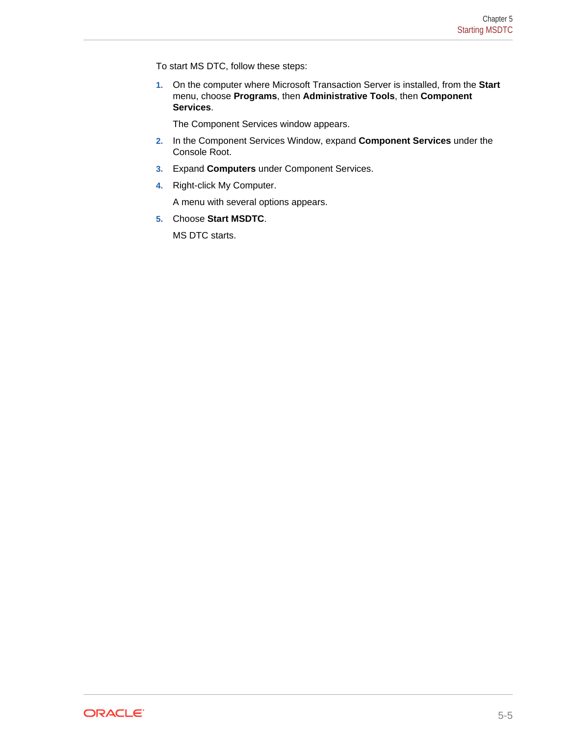To start MS DTC, follow these steps:

1. On the computer where Microsoft Transaction Server is installed, from the **Start** menu, choose **Programs**, then **Administrative Tools**, then **Component Services**.

   The Component Services window appears.

2. In the Component Services Window, expand **Component Services** under the Console Root.
3. Expand **Computers** under Component Services.
4. Right-click My Computer.

   A menu with several options appears.

5. Choose **Start MSDTC**.

   MS DTC starts.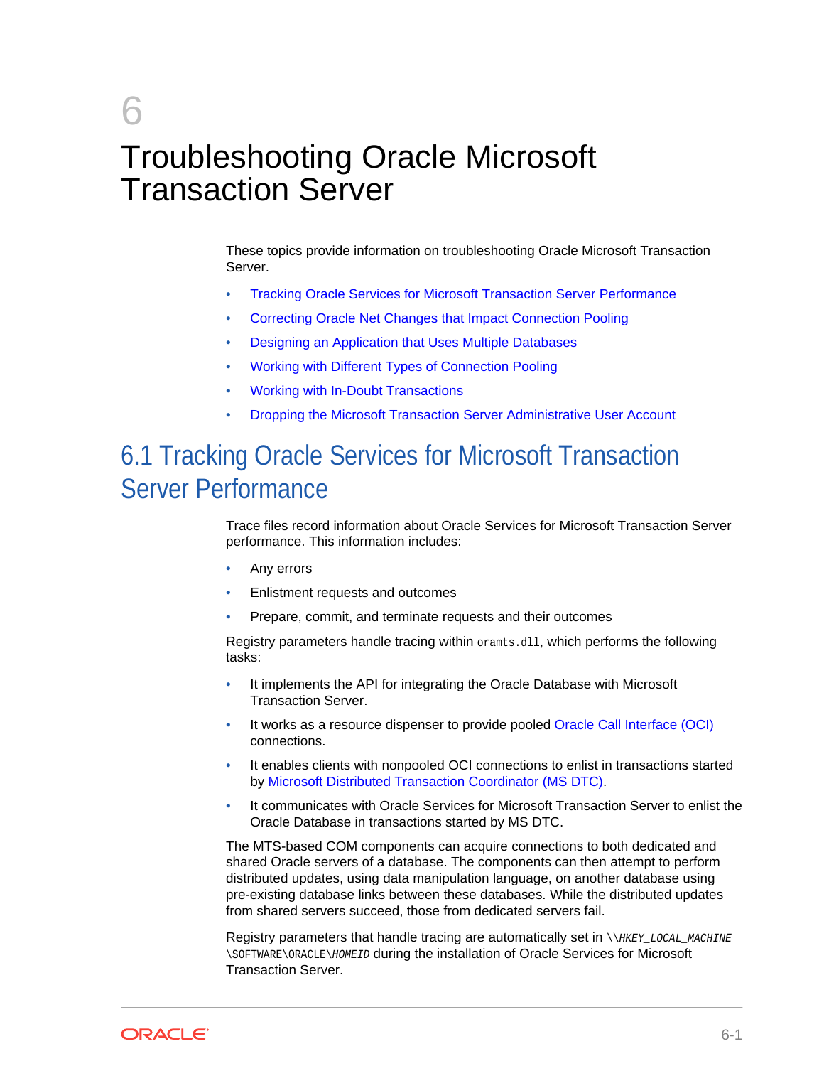# 6 Troubleshooting Oracle Microsoft Transaction Server

These topics provide information on troubleshooting Oracle Microsoft Transaction Server.

- Tracking Oracle Services for Microsoft Transaction Server Performance
- Correcting Oracle Net Changes that Impact Connection Pooling
- Designing an Application that Uses Multiple Databases
- Working with Different Types of Connection Pooling
- Working with In-Doubt Transactions
- Dropping the Microsoft Transaction Server Administrative User Account

## 6.1 Tracking Oracle Services for Microsoft Transaction Server Performance

Trace files record information about Oracle Services for Microsoft Transaction Server performance. This information includes:

- Any errors
- Enlistment requests and outcomes
- Prepare, commit, and terminate requests and their outcomes

Registry parameters handle tracing within `oramts.dll`, which performs the following tasks:

- It implements the API for integrating the Oracle Database with Microsoft Transaction Server.
- It works as a resource dispenser to provide pooled Oracle Call Interface (OCI) connections.
- It enables clients with nonpooled OCI connections to enlist in transactions started by Microsoft Distributed Transaction Coordinator (MS DTC).
- It communicates with Oracle Services for Microsoft Transaction Server to enlist the Oracle Database in transactions started by MS DTC.

The MTS-based COM components can acquire connections to both dedicated and shared Oracle servers of a database. The components can then attempt to perform distributed updates, using data manipulation language, on another database using pre-existing database links between these databases. While the distributed updates from shared servers succeed, those from dedicated servers fail.

Registry parameters that handle tracing are automatically set in `\\HKEY_LOCAL_MACHINE\SOFTWARE\ORACLE\HOMEID` during the installation of Oracle Services for Microsoft Transaction Server.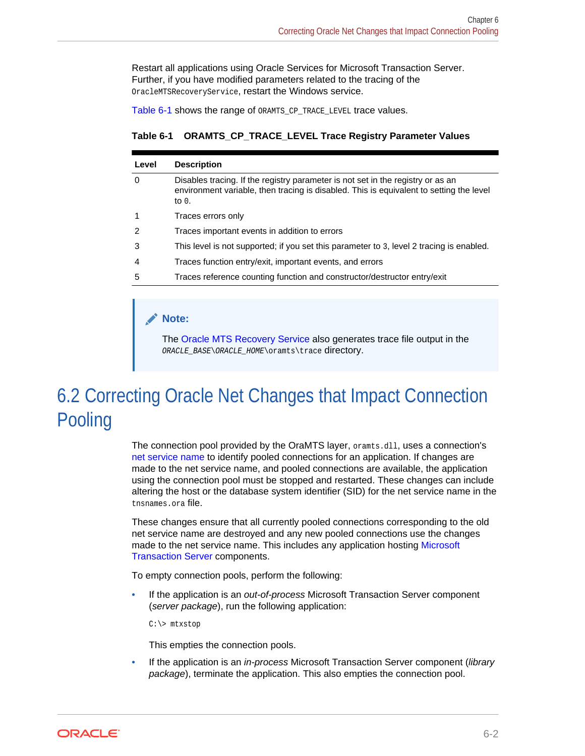Restart all applications using Oracle Services for Microsoft Transaction Server. Further, if you have modified parameters related to the tracing of the `OracleMTSRecoveryService`, restart the Windows service.

Table 6-1 shows the range of `ORAMTS_CP_TRACE_LEVEL` trace values.

**Table 6-1 ORAMTS_CP_TRACE_LEVEL Trace Registry Parameter Values**

| Level | Description |
|---|---|
| 0 | Disables tracing. If the registry parameter is not set in the registry or as an environment variable, then tracing is disabled. This is equivalent to setting the level to `0`. |
| 1 | Traces errors only |
| 2 | Traces important events in addition to errors |
| 3 | This level is not supported; if you set this parameter to `3`, level 2 tracing is enabled. |
| 4 | Traces function entry/exit, important events, and errors |
| 5 | Traces reference counting function and constructor/destructor entry/exit |

> **Note:**
>
> The Oracle MTS Recovery Service also generates trace file output in the *ORACLE_BASE*\\*ORACLE_HOME*\oramts\trace directory.

## 6.2 Correcting Oracle Net Changes that Impact Connection Pooling

The connection pool provided by the OraMTS layer, `oramts.dll`, uses a connection's net service name to identify pooled connections for an application. If changes are made to the net service name, and pooled connections are available, the application using the connection pool must be stopped and restarted. These changes can include altering the host or the database system identifier (SID) for the net service name in the `tnsnames.ora` file.

These changes ensure that all currently pooled connections corresponding to the old net service name are destroyed and any new pooled connections use the changes made to the net service name. This includes any application hosting Microsoft Transaction Server components.

To empty connection pools, perform the following:

- If the application is an *out-of-process* Microsoft Transaction Server component (*server package*), run the following application:

  ```
  C:\> mtxstop
  ```

  This empties the connection pools.

- If the application is an *in-process* Microsoft Transaction Server component (*library package*), terminate the application. This also empties the connection pool.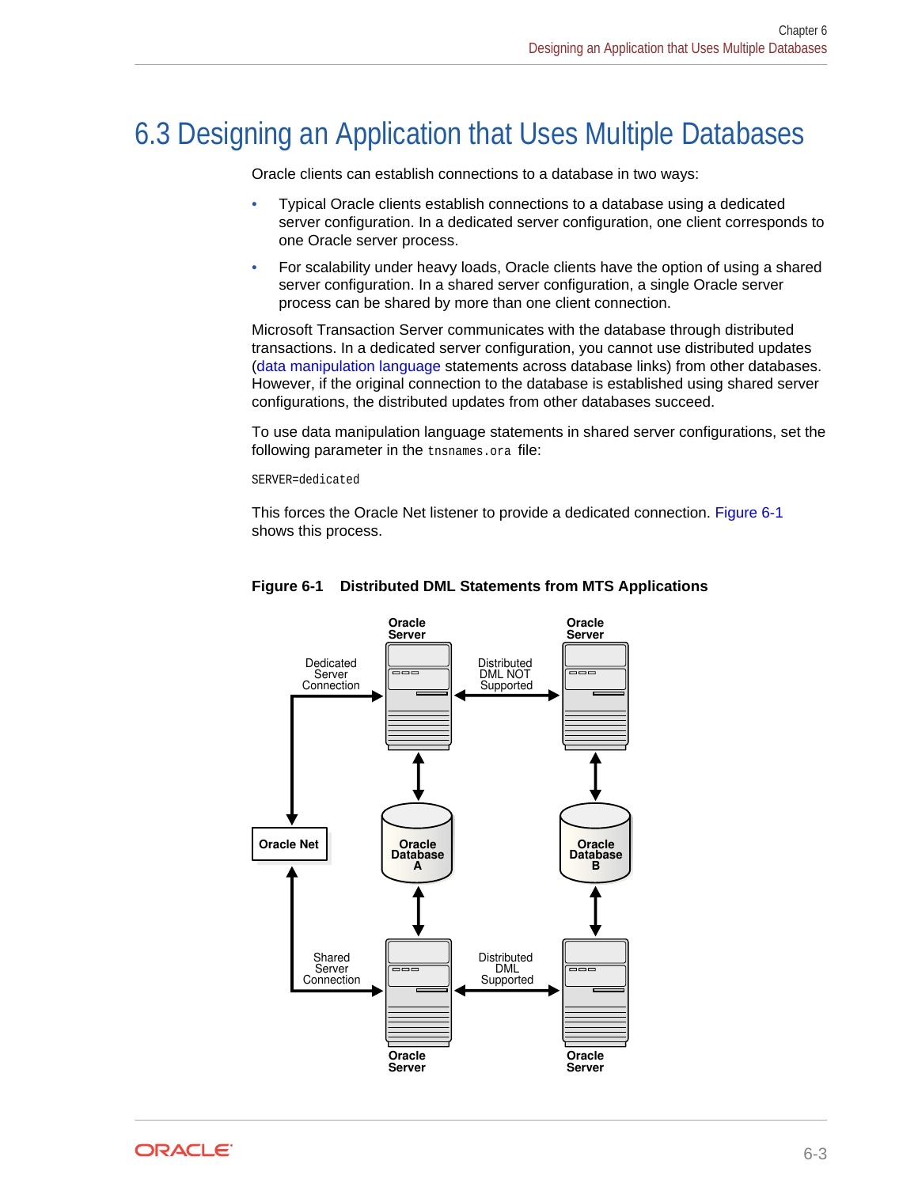## 6.3 Designing an Application that Uses Multiple Databases

Oracle clients can establish connections to a database in two ways:

- Typical Oracle clients establish connections to a database using a dedicated server configuration. In a dedicated server configuration, one client corresponds to one Oracle server process.
- For scalability under heavy loads, Oracle clients have the option of using a shared server configuration. In a shared server configuration, a single Oracle server process can be shared by more than one client connection.

Microsoft Transaction Server communicates with the database through distributed transactions. In a dedicated server configuration, you cannot use distributed updates (data manipulation language statements across database links) from other databases. However, if the original connection to the database is established using shared server configurations, the distributed updates from other databases succeed.

To use data manipulation language statements in shared server configurations, set the following parameter in the `tnsnames.ora` file:

```
SERVER=dedicated
```

This forces the Oracle Net listener to provide a dedicated connection. Figure 6-1 shows this process.

**Figure 6-1 Distributed DML Statements from MTS Applications**

Oracle Server | Oracle Server | Dedicated Server Connection | Distributed DML NOT Supported | Oracle Net | Oracle Database A | Oracle Database B | Shared Server Connection | Distributed DML Supported | Oracle Server | Oracle Server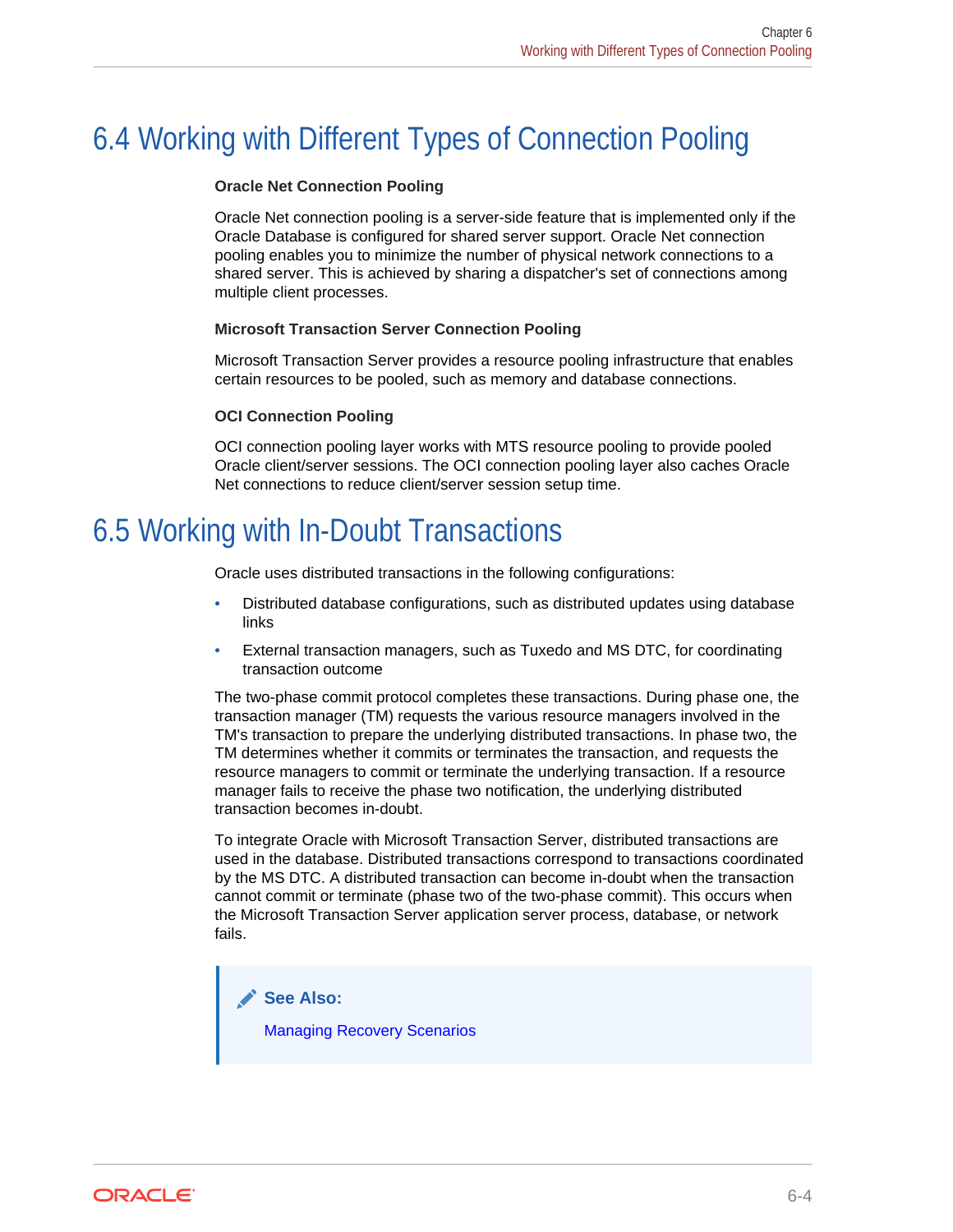## 6.4 Working with Different Types of Connection Pooling

**Oracle Net Connection Pooling**

Oracle Net connection pooling is a server-side feature that is implemented only if the Oracle Database is configured for shared server support. Oracle Net connection pooling enables you to minimize the number of physical network connections to a shared server. This is achieved by sharing a dispatcher's set of connections among multiple client processes.

**Microsoft Transaction Server Connection Pooling**

Microsoft Transaction Server provides a resource pooling infrastructure that enables certain resources to be pooled, such as memory and database connections.

**OCI Connection Pooling**

OCI connection pooling layer works with MTS resource pooling to provide pooled Oracle client/server sessions. The OCI connection pooling layer also caches Oracle Net connections to reduce client/server session setup time.

## 6.5 Working with In-Doubt Transactions

Oracle uses distributed transactions in the following configurations:

- Distributed database configurations, such as distributed updates using database links
- External transaction managers, such as Tuxedo and MS DTC, for coordinating transaction outcome

The two-phase commit protocol completes these transactions. During phase one, the transaction manager (TM) requests the various resource managers involved in the TM's transaction to prepare the underlying distributed transactions. In phase two, the TM determines whether it commits or terminates the transaction, and requests the resource managers to commit or terminate the underlying transaction. If a resource manager fails to receive the phase two notification, the underlying distributed transaction becomes in-doubt.

To integrate Oracle with Microsoft Transaction Server, distributed transactions are used in the database. Distributed transactions correspond to transactions coordinated by the MS DTC. A distributed transaction can become in-doubt when the transaction cannot commit or terminate (phase two of the two-phase commit). This occurs when the Microsoft Transaction Server application server process, database, or network fails.

> **See Also:**
>
> Managing Recovery Scenarios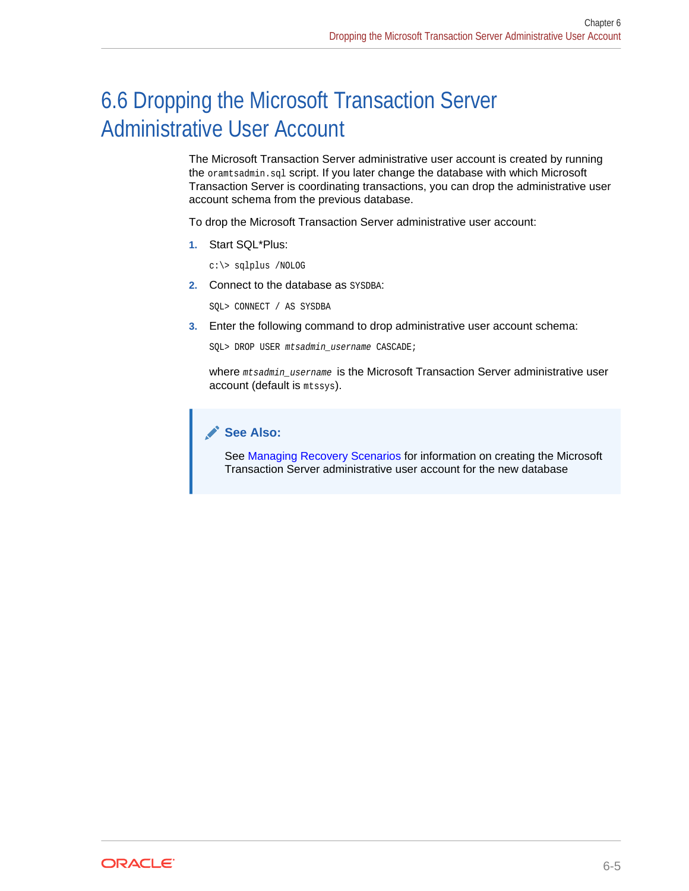## 6.6 Dropping the Microsoft Transaction Server Administrative User Account

The Microsoft Transaction Server administrative user account is created by running the `oramtsadmin.sql` script. If you later change the database with which Microsoft Transaction Server is coordinating transactions, you can drop the administrative user account schema from the previous database.

To drop the Microsoft Transaction Server administrative user account:

1. Start SQL*Plus:

   ```
   c:\> sqlplus /NOLOG
   ```

2. Connect to the database as `SYSDBA`:

   ```
   SQL> CONNECT / AS SYSDBA
   ```

3. Enter the following command to drop administrative user account schema:

   ```
   SQL> DROP USER mtsadmin_username CASCADE;
   ```

   where *`mtsadmin_username`* is the Microsoft Transaction Server administrative user account (default is `mtssys`).

> **See Also:**
>
> See Managing Recovery Scenarios for information on creating the Microsoft Transaction Server administrative user account for the new database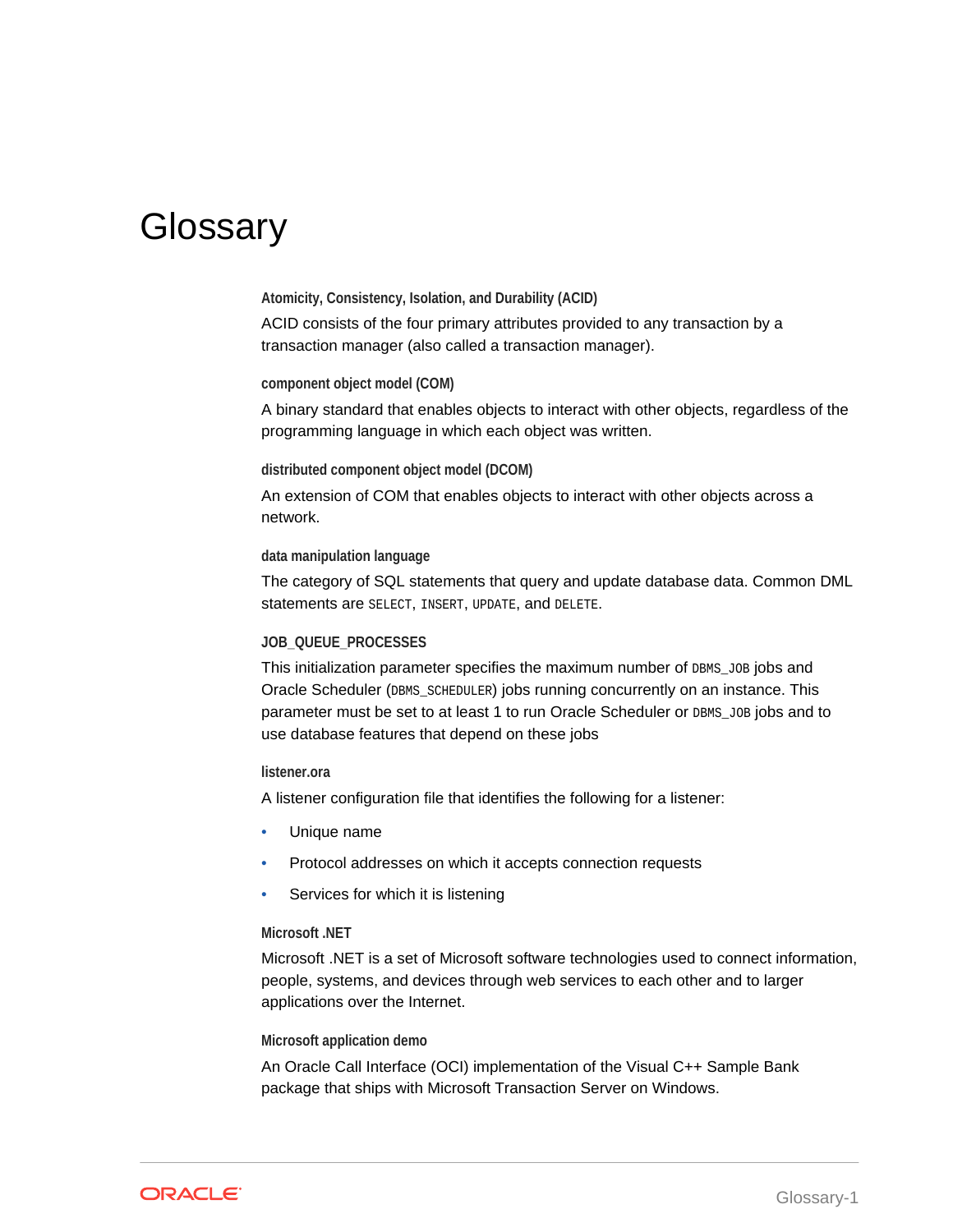# Glossary

**Atomicity, Consistency, Isolation, and Durability (ACID)**

ACID consists of the four primary attributes provided to any transaction by a transaction manager (also called a transaction manager).

**component object model (COM)**

A binary standard that enables objects to interact with other objects, regardless of the programming language in which each object was written.

**distributed component object model (DCOM)**

An extension of COM that enables objects to interact with other objects across a network.

**data manipulation language**

The category of SQL statements that query and update database data. Common DML statements are `SELECT`, `INSERT`, `UPDATE`, and `DELETE`.

**JOB_QUEUE_PROCESSES**

This initialization parameter specifies the maximum number of `DBMS_JOB` jobs and Oracle Scheduler (`DBMS_SCHEDULER`) jobs running concurrently on an instance. This parameter must be set to at least 1 to run Oracle Scheduler or `DBMS_JOB` jobs and to use database features that depend on these jobs

**listener.ora**

A listener configuration file that identifies the following for a listener:

- Unique name
- Protocol addresses on which it accepts connection requests
- Services for which it is listening

**Microsoft .NET**

Microsoft .NET is a set of Microsoft software technologies used to connect information, people, systems, and devices through web services to each other and to larger applications over the Internet.

**Microsoft application demo**

An Oracle Call Interface (OCI) implementation of the Visual C++ Sample Bank package that ships with Microsoft Transaction Server on Windows.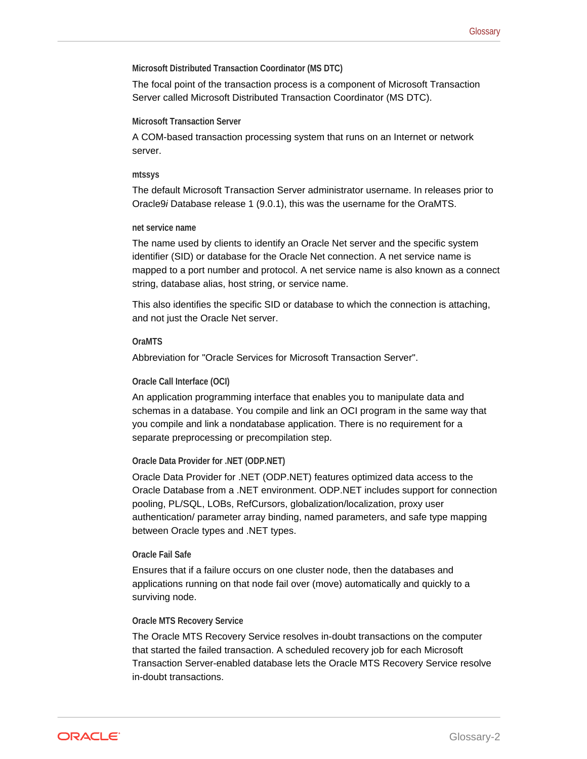#### Microsoft Distributed Transaction Coordinator (MS DTC)

The focal point of the transaction process is a component of Microsoft Transaction Server called Microsoft Distributed Transaction Coordinator (MS DTC).

#### Microsoft Transaction Server

A COM-based transaction processing system that runs on an Internet or network server.

#### mtssys

The default Microsoft Transaction Server administrator username. In releases prior to Oracle9*i* Database release 1 (9.0.1), this was the username for the OraMTS.

#### net service name

The name used by clients to identify an Oracle Net server and the specific system identifier (SID) or database for the Oracle Net connection. A net service name is mapped to a port number and protocol. A net service name is also known as a connect string, database alias, host string, or service name.

This also identifies the specific SID or database to which the connection is attaching, and not just the Oracle Net server.

#### OraMTS

Abbreviation for "Oracle Services for Microsoft Transaction Server".

#### Oracle Call Interface (OCI)

An application programming interface that enables you to manipulate data and schemas in a database. You compile and link an OCI program in the same way that you compile and link a nondatabase application. There is no requirement for a separate preprocessing or precompilation step.

#### Oracle Data Provider for .NET (ODP.NET)

Oracle Data Provider for .NET (ODP.NET) features optimized data access to the Oracle Database from a .NET environment. ODP.NET includes support for connection pooling, PL/SQL, LOBs, RefCursors, globalization/localization, proxy user authentication/ parameter array binding, named parameters, and safe type mapping between Oracle types and .NET types.

#### Oracle Fail Safe

Ensures that if a failure occurs on one cluster node, then the databases and applications running on that node fail over (move) automatically and quickly to a surviving node.

#### Oracle MTS Recovery Service

The Oracle MTS Recovery Service resolves in-doubt transactions on the computer that started the failed transaction. A scheduled recovery job for each Microsoft Transaction Server-enabled database lets the Oracle MTS Recovery Service resolve in-doubt transactions.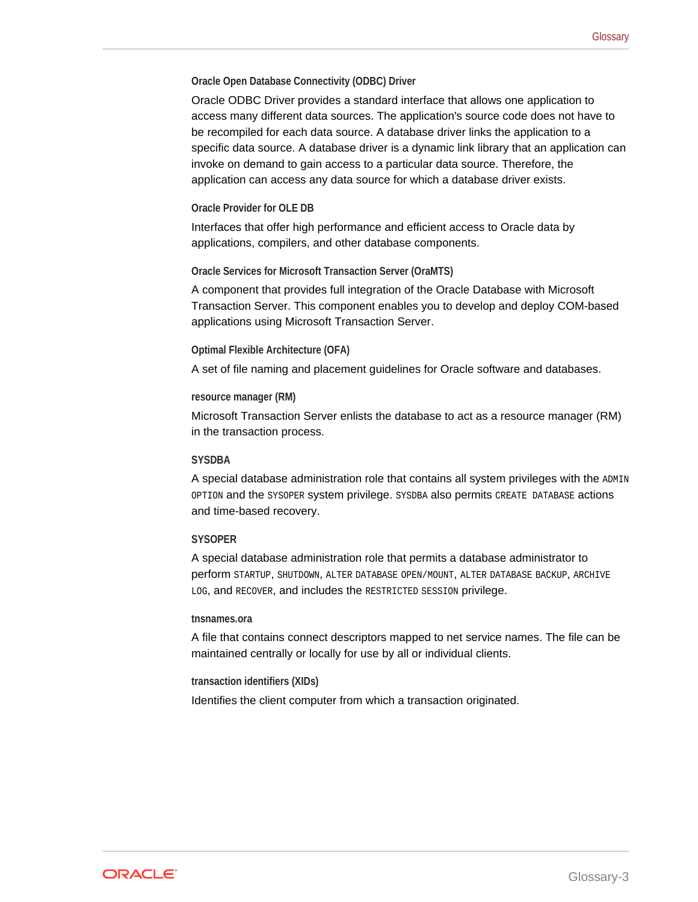#### Oracle Open Database Connectivity (ODBC) Driver

Oracle ODBC Driver provides a standard interface that allows one application to access many different data sources. The application's source code does not have to be recompiled for each data source. A database driver links the application to a specific data source. A database driver is a dynamic link library that an application can invoke on demand to gain access to a particular data source. Therefore, the application can access any data source for which a database driver exists.

#### Oracle Provider for OLE DB

Interfaces that offer high performance and efficient access to Oracle data by applications, compilers, and other database components.

#### Oracle Services for Microsoft Transaction Server (OraMTS)

A component that provides full integration of the Oracle Database with Microsoft Transaction Server. This component enables you to develop and deploy COM-based applications using Microsoft Transaction Server.

#### Optimal Flexible Architecture (OFA)

A set of file naming and placement guidelines for Oracle software and databases.

#### resource manager (RM)

Microsoft Transaction Server enlists the database to act as a resource manager (RM) in the transaction process.

#### SYSDBA

A special database administration role that contains all system privileges with the `ADMIN OPTION` and the `SYSOPER` system privilege. `SYSDBA` also permits `CREATE DATABASE` actions and time-based recovery.

#### SYSOPER

A special database administration role that permits a database administrator to perform `STARTUP`, `SHUTDOWN`, `ALTER DATABASE OPEN/MOUNT`, `ALTER DATABASE BACKUP`, `ARCHIVE LOG`, and `RECOVER`, and includes the `RESTRICTED SESSION` privilege.

#### tnsnames.ora

A file that contains connect descriptors mapped to net service names. The file can be maintained centrally or locally for use by all or individual clients.

#### transaction identifiers (XIDs)

Identifies the client computer from which a transaction originated.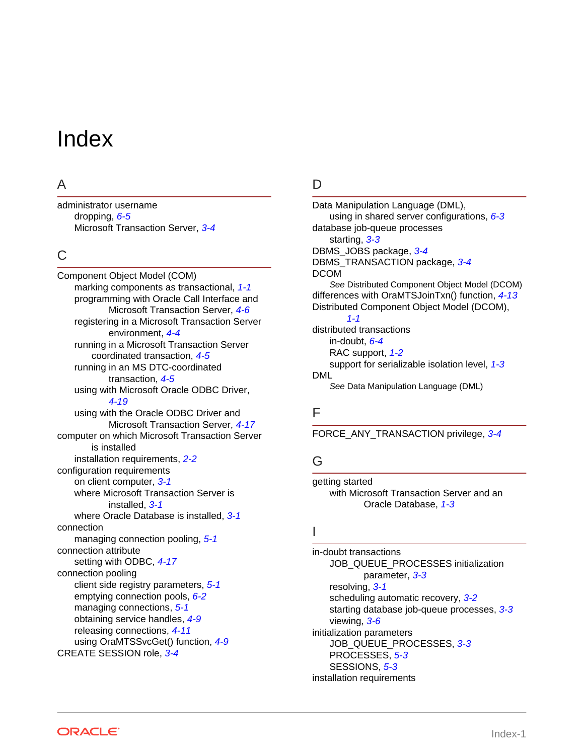# Index

## A

administrator username
- dropping, *6-5*
- Microsoft Transaction Server, *3-4*

## C

Component Object Model (COM)
- marking components as transactional, *1-1*
- programming with Oracle Call Interface and Microsoft Transaction Server, *4-6*
- registering in a Microsoft Transaction Server environment, *4-4*
- running in a Microsoft Transaction Server coordinated transaction, *4-5*
- running in an MS DTC-coordinated transaction, *4-5*
- using with Microsoft Oracle ODBC Driver, *4-19*
- using with the Oracle ODBC Driver and Microsoft Transaction Server, *4-17*

computer on which Microsoft Transaction Server is installed
- installation requirements, *2-2*

configuration requirements
- on client computer, *3-1*
- where Microsoft Transaction Server is installed, *3-1*
- where Oracle Database is installed, *3-1*

connection
- managing connection pooling, *5-1*

connection attribute
- setting with ODBC, *4-17*

connection pooling
- client side registry parameters, *5-1*
- emptying connection pools, *6-2*
- managing connections, *5-1*
- obtaining service handles, *4-9*
- releasing connections, *4-11*
- using OraMTSSvcGet() function, *4-9*

CREATE SESSION role, *3-4*

## D

Data Manipulation Language (DML),
- using in shared server configurations, *6-3*

database job-queue processes
- starting, *3-3*

DBMS_JOBS package, *3-4*

DBMS_TRANSACTION package, *3-4*

DCOM
- *See* Distributed Component Object Model (DCOM)

differences with OraMTSJoinTxn() function, *4-13*

Distributed Component Object Model (DCOM), *1-1*

distributed transactions
- in-doubt, *6-4*
- RAC support, *1-2*
- support for serializable isolation level, *1-3*

DML
- *See* Data Manipulation Language (DML)

## F

FORCE_ANY_TRANSACTION privilege, *3-4*

## G

getting started
- with Microsoft Transaction Server and an Oracle Database, *1-3*

## I

in-doubt transactions
- JOB_QUEUE_PROCESSES initialization parameter, *3-3*
- resolving, *3-1*
- scheduling automatic recovery, *3-2*
- starting database job-queue processes, *3-3*
- viewing, *3-6*

initialization parameters
- JOB_QUEUE_PROCESSES, *3-3*
- PROCESSES, *5-3*
- SESSIONS, *5-3*

installation requirements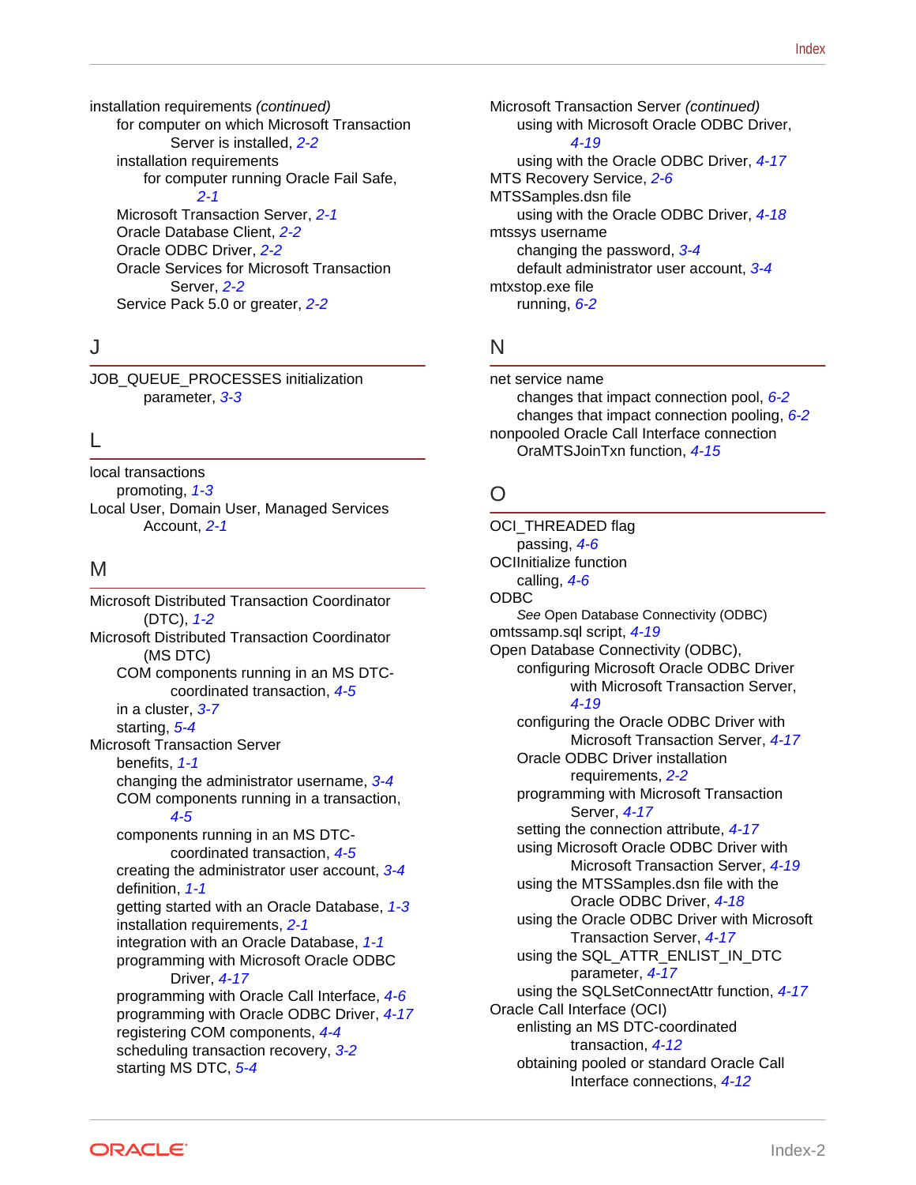installation requirements *(continued)*
- for computer on which Microsoft Transaction Server is installed, *2-2*
- installation requirements
  - for computer running Oracle Fail Safe, *2-1*
- Microsoft Transaction Server, *2-1*
- Oracle Database Client, *2-2*
- Oracle ODBC Driver, *2-2*
- Oracle Services for Microsoft Transaction Server, *2-2*
- Service Pack 5.0 or greater, *2-2*

## J

JOB_QUEUE_PROCESSES initialization parameter, *3-3*

## L

local transactions
- promoting, *1-3*

Local User, Domain User, Managed Services Account, *2-1*

## M

Microsoft Distributed Transaction Coordinator (DTC), *1-2*

Microsoft Distributed Transaction Coordinator (MS DTC)
- COM components running in an MS DTC-coordinated transaction, *4-5*
- in a cluster, *3-7*
- starting, *5-4*

Microsoft Transaction Server
- benefits, *1-1*
- changing the administrator username, *3-4*
- COM components running in a transaction, *4-5*
- components running in an MS DTC-coordinated transaction, *4-5*
- creating the administrator user account, *3-4*
- definition, *1-1*
- getting started with an Oracle Database, *1-3*
- installation requirements, *2-1*
- integration with an Oracle Database, *1-1*
- programming with Microsoft Oracle ODBC Driver, *4-17*
- programming with Oracle Call Interface, *4-6*
- programming with Oracle ODBC Driver, *4-17*
- registering COM components, *4-4*
- scheduling transaction recovery, *3-2*
- starting MS DTC, *5-4*

Microsoft Transaction Server *(continued)*
- using with Microsoft Oracle ODBC Driver, *4-19*
- using with the Oracle ODBC Driver, *4-17*

MTS Recovery Service, *2-6*

MTSSamples.dsn file
- using with the Oracle ODBC Driver, *4-18*

mtssys username
- changing the password, *3-4*
- default administrator user account, *3-4*

mtxstop.exe file
- running, *6-2*

## N

net service name
- changes that impact connection pool, *6-2*
- changes that impact connection pooling, *6-2*

nonpooled Oracle Call Interface connection
- OraMTSJoinTxn function, *4-15*

## O

OCI_THREADED flag
- passing, *4-6*

OCIInitialize function
- calling, *4-6*

ODBC
- *See* Open Database Connectivity (ODBC)

omtssamp.sql script, *4-19*

Open Database Connectivity (ODBC),
- configuring Microsoft Oracle ODBC Driver with Microsoft Transaction Server, *4-19*
- configuring the Oracle ODBC Driver with Microsoft Transaction Server, *4-17*
- Oracle ODBC Driver installation requirements, *2-2*
- programming with Microsoft Transaction Server, *4-17*
- setting the connection attribute, *4-17*
- using Microsoft Oracle ODBC Driver with Microsoft Transaction Server, *4-19*
- using the MTSSamples.dsn file with the Oracle ODBC Driver, *4-18*
- using the Oracle ODBC Driver with Microsoft Transaction Server, *4-17*
- using the SQL_ATTR_ENLIST_IN_DTC parameter, *4-17*
- using the SQLSetConnectAttr function, *4-17*

Oracle Call Interface (OCI)
- enlisting an MS DTC-coordinated transaction, *4-12*
- obtaining pooled or standard Oracle Call Interface connections, *4-12*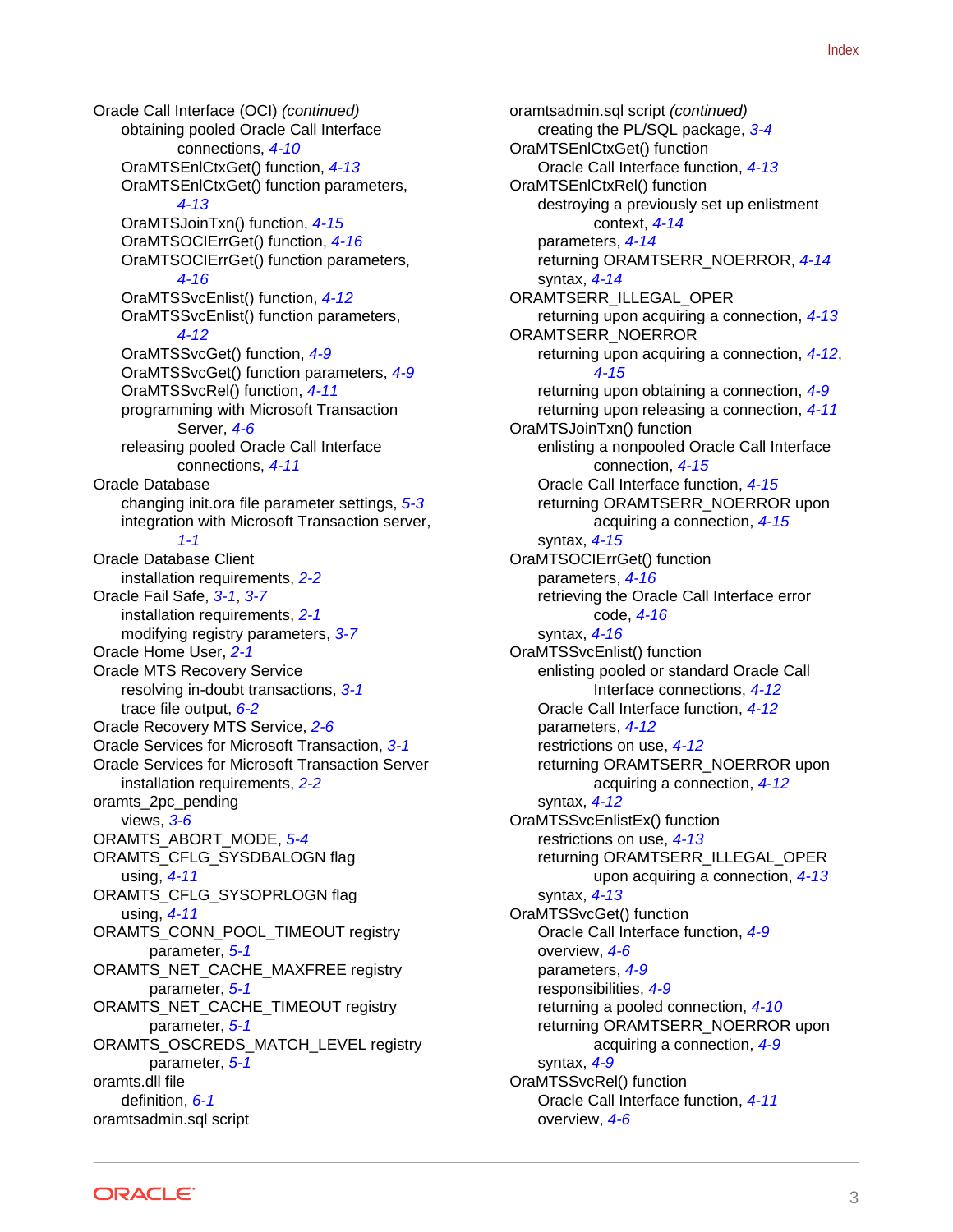Oracle Call Interface (OCI) *(continued)*
- obtaining pooled Oracle Call Interface connections, *4-10*
- OraMTSEnlCtxGet() function, *4-13*
- OraMTSEnlCtxGet() function parameters, *4-13*
- OraMTSJoinTxn() function, *4-15*
- OraMTSOCIErrGet() function, *4-16*
- OraMTSOCIErrGet() function parameters, *4-16*
- OraMTSSvcEnlist() function, *4-12*
- OraMTSSvcEnlist() function parameters, *4-12*
- OraMTSSvcGet() function, *4-9*
- OraMTSSvcGet() function parameters, *4-9*
- OraMTSSvcRel() function, *4-11*
- programming with Microsoft Transaction Server, *4-6*
- releasing pooled Oracle Call Interface connections, *4-11*

Oracle Database
- changing init.ora file parameter settings, *5-3*
- integration with Microsoft Transaction server, *1-1*

Oracle Database Client
- installation requirements, *2-2*

Oracle Fail Safe, *3-1*, *3-7*
- installation requirements, *2-1*
- modifying registry parameters, *3-7*

Oracle Home User, *2-1*

Oracle MTS Recovery Service
- resolving in-doubt transactions, *3-1*
- trace file output, *6-2*

Oracle Recovery MTS Service, *2-6*

Oracle Services for Microsoft Transaction, *3-1*

Oracle Services for Microsoft Transaction Server
- installation requirements, *2-2*

oramts_2pc_pending
- views, *3-6*

ORAMTS_ABORT_MODE, *5-4*

ORAMTS_CFLG_SYSDBALOGN flag
- using, *4-11*

ORAMTS_CFLG_SYSOPRLOGN flag
- using, *4-11*

ORAMTS_CONN_POOL_TIMEOUT registry parameter, *5-1*

ORAMTS_NET_CACHE_MAXFREE registry parameter, *5-1*

ORAMTS_NET_CACHE_TIMEOUT registry parameter, *5-1*

ORAMTS_OSCREDS_MATCH_LEVEL registry parameter, *5-1*

oramts.dll file
- definition, *6-1*

oramtsadmin.sql script
- creating the PL/SQL package, *3-4*

OraMTSEnlCtxGet() function
- Oracle Call Interface function, *4-13*

OraMTSEnlCtxRel() function
- destroying a previously set up enlistment context, *4-14*
- parameters, *4-14*
- returning ORAMTSERR_NOERROR, *4-14*
- syntax, *4-14*

ORAMTSERR_ILLEGAL_OPER
- returning upon acquiring a connection, *4-13*

ORAMTSERR_NOERROR
- returning upon acquiring a connection, *4-12*, *4-15*
- returning upon obtaining a connection, *4-9*
- returning upon releasing a connection, *4-11*

OraMTSJoinTxn() function
- enlisting a nonpooled Oracle Call Interface connection, *4-15*
- Oracle Call Interface function, *4-15*
- returning ORAMTSERR_NOERROR upon acquiring a connection, *4-15*
- syntax, *4-15*

OraMTSOCIErrGet() function
- parameters, *4-16*
- retrieving the Oracle Call Interface error code, *4-16*
- syntax, *4-16*

OraMTSSvcEnlist() function
- enlisting pooled or standard Oracle Call Interface connections, *4-12*
- Oracle Call Interface function, *4-12*
- parameters, *4-12*
- restrictions on use, *4-12*
- returning ORAMTSERR_NOERROR upon acquiring a connection, *4-12*
- syntax, *4-12*

OraMTSSvcEnlistEx() function
- restrictions on use, *4-13*
- returning ORAMTSERR_ILLEGAL_OPER upon acquiring a connection, *4-13*
- syntax, *4-13*

OraMTSSvcGet() function
- Oracle Call Interface function, *4-9*
- overview, *4-6*
- parameters, *4-9*
- responsibilities, *4-9*
- returning a pooled connection, *4-10*
- returning ORAMTSERR_NOERROR upon acquiring a connection, *4-9*
- syntax, *4-9*

OraMTSSvcRel() function
- Oracle Call Interface function, *4-11*
- overview, *4-6*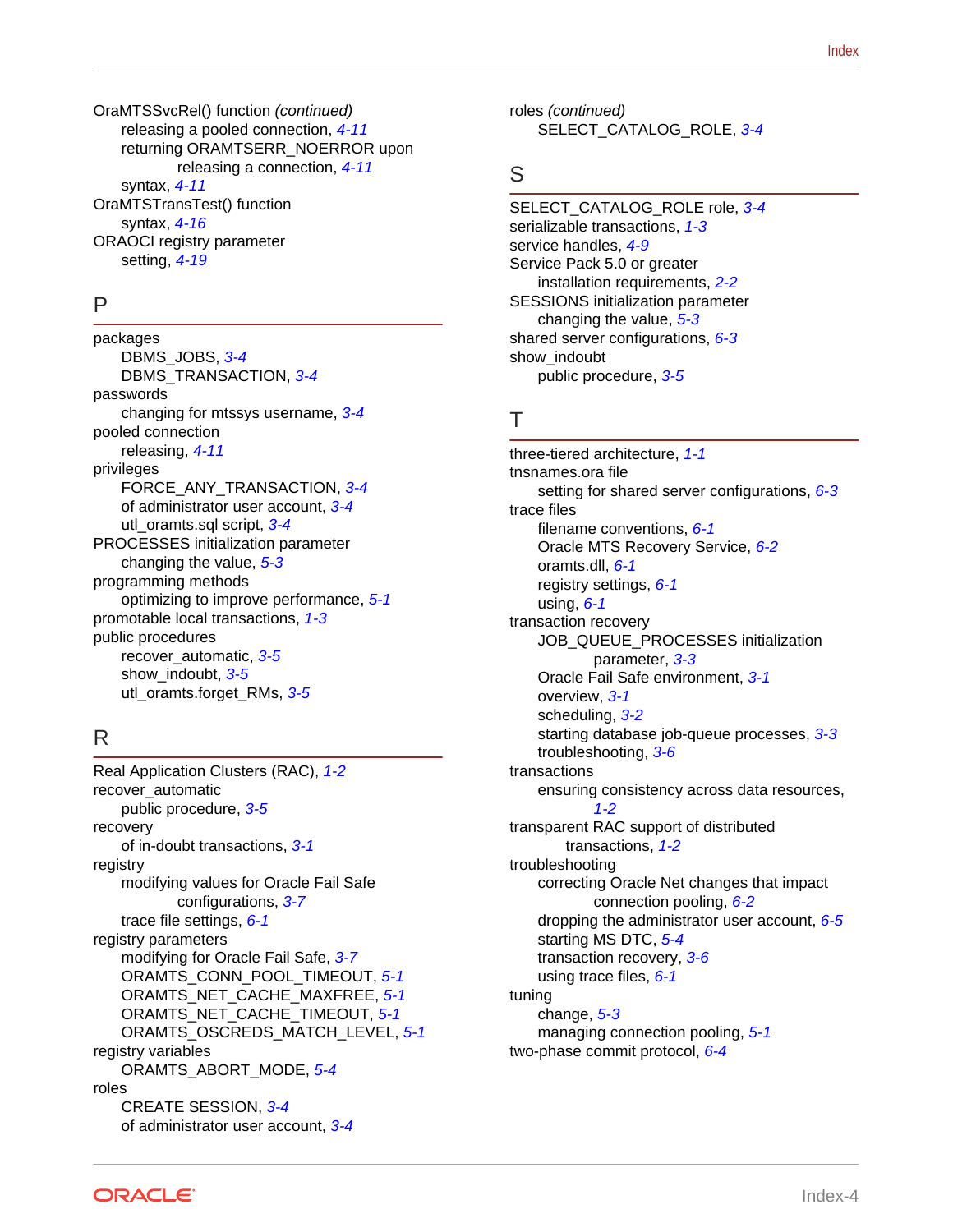OraMTSSvcRel() function *(continued)*
- releasing a pooled connection, *4-11*
- returning ORAMTSERR_NOERROR upon releasing a connection, *4-11*
- syntax, *4-11*

OraMTSTransTest() function
- syntax, *4-16*

ORAOCI registry parameter
- setting, *4-19*

## P

packages
- DBMS_JOBS, *3-4*
- DBMS_TRANSACTION, *3-4*

passwords
- changing for mtssys username, *3-4*

pooled connection
- releasing, *4-11*

privileges
- FORCE_ANY_TRANSACTION, *3-4*
- of administrator user account, *3-4*
- utl_oramts.sql script, *3-4*

PROCESSES initialization parameter
- changing the value, *5-3*

programming methods
- optimizing to improve performance, *5-1*

promotable local transactions, *1-3*

public procedures
- recover_automatic, *3-5*
- show_indoubt, *3-5*
- utl_oramts.forget_RMs, *3-5*

## R

Real Application Clusters (RAC), *1-2*

recover_automatic
- public procedure, *3-5*

recovery
- of in-doubt transactions, *3-1*

registry
- modifying values for Oracle Fail Safe configurations, *3-7*
- trace file settings, *6-1*

registry parameters
- modifying for Oracle Fail Safe, *3-7*
- ORAMTS_CONN_POOL_TIMEOUT, *5-1*
- ORAMTS_NET_CACHE_MAXFREE, *5-1*
- ORAMTS_NET_CACHE_TIMEOUT, *5-1*
- ORAMTS_OSCREDS_MATCH_LEVEL, *5-1*

registry variables
- ORAMTS_ABORT_MODE, *5-4*

roles
- CREATE SESSION, *3-4*
- of administrator user account, *3-4*

roles *(continued)*
- SELECT_CATALOG_ROLE, *3-4*

## S

SELECT_CATALOG_ROLE role, *3-4*

serializable transactions, *1-3*

service handles, *4-9*

Service Pack 5.0 or greater
- installation requirements, *2-2*

SESSIONS initialization parameter
- changing the value, *5-3*

shared server configurations, *6-3*

show_indoubt
- public procedure, *3-5*

## T

three-tiered architecture, *1-1*

tnsnames.ora file
- setting for shared server configurations, *6-3*

trace files
- filename conventions, *6-1*
- Oracle MTS Recovery Service, *6-2*
- oramts.dll, *6-1*
- registry settings, *6-1*
- using, *6-1*

transaction recovery
- JOB_QUEUE_PROCESSES initialization parameter, *3-3*
- Oracle Fail Safe environment, *3-1*
- overview, *3-1*
- scheduling, *3-2*
- starting database job-queue processes, *3-3*
- troubleshooting, *3-6*

transactions
- ensuring consistency across data resources, *1-2*

transparent RAC support of distributed transactions, *1-2*

troubleshooting
- correcting Oracle Net changes that impact connection pooling, *6-2*
- dropping the administrator user account, *6-5*
- starting MS DTC, *5-4*
- transaction recovery, *3-6*
- using trace files, *6-1*

tuning
- change, *5-3*
- managing connection pooling, *5-1*

two-phase commit protocol, *6-4*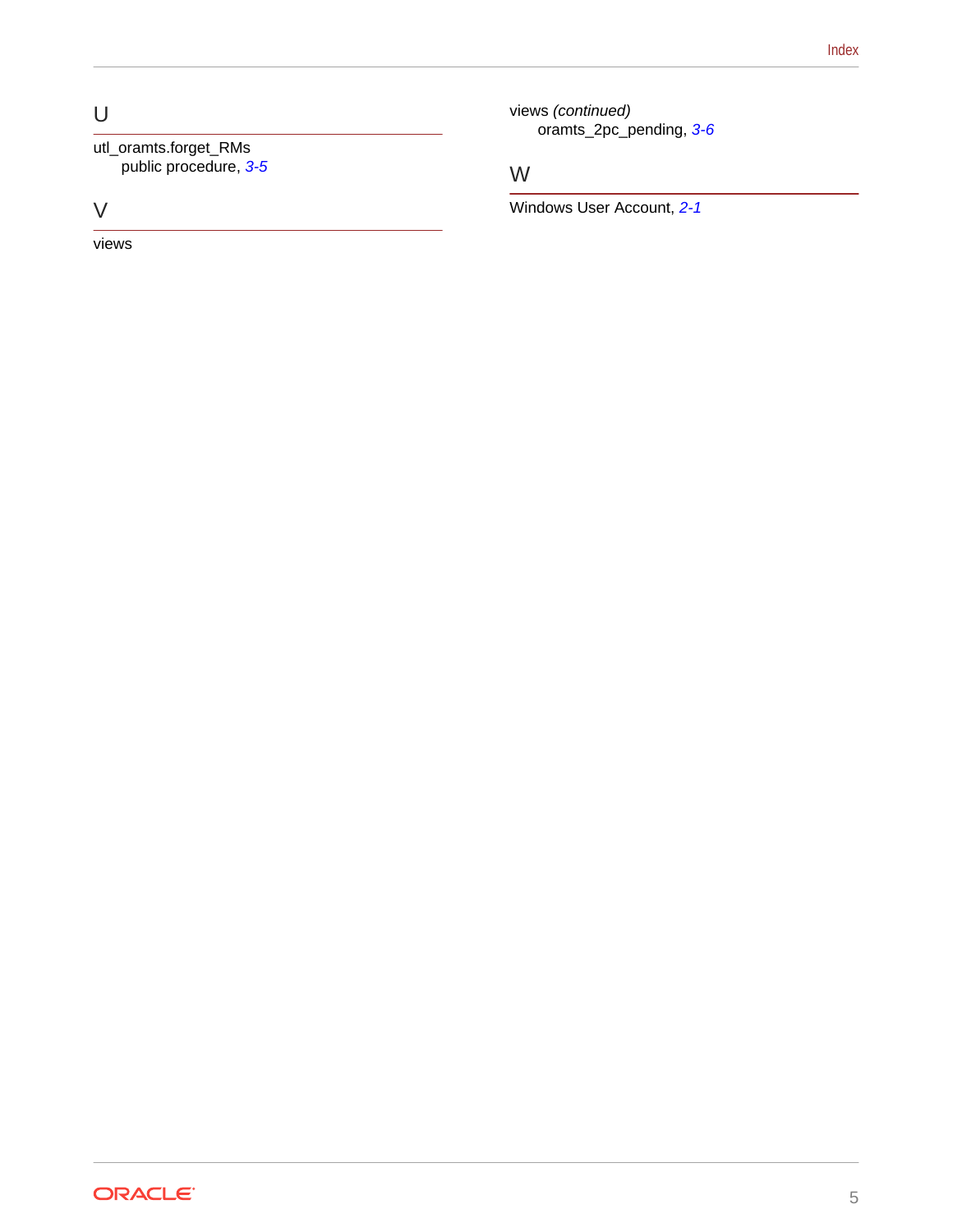## U

utl_oramts.forget_RMs
  public procedure, *3-5*

## V

views
views *(continued)*
  oramts_2pc_pending, *3-6*

## W

Windows User Account, *2-1*